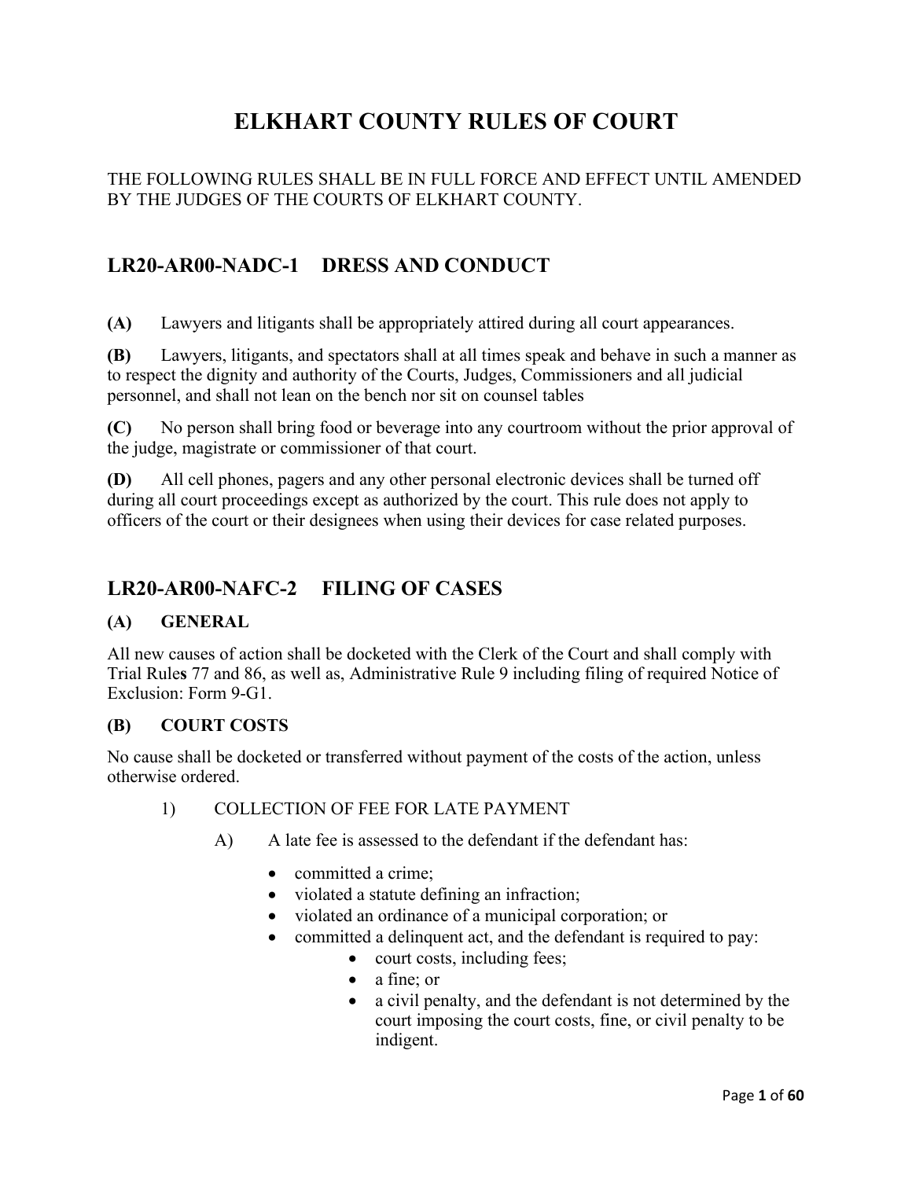# ELKHART COUNTY RULES OF COURT

THE FOLLOWING RULES SHALL BE IN FULL FORCE AND EFFECT UNTIL AMENDED BY THE JUDGES OF THE COURTS OF ELKHART COUNTY.

## LR20-AR00-NADC-1 DRESS AND CONDUCT

**(A)** Lawyers and litigants shall be appropriately attired during all court appearances.

**(B)** Lawyers, litigants, and spectators shall at all times speak and behave in such a manner as to respect the dignity and authority of the Courts, Judges, Commissioners and all judicial personnel, and shall not lean on the bench nor sit on counsel tables

**(C)** No person shall bring food or beverage into any courtroom without the prior approval of the judge, magistrate or commissioner of that court.

**(D)** All cell phones, pagers and any other personal electronic devices shall be turned off during all court proceedings except as authorized by the court. This rule does not apply to officers of the court or their designees when using their devices for case related purposes.

## LR20-AR00-NAFC-2 FILING OF CASES

### (A) GENERAL

All new causes of action shall be docketed with the Clerk of the Court and shall comply with Trial Rule**s** 77 and 86, as well as, Administrative Rule 9 including filing of required Notice of Exclusion: Form 9-G1.

### (B) COURT COSTS

No cause shall be docketed or transferred without payment of the costs of the action, unless otherwise ordered.

1) COLLECTION OF FEE FOR LATE PAYMENT

   A) A late fee is assessed to the defendant if the defendant has:

      - committed a crime;
      - violated a statute defining an infraction;
      - violated an ordinance of a municipal corporation; or
      - committed a delinquent act, and the defendant is required to pay:
         - court costs, including fees;
         - a fine; or
         - a civil penalty, and the defendant is not determined by the court imposing the court costs, fine, or civil penalty to be indigent.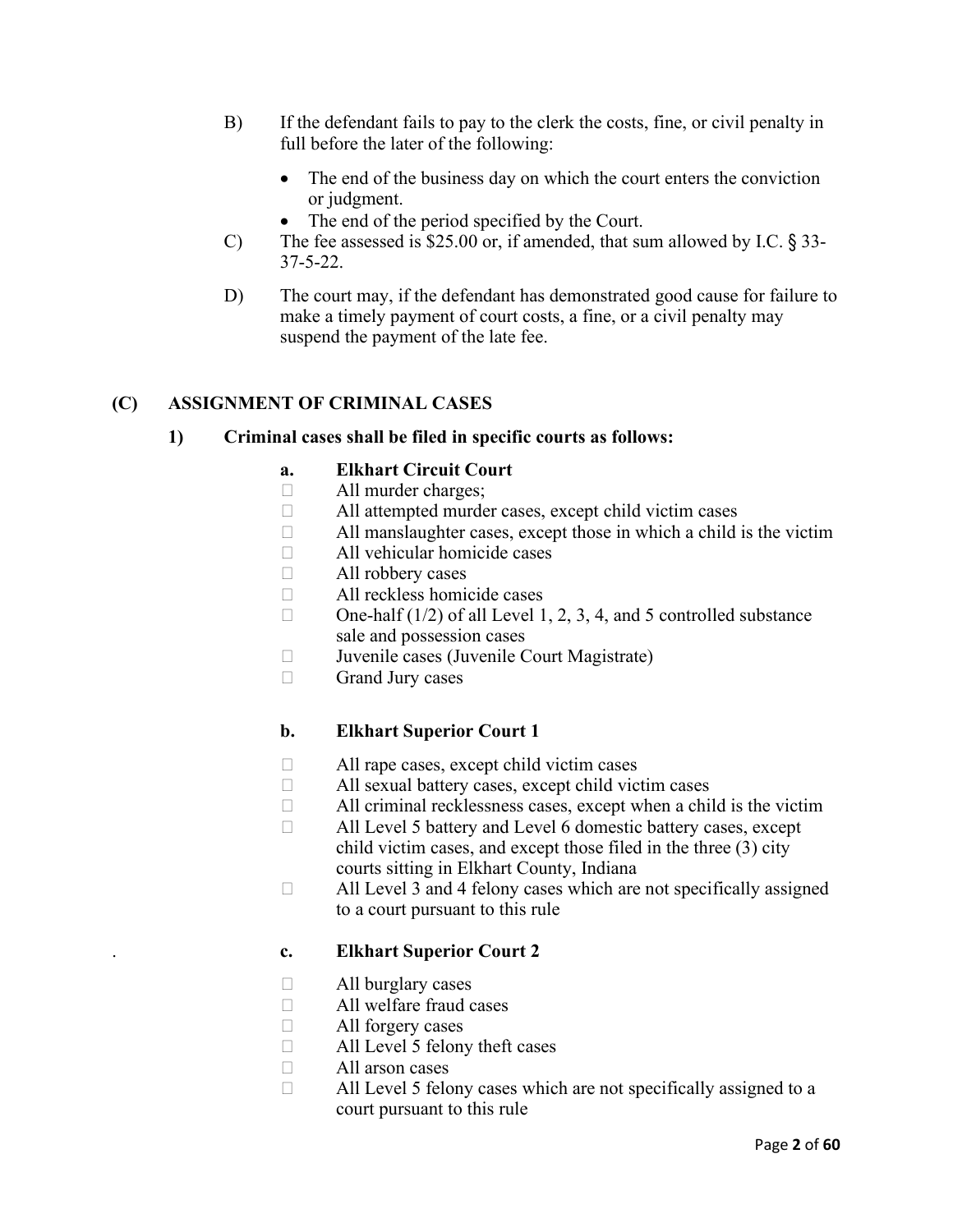B) If the defendant fails to pay to the clerk the costs, fine, or civil penalty in full before the later of the following:

- The end of the business day on which the court enters the conviction or judgment.
- The end of the period specified by the Court.

C) The fee assessed is $25.00 or, if amended, that sum allowed by I.C. § 33-37-5-22.

D) The court may, if the defendant has demonstrated good cause for failure to make a timely payment of court costs, a fine, or a civil penalty may suspend the payment of the late fee.

## (C) ASSIGNMENT OF CRIMINAL CASES

### 1) Criminal cases shall be filed in specific courts as follows:

**a. Elkhart Circuit Court**

- All murder charges;
- All attempted murder cases, except child victim cases
- All manslaughter cases, except those in which a child is the victim
- All vehicular homicide cases
- All robbery cases
- All reckless homicide cases
- One-half (1/2) of all Level 1, 2, 3, 4, and 5 controlled substance sale and possession cases
- Juvenile cases (Juvenile Court Magistrate)
- Grand Jury cases

**b. Elkhart Superior Court 1**

- All rape cases, except child victim cases
- All sexual battery cases, except child victim cases
- All criminal recklessness cases, except when a child is the victim
- All Level 5 battery and Level 6 domestic battery cases, except child victim cases, and except those filed in the three (3) city courts sitting in Elkhart County, Indiana
- All Level 3 and 4 felony cases which are not specifically assigned to a court pursuant to this rule

**c. Elkhart Superior Court 2**

- All burglary cases
- All welfare fraud cases
- All forgery cases
- All Level 5 felony theft cases
- All arson cases
- All Level 5 felony cases which are not specifically assigned to a court pursuant to this rule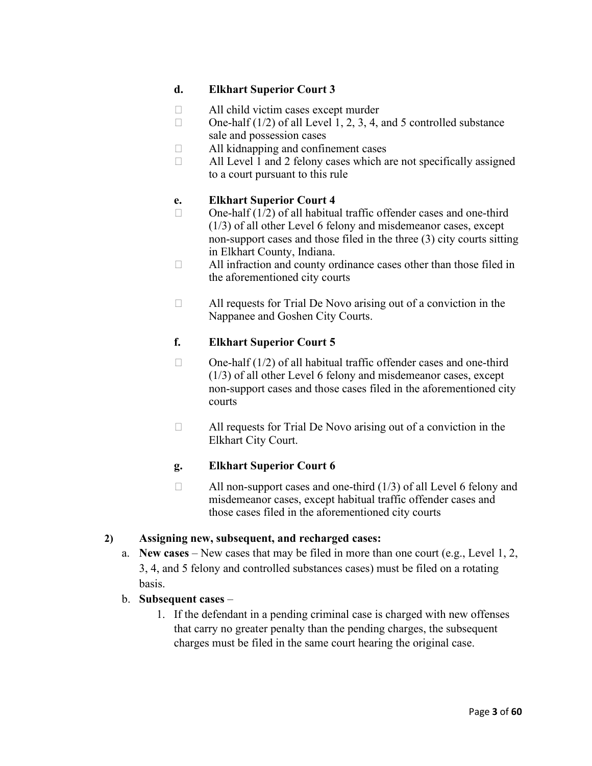**d. Elkhart Superior Court 3**

- All child victim cases except murder
- One-half (1/2) of all Level 1, 2, 3, 4, and 5 controlled substance sale and possession cases
- All kidnapping and confinement cases
- All Level 1 and 2 felony cases which are not specifically assigned to a court pursuant to this rule

**e. Elkhart Superior Court 4**

- One-half (1/2) of all habitual traffic offender cases and one-third (1/3) of all other Level 6 felony and misdemeanor cases, except non-support cases and those filed in the three (3) city courts sitting in Elkhart County, Indiana.
- All infraction and county ordinance cases other than those filed in the aforementioned city courts
- All requests for Trial De Novo arising out of a conviction in the Nappanee and Goshen City Courts.

**f. Elkhart Superior Court 5**

- One-half (1/2) of all habitual traffic offender cases and one-third (1/3) of all other Level 6 felony and misdemeanor cases, except non-support cases and those cases filed in the aforementioned city courts
- All requests for Trial De Novo arising out of a conviction in the Elkhart City Court.

**g. Elkhart Superior Court 6**

- All non-support cases and one-third (1/3) of all Level 6 felony and misdemeanor cases, except habitual traffic offender cases and those cases filed in the aforementioned city courts

**2) Assigning new, subsequent, and recharged cases:**

a. **New cases** – New cases that may be filed in more than one court (e.g., Level 1, 2, 3, 4, and 5 felony and controlled substances cases) must be filed on a rotating basis.

b. **Subsequent cases** –

1. If the defendant in a pending criminal case is charged with new offenses that carry no greater penalty than the pending charges, the subsequent charges must be filed in the same court hearing the original case.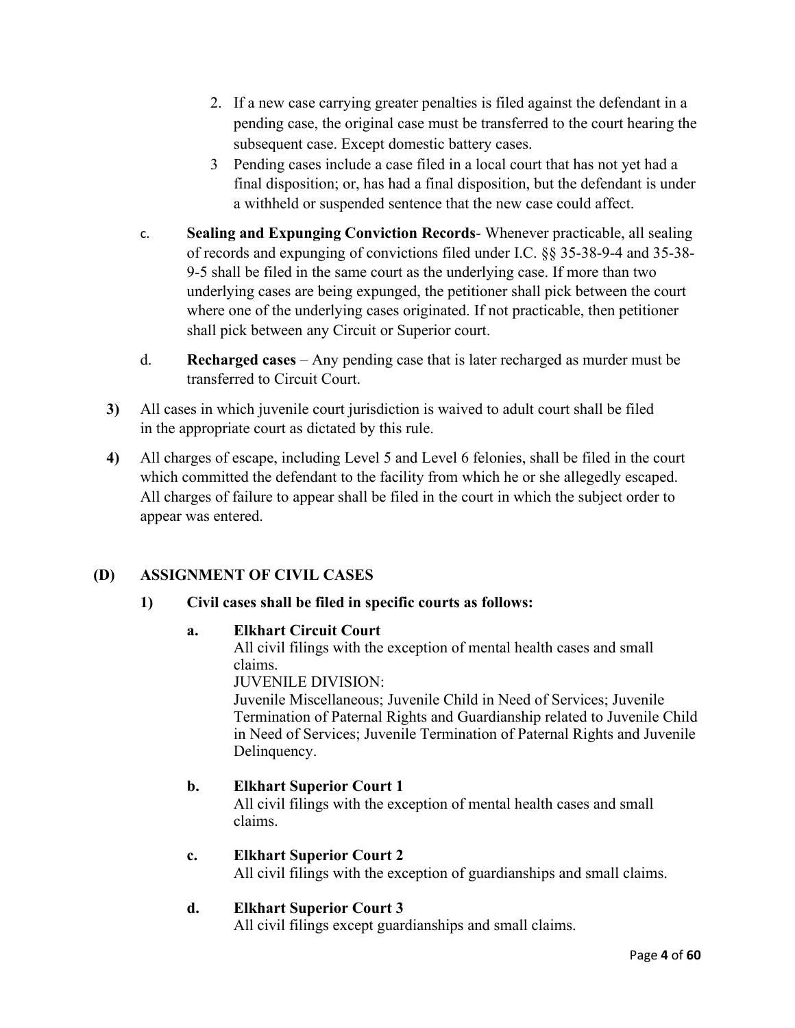2. If a new case carrying greater penalties is filed against the defendant in a pending case, the original case must be transferred to the court hearing the subsequent case. Except domestic battery cases.
3 Pending cases include a case filed in a local court that has not yet had a final disposition; or, has had a final disposition, but the defendant is under a withheld or suspended sentence that the new case could affect.

c. **Sealing and Expunging Conviction Records**- Whenever practicable, all sealing of records and expunging of convictions filed under I.C. §§ 35-38-9-4 and 35-38-9-5 shall be filed in the same court as the underlying case. If more than two underlying cases are being expunged, the petitioner shall pick between the court where one of the underlying cases originated. If not practicable, then petitioner shall pick between any Circuit or Superior court.

d. **Recharged cases** – Any pending case that is later recharged as murder must be transferred to Circuit Court.

**3)** All cases in which juvenile court jurisdiction is waived to adult court shall be filed in the appropriate court as dictated by this rule.

**4)** All charges of escape, including Level 5 and Level 6 felonies, shall be filed in the court which committed the defendant to the facility from which he or she allegedly escaped. All charges of failure to appear shall be filed in the court in which the subject order to appear was entered.

## (D) ASSIGNMENT OF CIVIL CASES

**1) Civil cases shall be filed in specific courts as follows:**

**a. Elkhart Circuit Court**
All civil filings with the exception of mental health cases and small claims.
JUVENILE DIVISION:
Juvenile Miscellaneous; Juvenile Child in Need of Services; Juvenile Termination of Paternal Rights and Guardianship related to Juvenile Child in Need of Services; Juvenile Termination of Paternal Rights and Juvenile Delinquency.

**b. Elkhart Superior Court 1**
All civil filings with the exception of mental health cases and small claims.

**c. Elkhart Superior Court 2**
All civil filings with the exception of guardianships and small claims.

**d. Elkhart Superior Court 3**
All civil filings except guardianships and small claims.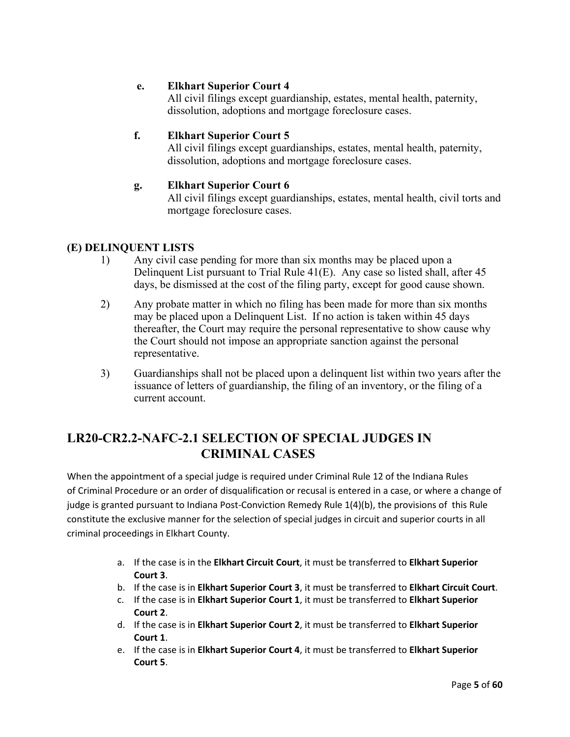e. **Elkhart Superior Court 4**
   All civil filings except guardianship, estates, mental health, paternity, dissolution, adoptions and mortgage foreclosure cases.

f. **Elkhart Superior Court 5**
   All civil filings except guardianships, estates, mental health, paternity, dissolution, adoptions and mortgage foreclosure cases.

g. **Elkhart Superior Court 6**
   All civil filings except guardianships, estates, mental health, civil torts and mortgage foreclosure cases.

**(E) DELINQUENT LISTS**

1) Any civil case pending for more than six months may be placed upon a Delinquent List pursuant to Trial Rule 41(E). Any case so listed shall, after 45 days, be dismissed at the cost of the filing party, except for good cause shown.

2) Any probate matter in which no filing has been made for more than six months may be placed upon a Delinquent List. If no action is taken within 45 days thereafter, the Court may require the personal representative to show cause why the Court should not impose an appropriate sanction against the personal representative.

3) Guardianships shall not be placed upon a delinquent list within two years after the issuance of letters of guardianship, the filing of an inventory, or the filing of a current account.

## LR20-CR2.2-NAFC-2.1 SELECTION OF SPECIAL JUDGES IN CRIMINAL CASES

When the appointment of a special judge is required under Criminal Rule 12 of the Indiana Rules of Criminal Procedure or an order of disqualification or recusal is entered in a case, or where a change of judge is granted pursuant to Indiana Post-Conviction Remedy Rule 1(4)(b), the provisions of this Rule constitute the exclusive manner for the selection of special judges in circuit and superior courts in all criminal proceedings in Elkhart County.

a. If the case is in the **Elkhart Circuit Court**, it must be transferred to **Elkhart Superior Court 3**.
b. If the case is in **Elkhart Superior Court 3**, it must be transferred to **Elkhart Circuit Court**.
c. If the case is in **Elkhart Superior Court 1**, it must be transferred to **Elkhart Superior Court 2**.
d. If the case is in **Elkhart Superior Court 2**, it must be transferred to **Elkhart Superior Court 1**.
e. If the case is in **Elkhart Superior Court 4**, it must be transferred to **Elkhart Superior Court 5**.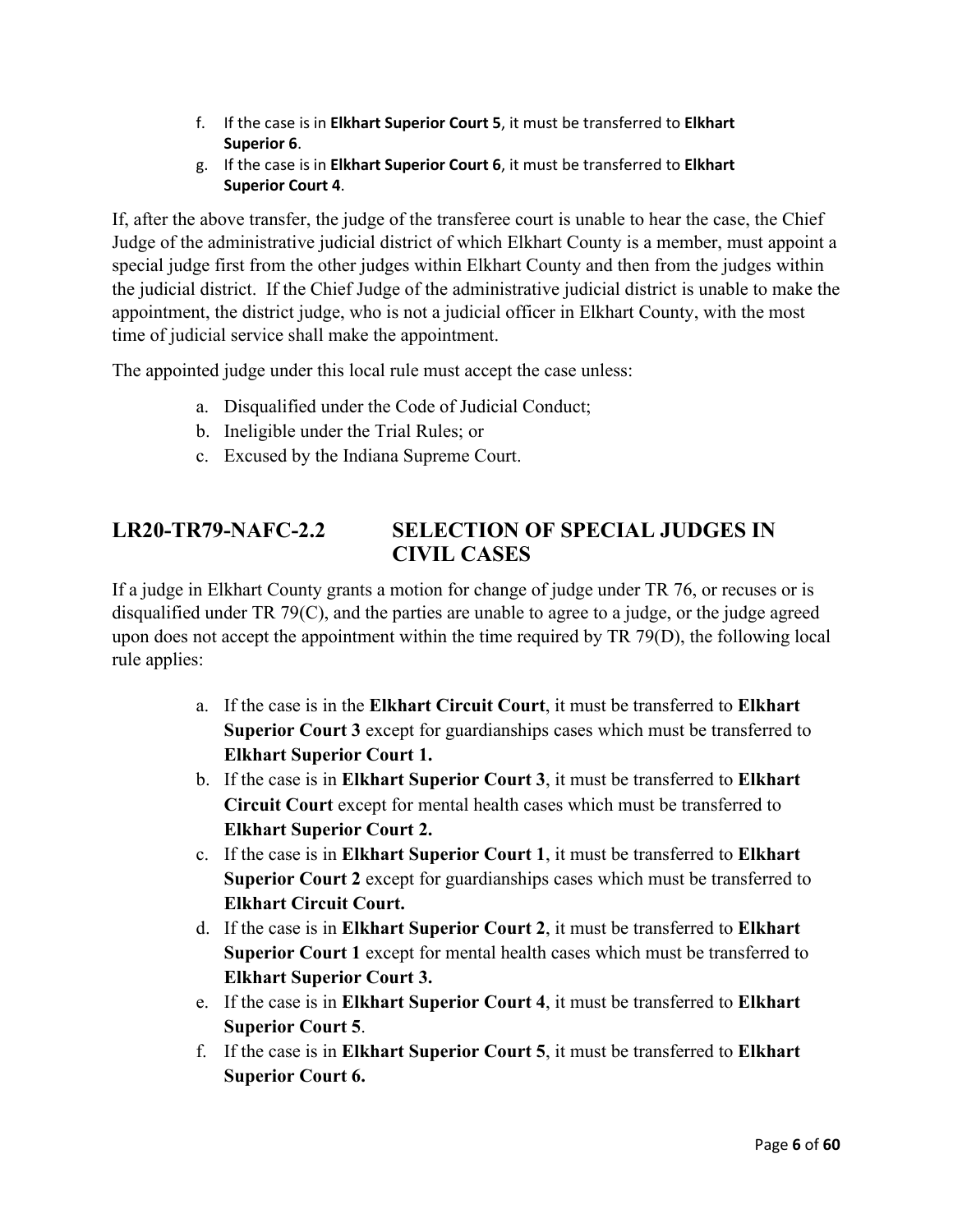f. If the case is in **Elkhart Superior Court 5**, it must be transferred to **Elkhart Superior 6**.
g. If the case is in **Elkhart Superior Court 6**, it must be transferred to **Elkhart Superior Court 4**.

If, after the above transfer, the judge of the transferee court is unable to hear the case, the Chief Judge of the administrative judicial district of which Elkhart County is a member, must appoint a special judge first from the other judges within Elkhart County and then from the judges within the judicial district. If the Chief Judge of the administrative judicial district is unable to make the appointment, the district judge, who is not a judicial officer in Elkhart County, with the most time of judicial service shall make the appointment.

The appointed judge under this local rule must accept the case unless:

a. Disqualified under the Code of Judicial Conduct;
b. Ineligible under the Trial Rules; or
c. Excused by the Indiana Supreme Court.

## LR20-TR79-NAFC-2.2 SELECTION OF SPECIAL JUDGES IN CIVIL CASES

If a judge in Elkhart County grants a motion for change of judge under TR 76, or recuses or is disqualified under TR 79(C), and the parties are unable to agree to a judge, or the judge agreed upon does not accept the appointment within the time required by TR 79(D), the following local rule applies:

a. If the case is in the **Elkhart Circuit Court**, it must be transferred to **Elkhart Superior Court 3** except for guardianships cases which must be transferred to **Elkhart Superior Court 1.**
b. If the case is in **Elkhart Superior Court 3**, it must be transferred to **Elkhart Circuit Court** except for mental health cases which must be transferred to **Elkhart Superior Court 2.**
c. If the case is in **Elkhart Superior Court 1**, it must be transferred to **Elkhart Superior Court 2** except for guardianships cases which must be transferred to **Elkhart Circuit Court.**
d. If the case is in **Elkhart Superior Court 2**, it must be transferred to **Elkhart Superior Court 1** except for mental health cases which must be transferred to **Elkhart Superior Court 3.**
e. If the case is in **Elkhart Superior Court 4**, it must be transferred to **Elkhart Superior Court 5**.
f. If the case is in **Elkhart Superior Court 5**, it must be transferred to **Elkhart Superior Court 6.**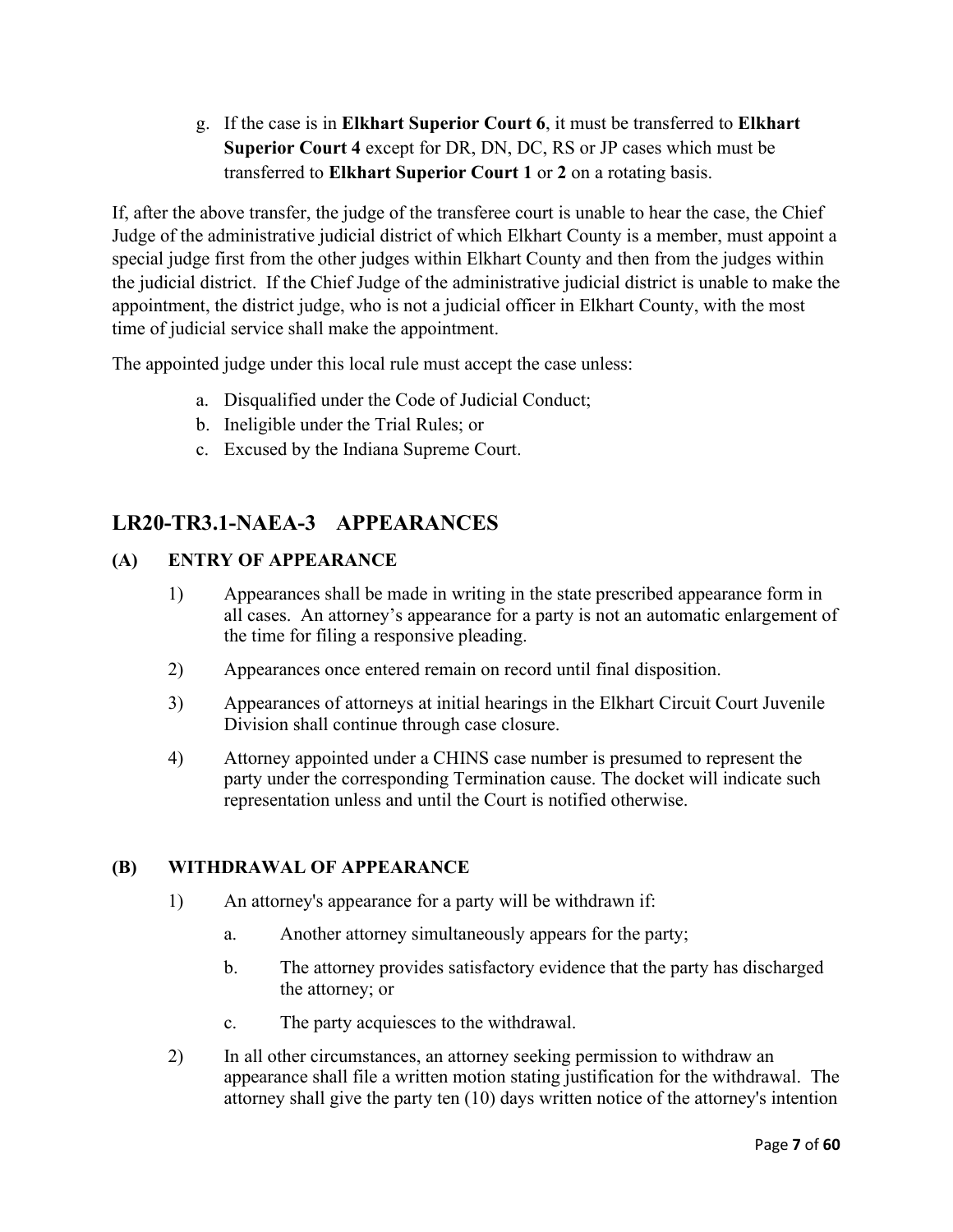g. If the case is in **Elkhart Superior Court 6**, it must be transferred to **Elkhart Superior Court 4** except for DR, DN, DC, RS or JP cases which must be transferred to **Elkhart Superior Court 1** or **2** on a rotating basis.

If, after the above transfer, the judge of the transferee court is unable to hear the case, the Chief Judge of the administrative judicial district of which Elkhart County is a member, must appoint a special judge first from the other judges within Elkhart County and then from the judges within the judicial district. If the Chief Judge of the administrative judicial district is unable to make the appointment, the district judge, who is not a judicial officer in Elkhart County, with the most time of judicial service shall make the appointment.

The appointed judge under this local rule must accept the case unless:

a. Disqualified under the Code of Judicial Conduct;
b. Ineligible under the Trial Rules; or
c. Excused by the Indiana Supreme Court.

## LR20-TR3.1-NAEA-3 APPEARANCES

### (A) ENTRY OF APPEARANCE

1) Appearances shall be made in writing in the state prescribed appearance form in all cases. An attorney's appearance for a party is not an automatic enlargement of the time for filing a responsive pleading.

2) Appearances once entered remain on record until final disposition.

3) Appearances of attorneys at initial hearings in the Elkhart Circuit Court Juvenile Division shall continue through case closure.

4) Attorney appointed under a CHINS case number is presumed to represent the party under the corresponding Termination cause. The docket will indicate such representation unless and until the Court is notified otherwise.

### (B) WITHDRAWAL OF APPEARANCE

1) An attorney's appearance for a party will be withdrawn if:

a. Another attorney simultaneously appears for the party;

b. The attorney provides satisfactory evidence that the party has discharged the attorney; or

c. The party acquiesces to the withdrawal.

2) In all other circumstances, an attorney seeking permission to withdraw an appearance shall file a written motion stating justification for the withdrawal. The attorney shall give the party ten (10) days written notice of the attorney's intention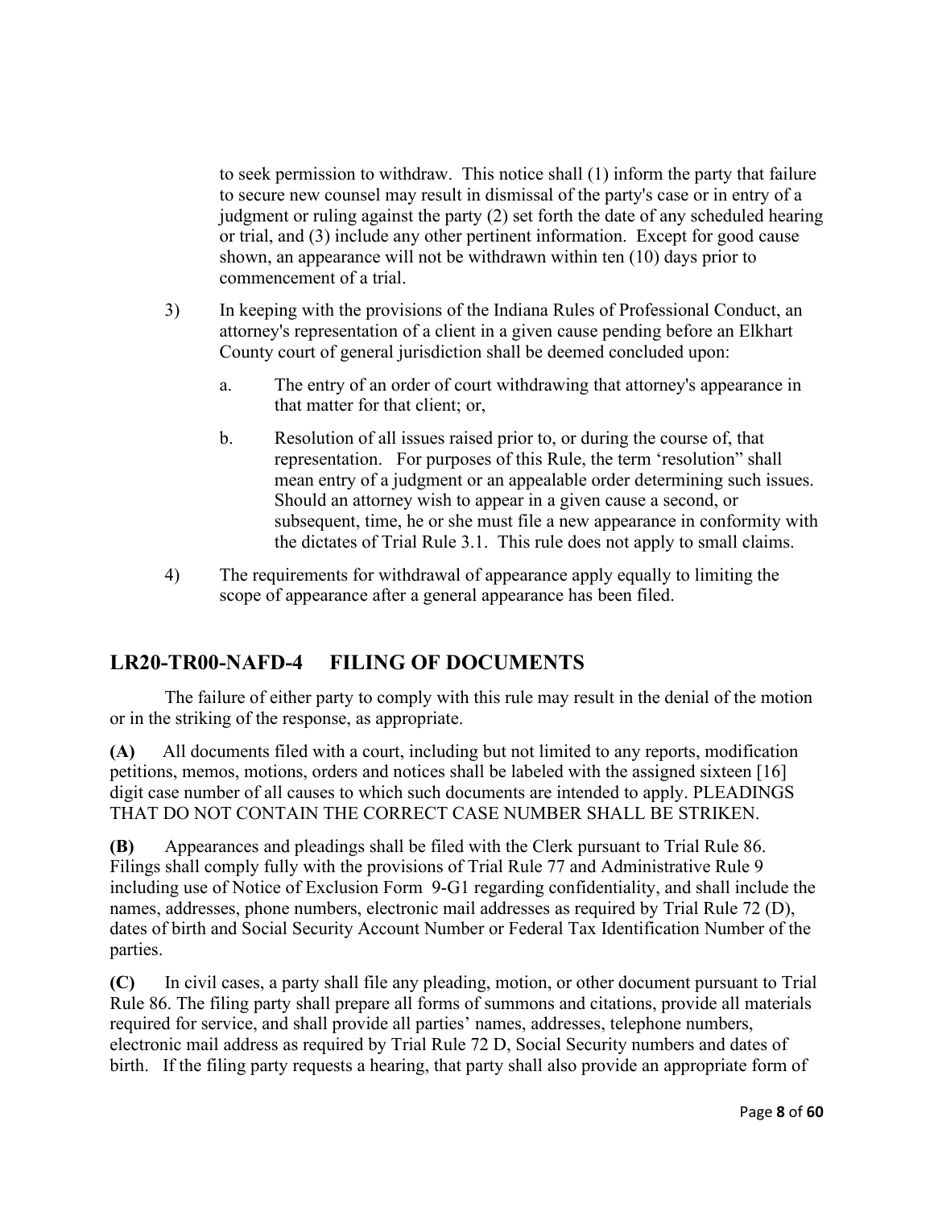to seek permission to withdraw. This notice shall (1) inform the party that failure to secure new counsel may result in dismissal of the party's case or in entry of a judgment or ruling against the party (2) set forth the date of any scheduled hearing or trial, and (3) include any other pertinent information. Except for good cause shown, an appearance will not be withdrawn within ten (10) days prior to commencement of a trial.

3) In keeping with the provisions of the Indiana Rules of Professional Conduct, an attorney's representation of a client in a given cause pending before an Elkhart County court of general jurisdiction shall be deemed concluded upon:

   a. The entry of an order of court withdrawing that attorney's appearance in that matter for that client; or,

   b. Resolution of all issues raised prior to, or during the course of, that representation. For purposes of this Rule, the term 'resolution" shall mean entry of a judgment or an appealable order determining such issues. Should an attorney wish to appear in a given cause a second, or subsequent, time, he or she must file a new appearance in conformity with the dictates of Trial Rule 3.1. This rule does not apply to small claims.

4) The requirements for withdrawal of appearance apply equally to limiting the scope of appearance after a general appearance has been filed.

## LR20-TR00-NAFD-4 FILING OF DOCUMENTS

The failure of either party to comply with this rule may result in the denial of the motion or in the striking of the response, as appropriate.

**(A)** All documents filed with a court, including but not limited to any reports, modification petitions, memos, motions, orders and notices shall be labeled with the assigned sixteen [16] digit case number of all causes to which such documents are intended to apply. PLEADINGS THAT DO NOT CONTAIN THE CORRECT CASE NUMBER SHALL BE STRIKEN.

**(B)** Appearances and pleadings shall be filed with the Clerk pursuant to Trial Rule 86. Filings shall comply fully with the provisions of Trial Rule 77 and Administrative Rule 9 including use of Notice of Exclusion Form 9-G1 regarding confidentiality, and shall include the names, addresses, phone numbers, electronic mail addresses as required by Trial Rule 72 (D), dates of birth and Social Security Account Number or Federal Tax Identification Number of the parties.

**(C)** In civil cases, a party shall file any pleading, motion, or other document pursuant to Trial Rule 86. The filing party shall prepare all forms of summons and citations, provide all materials required for service, and shall provide all parties' names, addresses, telephone numbers, electronic mail address as required by Trial Rule 72 D, Social Security numbers and dates of birth. If the filing party requests a hearing, that party shall also provide an appropriate form of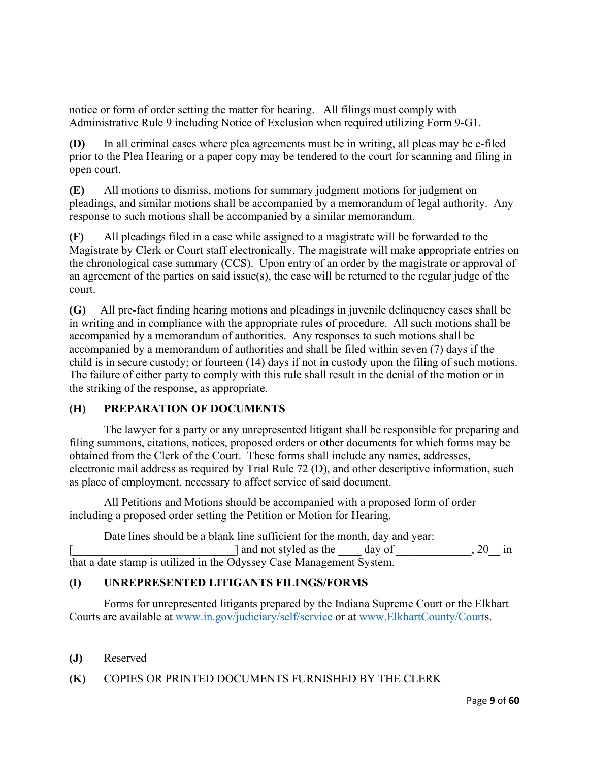notice or form of order setting the matter for hearing. All filings must comply with Administrative Rule 9 including Notice of Exclusion when required utilizing Form 9-G1.

**(D)** In all criminal cases where plea agreements must be in writing, all pleas may be e-filed prior to the Plea Hearing or a paper copy may be tendered to the court for scanning and filing in open court.

**(E)** All motions to dismiss, motions for summary judgment motions for judgment on pleadings, and similar motions shall be accompanied by a memorandum of legal authority. Any response to such motions shall be accompanied by a similar memorandum.

**(F)** All pleadings filed in a case while assigned to a magistrate will be forwarded to the Magistrate by Clerk or Court staff electronically. The magistrate will make appropriate entries on the chronological case summary (CCS). Upon entry of an order by the magistrate or approval of an agreement of the parties on said issue(s), the case will be returned to the regular judge of the court.

**(G)** All pre-fact finding hearing motions and pleadings in juvenile delinquency cases shall be in writing and in compliance with the appropriate rules of procedure. All such motions shall be accompanied by a memorandum of authorities. Any responses to such motions shall be accompanied by a memorandum of authorities and shall be filed within seven (7) days if the child is in secure custody; or fourteen (14) days if not in custody upon the filing of such motions. The failure of either party to comply with this rule shall result in the denial of the motion or in the striking of the response, as appropriate.

**(H) PREPARATION OF DOCUMENTS**

The lawyer for a party or any unrepresented litigant shall be responsible for preparing and filing summons, citations, notices, proposed orders or other documents for which forms may be obtained from the Clerk of the Court. These forms shall include any names, addresses, electronic mail address as required by Trial Rule 72 (D), and other descriptive information, such as place of employment, necessary to affect service of said document.

All Petitions and Motions should be accompanied with a proposed form of order including a proposed order setting the Petition or Motion for Hearing.

Date lines should be a blank line sufficient for the month, day and year: [____________________________] and not styled as the ____ day of _____________, 20__ in that a date stamp is utilized in the Odyssey Case Management System.

**(I) UNREPRESENTED LITIGANTS FILINGS/FORMS**

Forms for unrepresented litigants prepared by the Indiana Supreme Court or the Elkhart Courts are available at www.in.gov/judiciary/self/service or at www.ElkhartCounty/Courts.

**(J)** Reserved

**(K)** COPIES OR PRINTED DOCUMENTS FURNISHED BY THE CLERK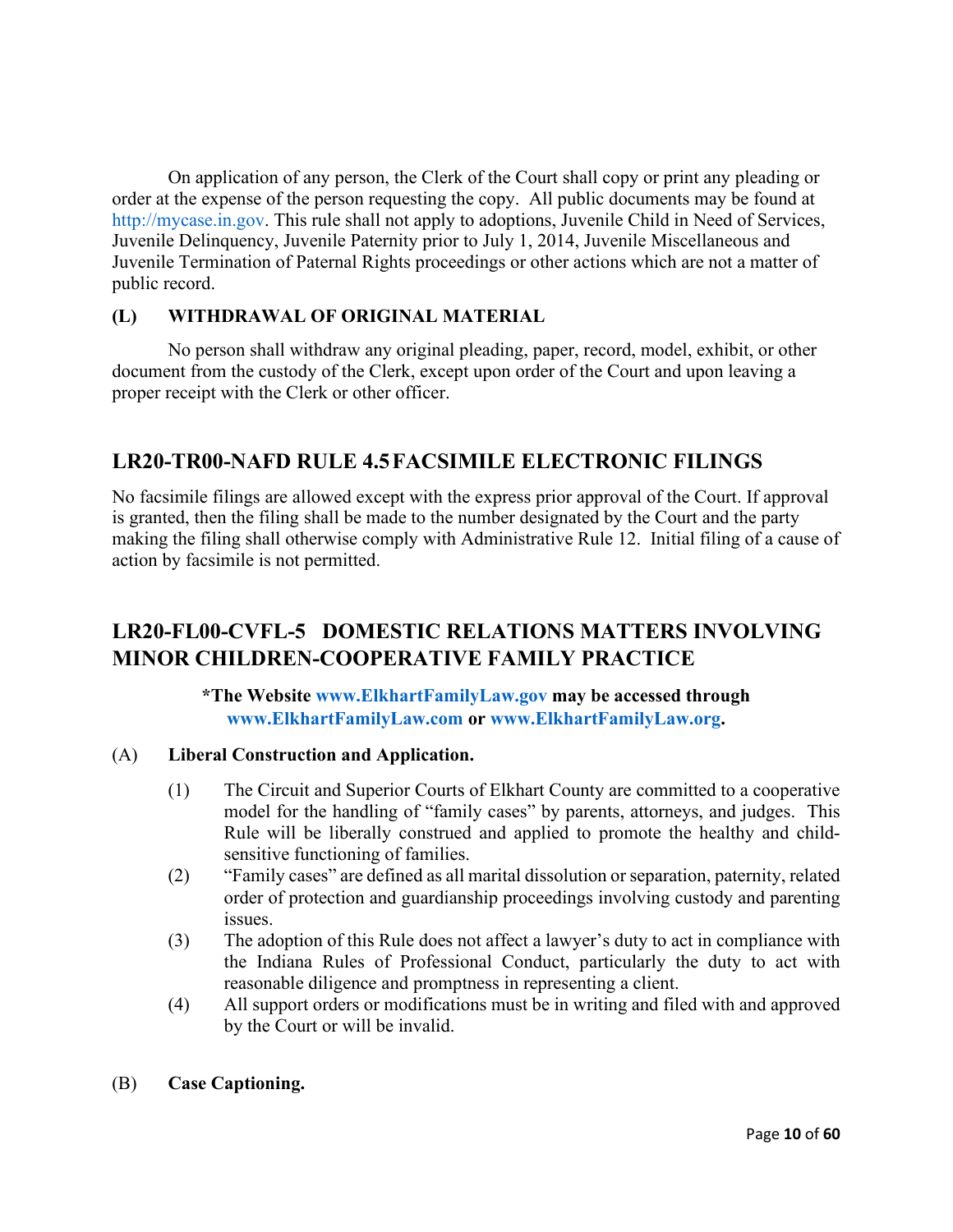On application of any person, the Clerk of the Court shall copy or print any pleading or order at the expense of the person requesting the copy. All public documents may be found at http://mycase.in.gov. This rule shall not apply to adoptions, Juvenile Child in Need of Services, Juvenile Delinquency, Juvenile Paternity prior to July 1, 2014, Juvenile Miscellaneous and Juvenile Termination of Paternal Rights proceedings or other actions which are not a matter of public record.

**(L) WITHDRAWAL OF ORIGINAL MATERIAL**

No person shall withdraw any original pleading, paper, record, model, exhibit, or other document from the custody of the Clerk, except upon order of the Court and upon leaving a proper receipt with the Clerk or other officer.

## LR20-TR00-NAFD RULE 4.5 FACSIMILE ELECTRONIC FILINGS

No facsimile filings are allowed except with the express prior approval of the Court. If approval is granted, then the filing shall be made to the number designated by the Court and the party making the filing shall otherwise comply with Administrative Rule 12. Initial filing of a cause of action by facsimile is not permitted.

## LR20-FL00-CVFL-5 DOMESTIC RELATIONS MATTERS INVOLVING MINOR CHILDREN-COOPERATIVE FAMILY PRACTICE

**\*The Website www.ElkhartFamilyLaw.gov may be accessed through www.ElkhartFamilyLaw.com or www.ElkhartFamilyLaw.org.**

(A) **Liberal Construction and Application.**

(1) The Circuit and Superior Courts of Elkhart County are committed to a cooperative model for the handling of "family cases" by parents, attorneys, and judges. This Rule will be liberally construed and applied to promote the healthy and child-sensitive functioning of families.

(2) "Family cases" are defined as all marital dissolution or separation, paternity, related order of protection and guardianship proceedings involving custody and parenting issues.

(3) The adoption of this Rule does not affect a lawyer's duty to act in compliance with the Indiana Rules of Professional Conduct, particularly the duty to act with reasonable diligence and promptness in representing a client.

(4) All support orders or modifications must be in writing and filed with and approved by the Court or will be invalid.

(B) **Case Captioning.**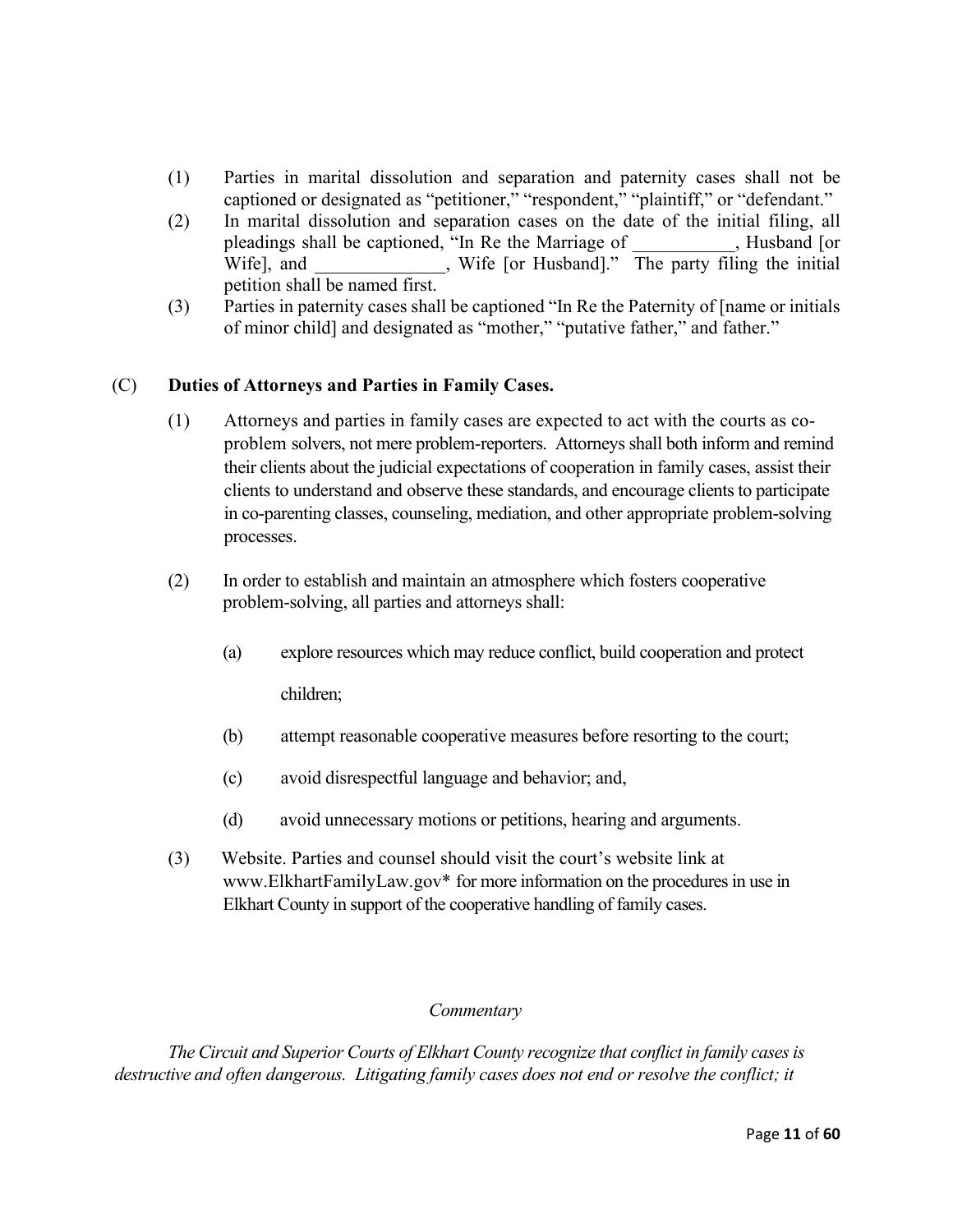(1) Parties in marital dissolution and separation and paternity cases shall not be captioned or designated as "petitioner," "respondent," "plaintiff," or "defendant."

(2) In marital dissolution and separation cases on the date of the initial filing, all pleadings shall be captioned, "In Re the Marriage of \_\_\_\_\_\_\_\_\_\_\_, Husband [or Wife], and \_\_\_\_\_\_\_\_\_\_\_\_\_\_, Wife [or Husband]." The party filing the initial petition shall be named first.

(3) Parties in paternity cases shall be captioned "In Re the Paternity of [name or initials of minor child] and designated as "mother," "putative father," and father."

(C) **Duties of Attorneys and Parties in Family Cases.**

(1) Attorneys and parties in family cases are expected to act with the courts as co-problem solvers, not mere problem-reporters. Attorneys shall both inform and remind their clients about the judicial expectations of cooperation in family cases, assist their clients to understand and observe these standards, and encourage clients to participate in co-parenting classes, counseling, mediation, and other appropriate problem-solving processes.

(2) In order to establish and maintain an atmosphere which fosters cooperative problem-solving, all parties and attorneys shall:

(a) explore resources which may reduce conflict, build cooperation and protect children;

(b) attempt reasonable cooperative measures before resorting to the court;

(c) avoid disrespectful language and behavior; and,

(d) avoid unnecessary motions or petitions, hearing and arguments.

(3) Website. Parties and counsel should visit the court's website link at www.ElkhartFamilyLaw.gov* for more information on the procedures in use in Elkhart County in support of the cooperative handling of family cases.

*Commentary*

*The Circuit and Superior Courts of Elkhart County recognize that conflict in family cases is destructive and often dangerous. Litigating family cases does not end or resolve the conflict; it*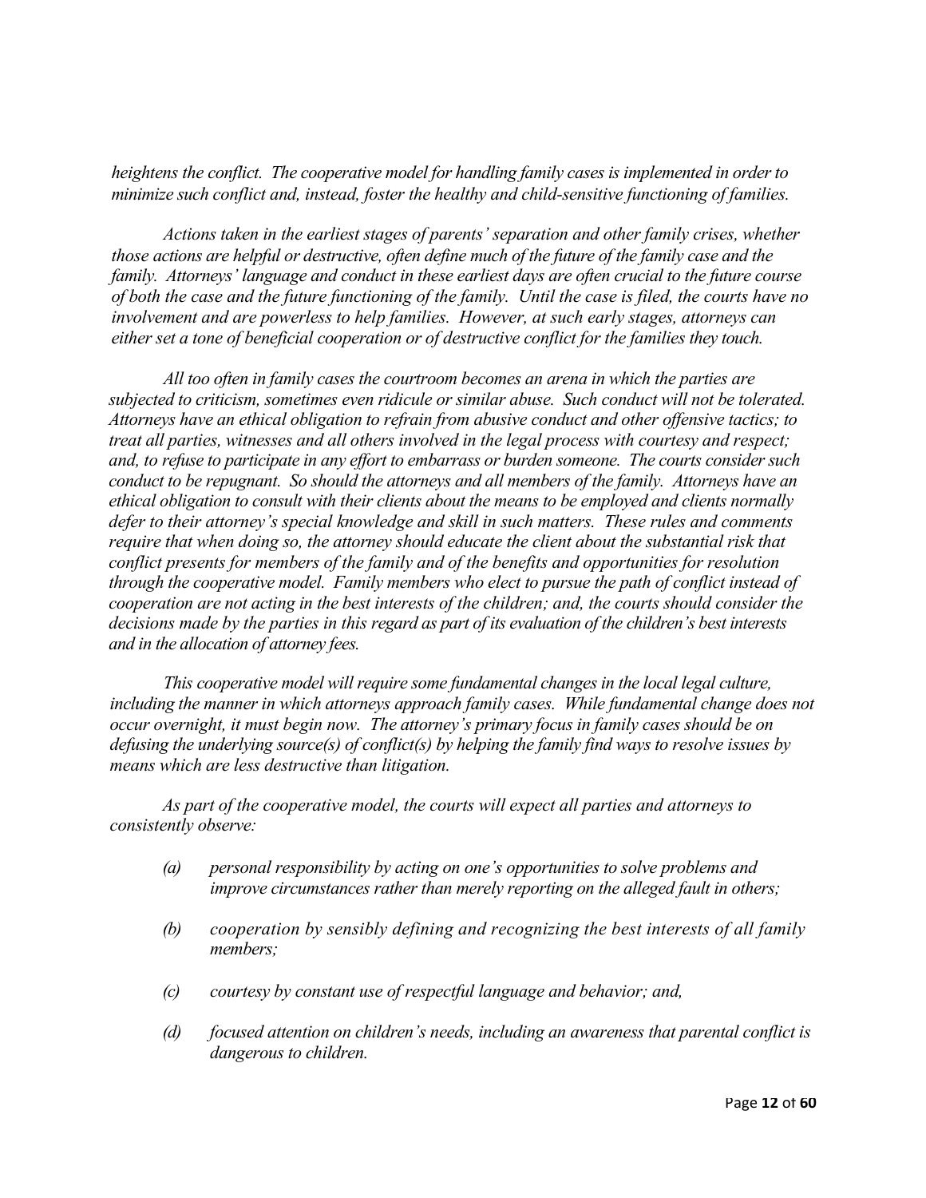*heightens the conflict. The cooperative model for handling family cases is implemented in order to minimize such conflict and, instead, foster the healthy and child-sensitive functioning of families.*

*Actions taken in the earliest stages of parents' separation and other family crises, whether those actions are helpful or destructive, often define much of the future of the family case and the family. Attorneys' language and conduct in these earliest days are often crucial to the future course of both the case and the future functioning of the family. Until the case is filed, the courts have no involvement and are powerless to help families. However, at such early stages, attorneys can either set a tone of beneficial cooperation or of destructive conflict for the families they touch.*

*All too often in family cases the courtroom becomes an arena in which the parties are subjected to criticism, sometimes even ridicule or similar abuse. Such conduct will not be tolerated. Attorneys have an ethical obligation to refrain from abusive conduct and other offensive tactics; to treat all parties, witnesses and all others involved in the legal process with courtesy and respect; and, to refuse to participate in any effort to embarrass or burden someone. The courts consider such conduct to be repugnant. So should the attorneys and all members of the family. Attorneys have an ethical obligation to consult with their clients about the means to be employed and clients normally defer to their attorney's special knowledge and skill in such matters. These rules and comments require that when doing so, the attorney should educate the client about the substantial risk that conflict presents for members of the family and of the benefits and opportunities for resolution through the cooperative model. Family members who elect to pursue the path of conflict instead of cooperation are not acting in the best interests of the children; and, the courts should consider the decisions made by the parties in this regard as part of its evaluation of the children's best interests and in the allocation of attorney fees.*

*This cooperative model will require some fundamental changes in the local legal culture, including the manner in which attorneys approach family cases. While fundamental change does not occur overnight, it must begin now. The attorney's primary focus in family cases should be on defusing the underlying source(s) of conflict(s) by helping the family find ways to resolve issues by means which are less destructive than litigation.*

*As part of the cooperative model, the courts will expect all parties and attorneys to consistently observe:*

- *(a) personal responsibility by acting on one's opportunities to solve problems and improve circumstances rather than merely reporting on the alleged fault in others;*
- *(b) cooperation by sensibly defining and recognizing the best interests of all family members;*
- *(c) courtesy by constant use of respectful language and behavior; and,*
- *(d) focused attention on children's needs, including an awareness that parental conflict is dangerous to children.*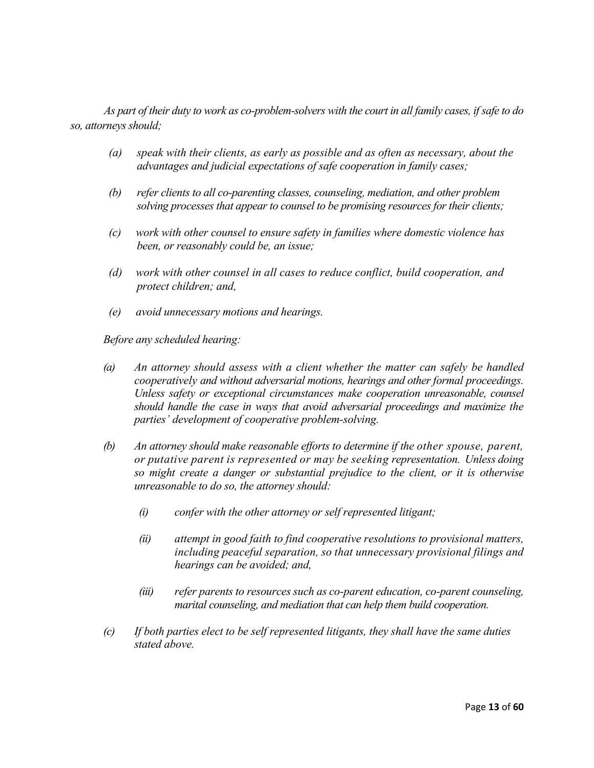*As part of their duty to work as co-problem-solvers with the court in all family cases, if safe to do so, attorneys should;*

- *(a) speak with their clients, as early as possible and as often as necessary, about the advantages and judicial expectations of safe cooperation in family cases;*
- *(b) refer clients to all co-parenting classes, counseling, mediation, and other problem solving processes that appear to counsel to be promising resources for their clients;*
- *(c) work with other counsel to ensure safety in families where domestic violence has been, or reasonably could be, an issue;*
- *(d) work with other counsel in all cases to reduce conflict, build cooperation, and protect children; and,*
- *(e) avoid unnecessary motions and hearings.*

*Before any scheduled hearing:*

- *(a) An attorney should assess with a client whether the matter can safely be handled cooperatively and without adversarial motions, hearings and other formal proceedings. Unless safety or exceptional circumstances make cooperation unreasonable, counsel should handle the case in ways that avoid adversarial proceedings and maximize the parties' development of cooperative problem-solving.*
- *(b) An attorney should make reasonable efforts to determine if the other spouse, parent, or putative parent is represented or may be seeking representation. Unless doing so might create a danger or substantial prejudice to the client, or it is otherwise unreasonable to do so, the attorney should:*
  - *(i) confer with the other attorney or self represented litigant;*
  - *(ii) attempt in good faith to find cooperative resolutions to provisional matters, including peaceful separation, so that unnecessary provisional filings and hearings can be avoided; and,*
  - *(iii) refer parents to resources such as co-parent education, co-parent counseling, marital counseling, and mediation that can help them build cooperation.*
- *(c) If both parties elect to be self represented litigants, they shall have the same duties stated above.*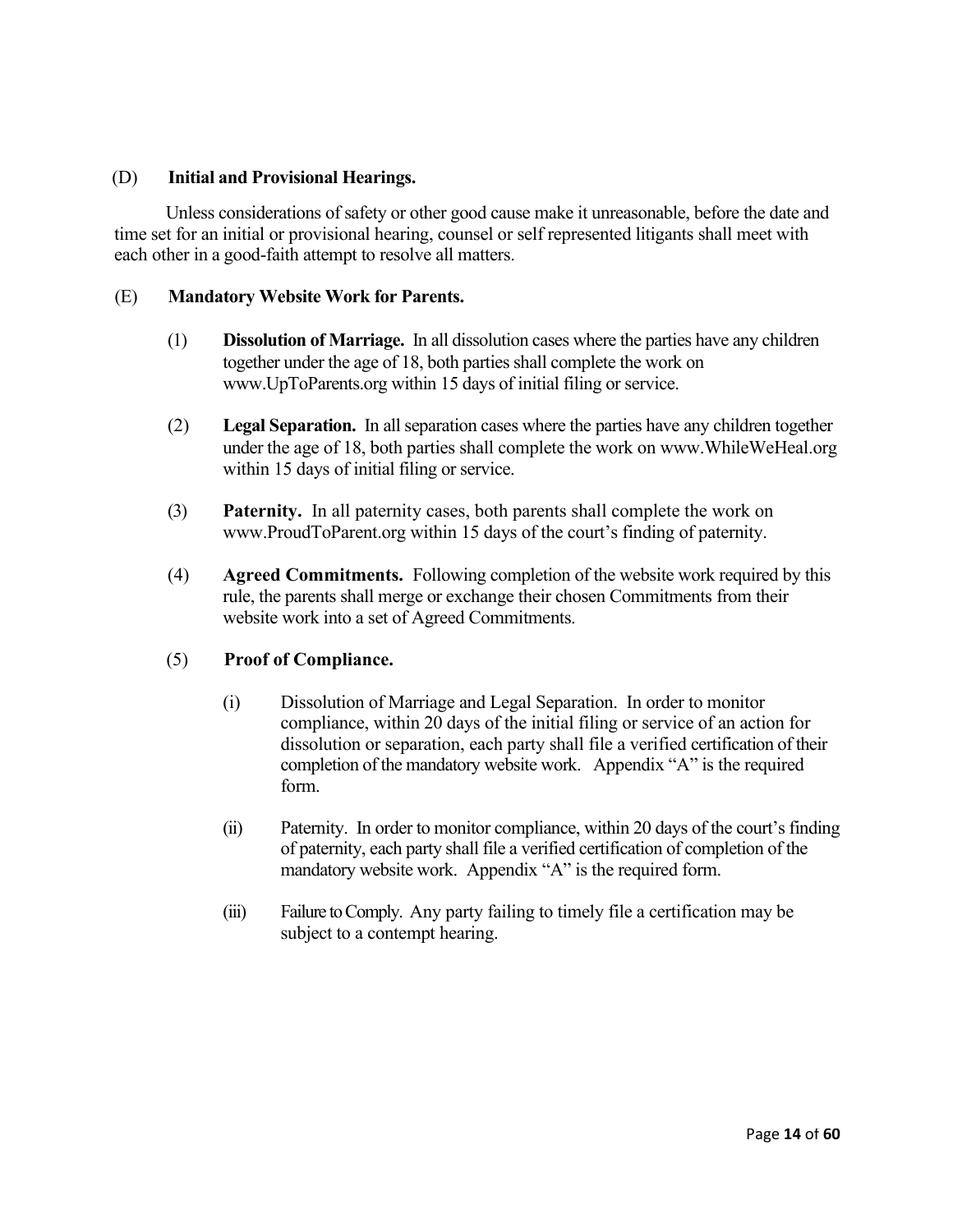(D) **Initial and Provisional Hearings.**

Unless considerations of safety or other good cause make it unreasonable, before the date and time set for an initial or provisional hearing, counsel or self represented litigants shall meet with each other in a good-faith attempt to resolve all matters.

(E) **Mandatory Website Work for Parents.**

(1) **Dissolution of Marriage.** In all dissolution cases where the parties have any children together under the age of 18, both parties shall complete the work on www.UpToParents.org within 15 days of initial filing or service.

(2) **Legal Separation.** In all separation cases where the parties have any children together under the age of 18, both parties shall complete the work on www.WhileWeHeal.org within 15 days of initial filing or service.

(3) **Paternity.** In all paternity cases, both parents shall complete the work on www.ProudToParent.org within 15 days of the court's finding of paternity.

(4) **Agreed Commitments.** Following completion of the website work required by this rule, the parents shall merge or exchange their chosen Commitments from their website work into a set of Agreed Commitments.

(5) **Proof of Compliance.**

(i) Dissolution of Marriage and Legal Separation. In order to monitor compliance, within 20 days of the initial filing or service of an action for dissolution or separation, each party shall file a verified certification of their completion of the mandatory website work. Appendix "A" is the required form.

(ii) Paternity. In order to monitor compliance, within 20 days of the court's finding of paternity, each party shall file a verified certification of completion of the mandatory website work. Appendix "A" is the required form.

(iii) Failure to Comply. Any party failing to timely file a certification may be subject to a contempt hearing.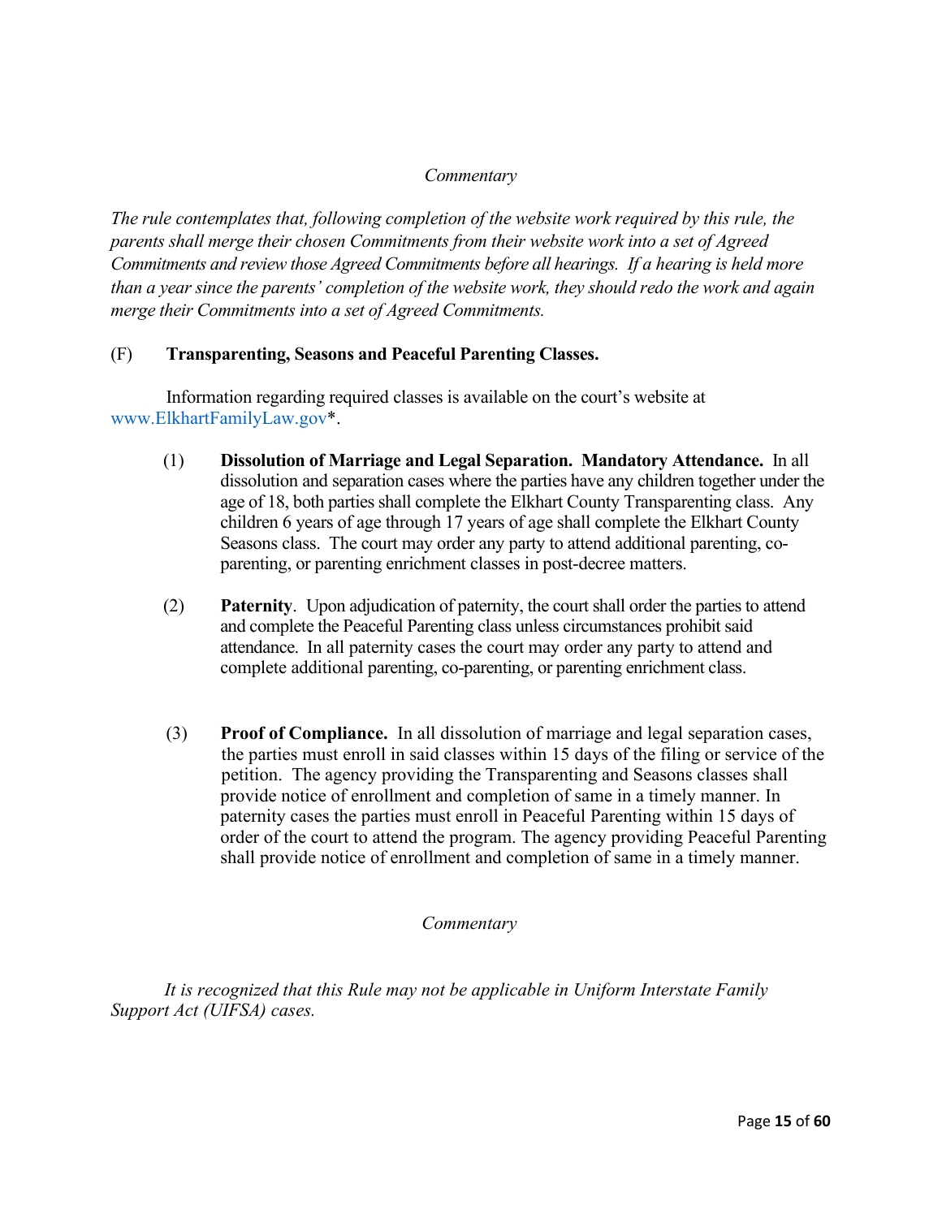*Commentary*

*The rule contemplates that, following completion of the website work required by this rule, the parents shall merge their chosen Commitments from their website work into a set of Agreed Commitments and review those Agreed Commitments before all hearings. If a hearing is held more than a year since the parents' completion of the website work, they should redo the work and again merge their Commitments into a set of Agreed Commitments.*

(F) **Transparenting, Seasons and Peaceful Parenting Classes.**

Information regarding required classes is available on the court's website at www.ElkhartFamilyLaw.gov*.

(1) **Dissolution of Marriage and Legal Separation. Mandatory Attendance.** In all dissolution and separation cases where the parties have any children together under the age of 18, both parties shall complete the Elkhart County Transparenting class. Any children 6 years of age through 17 years of age shall complete the Elkhart County Seasons class. The court may order any party to attend additional parenting, co-parenting, or parenting enrichment classes in post-decree matters.

(2) **Paternity**. Upon adjudication of paternity, the court shall order the parties to attend and complete the Peaceful Parenting class unless circumstances prohibit said attendance. In all paternity cases the court may order any party to attend and complete additional parenting, co-parenting, or parenting enrichment class.

(3) **Proof of Compliance.** In all dissolution of marriage and legal separation cases, the parties must enroll in said classes within 15 days of the filing or service of the petition. The agency providing the Transparenting and Seasons classes shall provide notice of enrollment and completion of same in a timely manner. In paternity cases the parties must enroll in Peaceful Parenting within 15 days of order of the court to attend the program. The agency providing Peaceful Parenting shall provide notice of enrollment and completion of same in a timely manner.

*Commentary*

*It is recognized that this Rule may not be applicable in Uniform Interstate Family Support Act (UIFSA) cases.*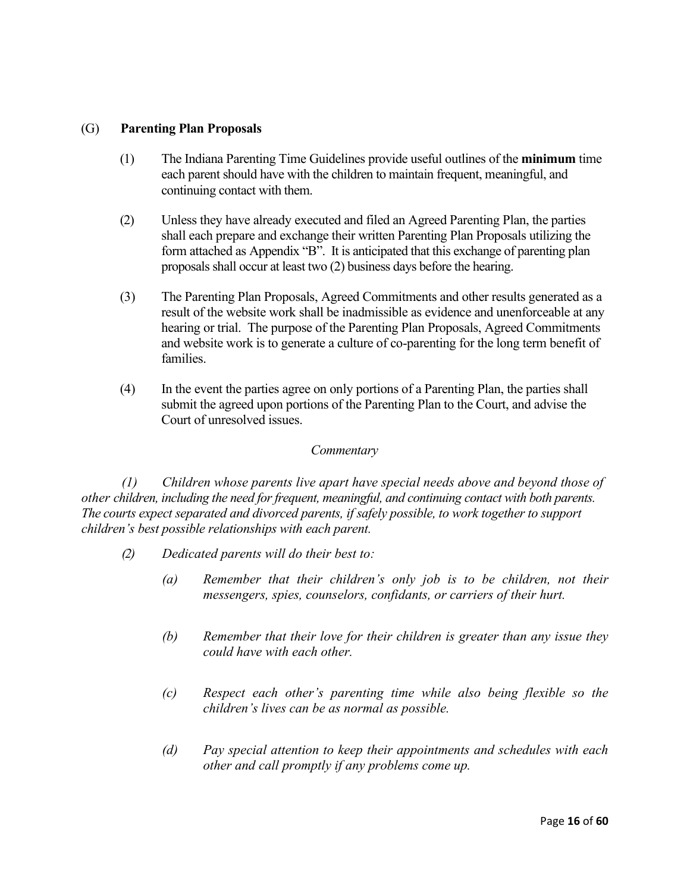### (G) **Parenting Plan Proposals**

(1) The Indiana Parenting Time Guidelines provide useful outlines of the **minimum** time each parent should have with the children to maintain frequent, meaningful, and continuing contact with them.

(2) Unless they have already executed and filed an Agreed Parenting Plan, the parties shall each prepare and exchange their written Parenting Plan Proposals utilizing the form attached as Appendix "B". It is anticipated that this exchange of parenting plan proposals shall occur at least two (2) business days before the hearing.

(3) The Parenting Plan Proposals, Agreed Commitments and other results generated as a result of the website work shall be inadmissible as evidence and unenforceable at any hearing or trial. The purpose of the Parenting Plan Proposals, Agreed Commitments and website work is to generate a culture of co-parenting for the long term benefit of families.

(4) In the event the parties agree on only portions of a Parenting Plan, the parties shall submit the agreed upon portions of the Parenting Plan to the Court, and advise the Court of unresolved issues.

*Commentary*

*(1) Children whose parents live apart have special needs above and beyond those of other children, including the need for frequent, meaningful, and continuing contact with both parents. The courts expect separated and divorced parents, if safely possible, to work together to support children's best possible relationships with each parent.*

*(2) Dedicated parents will do their best to:*

*(a) Remember that their children's only job is to be children, not their messengers, spies, counselors, confidants, or carriers of their hurt.*

*(b) Remember that their love for their children is greater than any issue they could have with each other.*

*(c) Respect each other's parenting time while also being flexible so the children's lives can be as normal as possible.*

*(d) Pay special attention to keep their appointments and schedules with each other and call promptly if any problems come up.*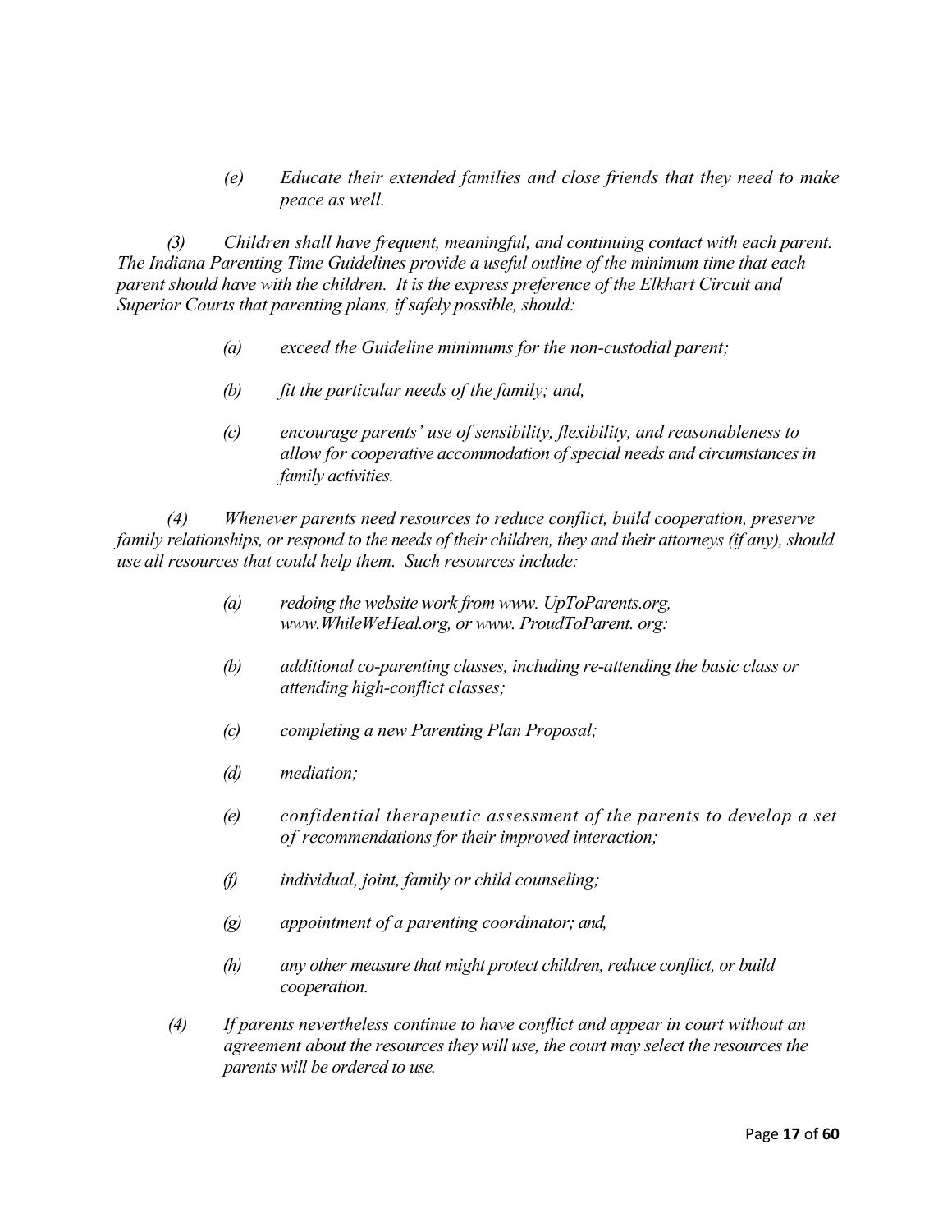*(e) Educate their extended families and close friends that they need to make peace as well.*

*(3) Children shall have frequent, meaningful, and continuing contact with each parent. The Indiana Parenting Time Guidelines provide a useful outline of the minimum time that each parent should have with the children. It is the express preference of the Elkhart Circuit and Superior Courts that parenting plans, if safely possible, should:*

*(a) exceed the Guideline minimums for the non-custodial parent;*

*(b) fit the particular needs of the family; and,*

*(c) encourage parents' use of sensibility, flexibility, and reasonableness to allow for cooperative accommodation of special needs and circumstances in family activities.*

*(4) Whenever parents need resources to reduce conflict, build cooperation, preserve family relationships, or respond to the needs of their children, they and their attorneys (if any), should use all resources that could help them. Such resources include:*

*(a) redoing the website work from www. UpToParents.org, www.WhileWeHeal.org, or www. ProudToParent. org:*

*(b) additional co-parenting classes, including re-attending the basic class or attending high-conflict classes;*

*(c) completing a new Parenting Plan Proposal;*

*(d) mediation;*

*(e) confidential therapeutic assessment of the parents to develop a set of recommendations for their improved interaction;*

*(f) individual, joint, family or child counseling;*

*(g) appointment of a parenting coordinator; and,*

*(h) any other measure that might protect children, reduce conflict, or build cooperation.*

*(4) If parents nevertheless continue to have conflict and appear in court without an agreement about the resources they will use, the court may select the resources the parents will be ordered to use.*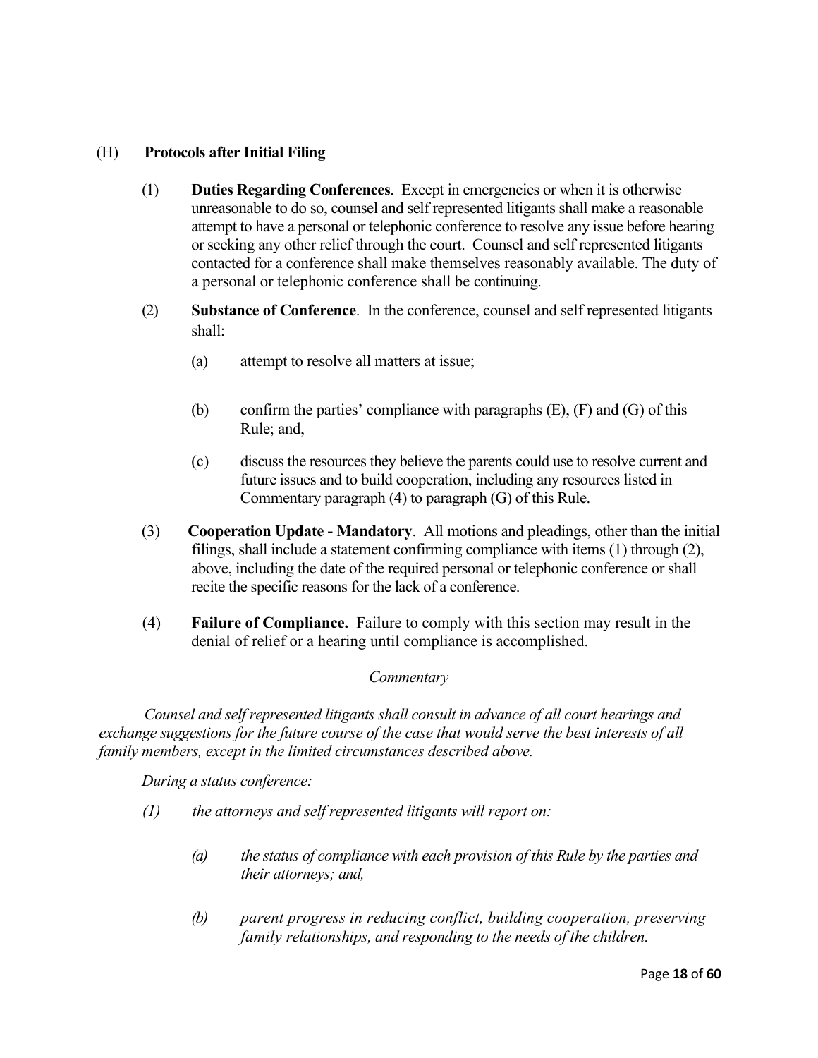(H) **Protocols after Initial Filing**

(1) **Duties Regarding Conferences**. Except in emergencies or when it is otherwise unreasonable to do so, counsel and self represented litigants shall make a reasonable attempt to have a personal or telephonic conference to resolve any issue before hearing or seeking any other relief through the court. Counsel and self represented litigants contacted for a conference shall make themselves reasonably available. The duty of a personal or telephonic conference shall be continuing.

(2) **Substance of Conference**. In the conference, counsel and self represented litigants shall:

(a) attempt to resolve all matters at issue;

(b) confirm the parties' compliance with paragraphs (E), (F) and (G) of this Rule; and,

(c) discuss the resources they believe the parents could use to resolve current and future issues and to build cooperation, including any resources listed in Commentary paragraph (4) to paragraph (G) of this Rule.

(3) **Cooperation Update - Mandatory**. All motions and pleadings, other than the initial filings, shall include a statement confirming compliance with items (1) through (2), above, including the date of the required personal or telephonic conference or shall recite the specific reasons for the lack of a conference.

(4) **Failure of Compliance.** Failure to comply with this section may result in the denial of relief or a hearing until compliance is accomplished.

*Commentary*

*Counsel and self represented litigants shall consult in advance of all court hearings and exchange suggestions for the future course of the case that would serve the best interests of all family members, except in the limited circumstances described above.*

*During a status conference:*

*(1) the attorneys and self represented litigants will report on:*

*(a) the status of compliance with each provision of this Rule by the parties and their attorneys; and,*

*(b) parent progress in reducing conflict, building cooperation, preserving family relationships, and responding to the needs of the children.*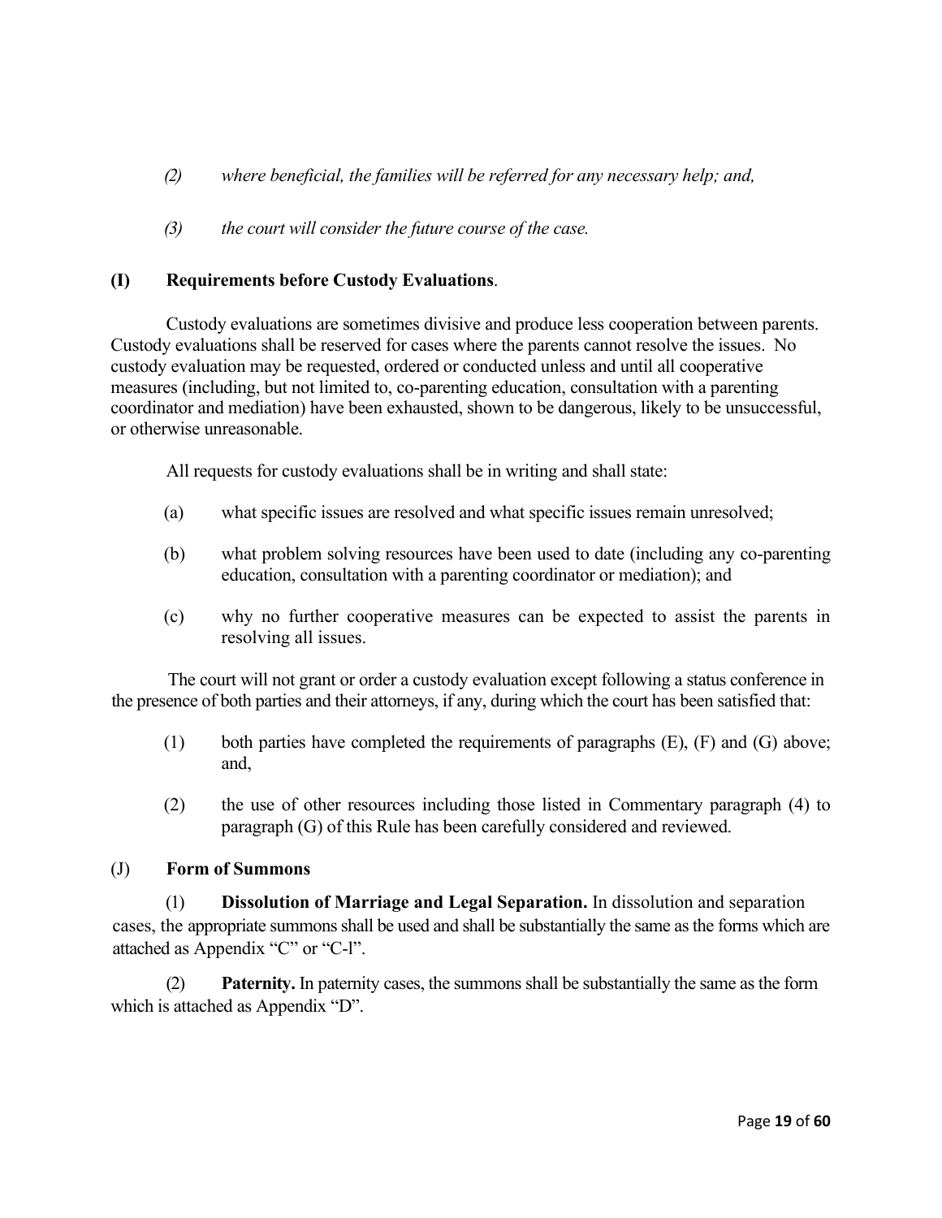*(2) where beneficial, the families will be referred for any necessary help; and,*

*(3) the court will consider the future course of the case.*

**(I) Requirements before Custody Evaluations**.

Custody evaluations are sometimes divisive and produce less cooperation between parents. Custody evaluations shall be reserved for cases where the parents cannot resolve the issues. No custody evaluation may be requested, ordered or conducted unless and until all cooperative measures (including, but not limited to, co-parenting education, consultation with a parenting coordinator and mediation) have been exhausted, shown to be dangerous, likely to be unsuccessful, or otherwise unreasonable.

All requests for custody evaluations shall be in writing and shall state:

(a) what specific issues are resolved and what specific issues remain unresolved;

(b) what problem solving resources have been used to date (including any co-parenting education, consultation with a parenting coordinator or mediation); and

(c) why no further cooperative measures can be expected to assist the parents in resolving all issues.

The court will not grant or order a custody evaluation except following a status conference in the presence of both parties and their attorneys, if any, during which the court has been satisfied that:

(1) both parties have completed the requirements of paragraphs (E), (F) and (G) above; and,

(2) the use of other resources including those listed in Commentary paragraph (4) to paragraph (G) of this Rule has been carefully considered and reviewed.

(J) **Form of Summons**

(1) **Dissolution of Marriage and Legal Separation.** In dissolution and separation cases, the appropriate summons shall be used and shall be substantially the same as the forms which are attached as Appendix "C" or "C-l".

(2) **Paternity.** In paternity cases, the summons shall be substantially the same as the form which is attached as Appendix "D".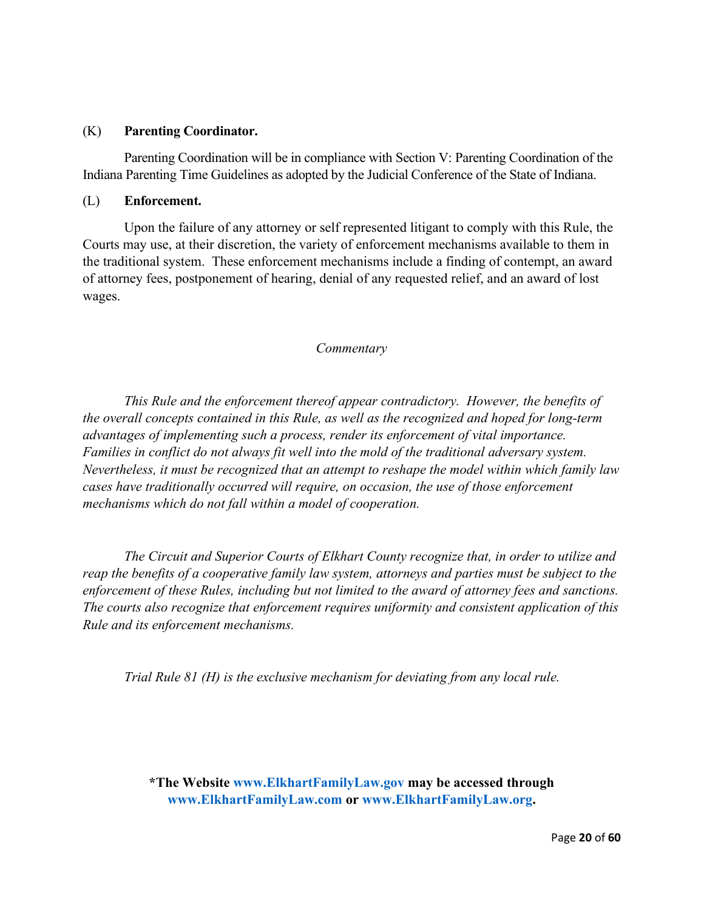(K) **Parenting Coordinator.**

Parenting Coordination will be in compliance with Section V: Parenting Coordination of the Indiana Parenting Time Guidelines as adopted by the Judicial Conference of the State of Indiana.

(L) **Enforcement.**

Upon the failure of any attorney or self represented litigant to comply with this Rule, the Courts may use, at their discretion, the variety of enforcement mechanisms available to them in the traditional system. These enforcement mechanisms include a finding of contempt, an award of attorney fees, postponement of hearing, denial of any requested relief, and an award of lost wages.

*Commentary*

*This Rule and the enforcement thereof appear contradictory. However, the benefits of the overall concepts contained in this Rule, as well as the recognized and hoped for long-term advantages of implementing such a process, render its enforcement of vital importance. Families in conflict do not always fit well into the mold of the traditional adversary system. Nevertheless, it must be recognized that an attempt to reshape the model within which family law cases have traditionally occurred will require, on occasion, the use of those enforcement mechanisms which do not fall within a model of cooperation.*

*The Circuit and Superior Courts of Elkhart County recognize that, in order to utilize and reap the benefits of a cooperative family law system, attorneys and parties must be subject to the enforcement of these Rules, including but not limited to the award of attorney fees and sanctions. The courts also recognize that enforcement requires uniformity and consistent application of this Rule and its enforcement mechanisms.*

*Trial Rule 81 (H) is the exclusive mechanism for deviating from any local rule.*

**\*The Website www.ElkhartFamilyLaw.gov may be accessed through www.ElkhartFamilyLaw.com or www.ElkhartFamilyLaw.org.**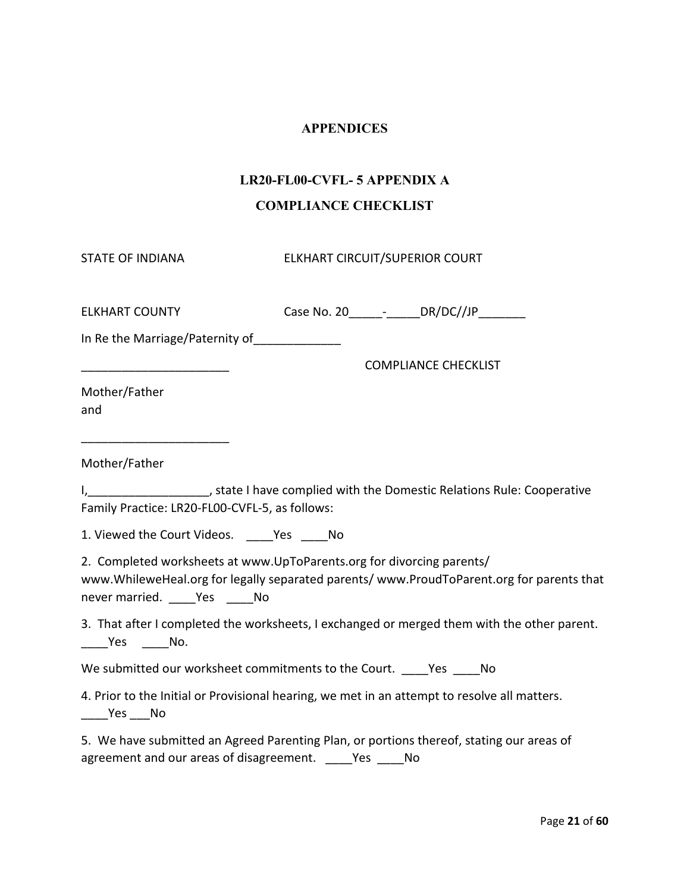# APPENDICES

## LR20-FL00-CVFL- 5 APPENDIX A

## COMPLIANCE CHECKLIST

STATE OF INDIANA ELKHART CIRCUIT/SUPERIOR COURT

ELKHART COUNTY Case No. 20_____-_____DR/DC//JP_______

In Re the Marriage/Paternity of_____________

______________________ COMPLIANCE CHECKLIST

Mother/Father
and

______________________

Mother/Father

I,__________________, state I have complied with the Domestic Relations Rule: Cooperative Family Practice: LR20-FL00-CVFL-5, as follows:

1. Viewed the Court Videos. ____Yes ____No

2. Completed worksheets at www.UpToParents.org for divorcing parents/ www.WhileweHeal.org for legally separated parents/ www.ProudToParent.org for parents that never married. ____Yes ____No

3. That after I completed the worksheets, I exchanged or merged them with the other parent. ____Yes ____No.

We submitted our worksheet commitments to the Court. ____Yes ____No

4. Prior to the Initial or Provisional hearing, we met in an attempt to resolve all matters. ____Yes ___No

5. We have submitted an Agreed Parenting Plan, or portions thereof, stating our areas of agreement and our areas of disagreement. ____Yes ____No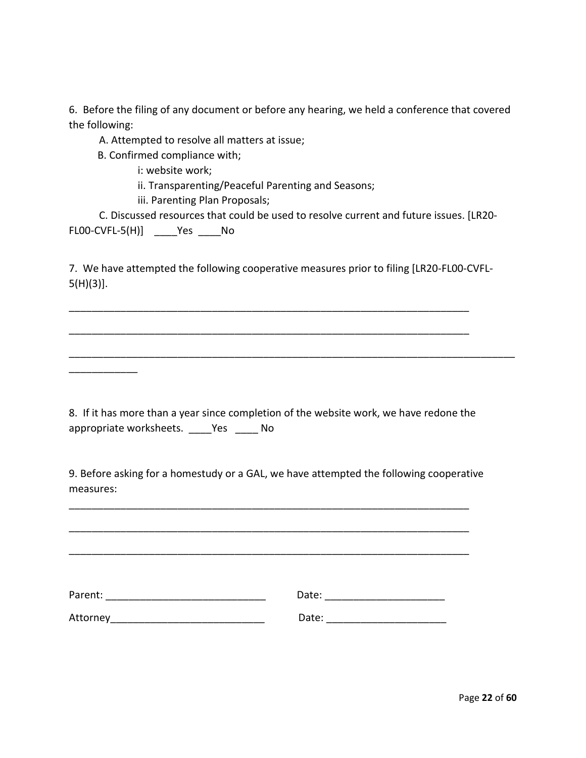6. Before the filing of any document or before any hearing, we held a conference that covered the following:

A. Attempted to resolve all matters at issue;

B. Confirmed compliance with;

i: website work;

ii. Transparenting/Peaceful Parenting and Seasons;

iii. Parenting Plan Proposals;

C. Discussed resources that could be used to resolve current and future issues. [LR20-FL00-CVFL-5(H)] ____Yes ____No

7. We have attempted the following cooperative measures prior to filing [LR20-FL00-CVFL-5(H)(3)].

________________________________________________________________________

________________________________________________________________________

________________________________________________________________________________
____________

8. If it has more than a year since completion of the website work, we have redone the appropriate worksheets. ____Yes ____ No

9. Before asking for a homestudy or a GAL, we have attempted the following cooperative measures:

________________________________________________________________________

________________________________________________________________________

________________________________________________________________________

Parent: ____________________________ Date: _____________________

Attorney___________________________ Date: _____________________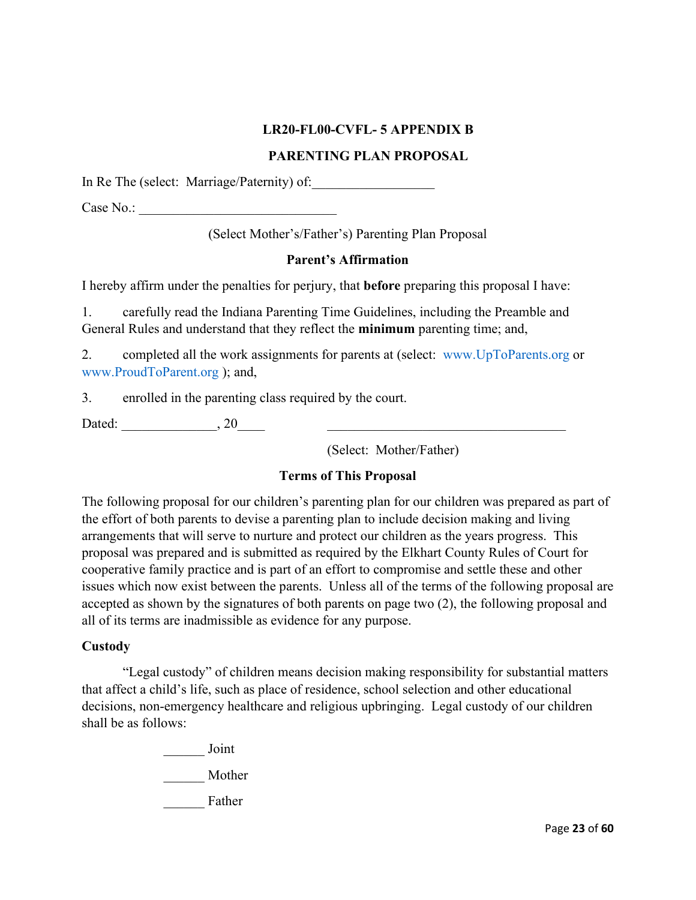**LR20-FL00-CVFL- 5 APPENDIX B**

**PARENTING PLAN PROPOSAL**

In Re The (select: Marriage/Paternity) of:_________________

Case No.: _____________________________

(Select Mother's/Father's) Parenting Plan Proposal

**Parent's Affirmation**

I hereby affirm under the penalties for perjury, that **before** preparing this proposal I have:

1. carefully read the Indiana Parenting Time Guidelines, including the Preamble and General Rules and understand that they reflect the **minimum** parenting time; and,

2. completed all the work assignments for parents at (select: www.UpToParents.org or www.ProudToParent.org ); and,

3. enrolled in the parenting class required by the court.

Dated: _____________, 20____ ___________________________________

(Select: Mother/Father)

**Terms of This Proposal**

The following proposal for our children's parenting plan for our children was prepared as part of the effort of both parents to devise a parenting plan to include decision making and living arrangements that will serve to nurture and protect our children as the years progress. This proposal was prepared and is submitted as required by the Elkhart County Rules of Court for cooperative family practice and is part of an effort to compromise and settle these and other issues which now exist between the parents. Unless all of the terms of the following proposal are accepted as shown by the signatures of both parents on page two (2), the following proposal and all of its terms are inadmissible as evidence for any purpose.

**Custody**

"Legal custody" of children means decision making responsibility for substantial matters that affect a child's life, such as place of residence, school selection and other educational decisions, non-emergency healthcare and religious upbringing. Legal custody of our children shall be as follows:

______ Joint

______ Mother

______ Father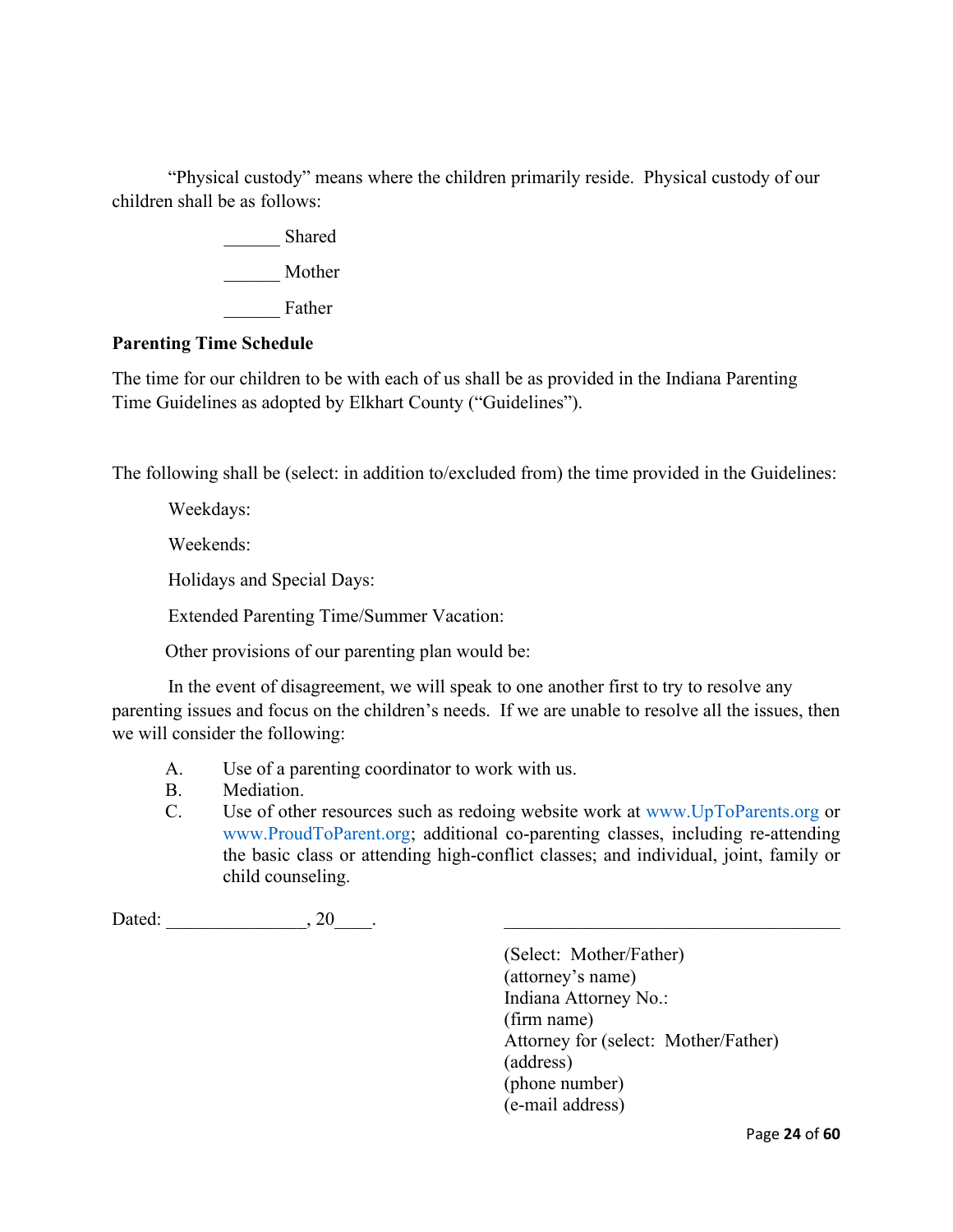"Physical custody" means where the children primarily reside. Physical custody of our children shall be as follows:

______ Shared

______ Mother

______ Father

**Parenting Time Schedule**

The time for our children to be with each of us shall be as provided in the Indiana Parenting Time Guidelines as adopted by Elkhart County ("Guidelines").

The following shall be (select: in addition to/excluded from) the time provided in the Guidelines:

Weekdays:

Weekends:

Holidays and Special Days:

Extended Parenting Time/Summer Vacation:

Other provisions of our parenting plan would be:

In the event of disagreement, we will speak to one another first to try to resolve any parenting issues and focus on the children's needs. If we are unable to resolve all the issues, then we will consider the following:

A. Use of a parenting coordinator to work with us.
B. Mediation.
C. Use of other resources such as redoing website work at www.UpToParents.org or www.ProudToParent.org; additional co-parenting classes, including re-attending the basic class or attending high-conflict classes; and individual, joint, family or child counseling.

Dated: _______________, 20____.

____________________________________

(Select: Mother/Father)
(attorney's name)
Indiana Attorney No.:
(firm name)
Attorney for (select: Mother/Father)
(address)
(phone number)
(e-mail address)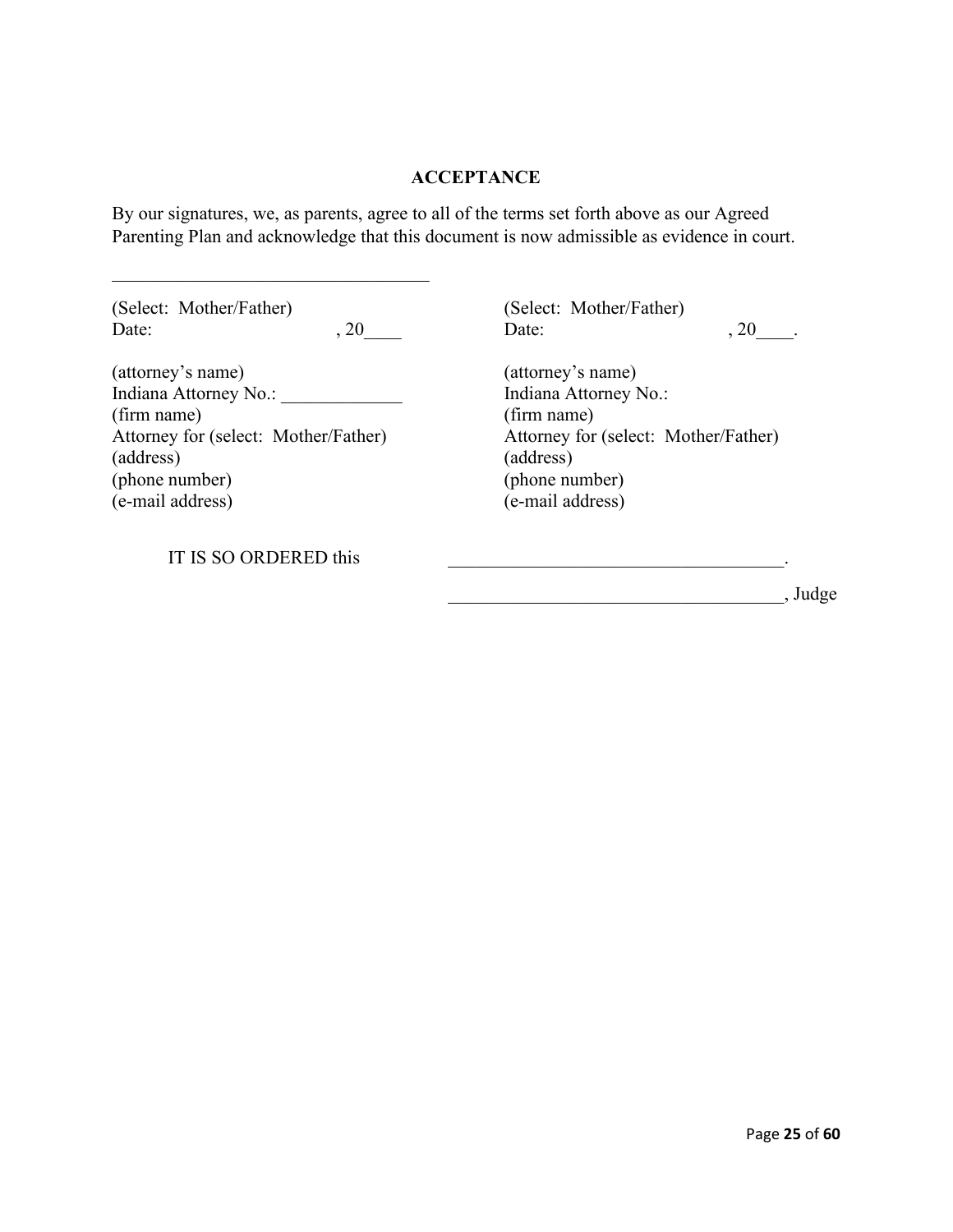## ACCEPTANCE

By our signatures, we, as parents, agree to all of the terms set forth above as our Agreed Parenting Plan and acknowledge that this document is now admissible as evidence in court.

\_\_\_\_\_\_\_\_\_\_\_\_\_\_\_\_\_\_\_\_\_\_\_\_\_\_\_\_\_\_\_\_\_\_

(Select: Mother/Father)
Date: , 20\_\_\_\_

(attorney's name)
Indiana Attorney No.: \_\_\_\_\_\_\_\_\_\_\_\_\_
(firm name)
Attorney for (select: Mother/Father)
(address)
(phone number)
(e-mail address)

(Select: Mother/Father)
Date: , 20\_\_\_\_.

(attorney's name)
Indiana Attorney No.:
(firm name)
Attorney for (select: Mother/Father)
(address)
(phone number)
(e-mail address)

IT IS SO ORDERED this \_\_\_\_\_\_\_\_\_\_\_\_\_\_\_\_\_\_\_\_\_\_\_\_\_\_\_\_\_\_\_\_\_\_\_\_\_.

\_\_\_\_\_\_\_\_\_\_\_\_\_\_\_\_\_\_\_\_\_\_\_\_\_\_\_\_\_\_\_\_\_\_\_\_\_, Judge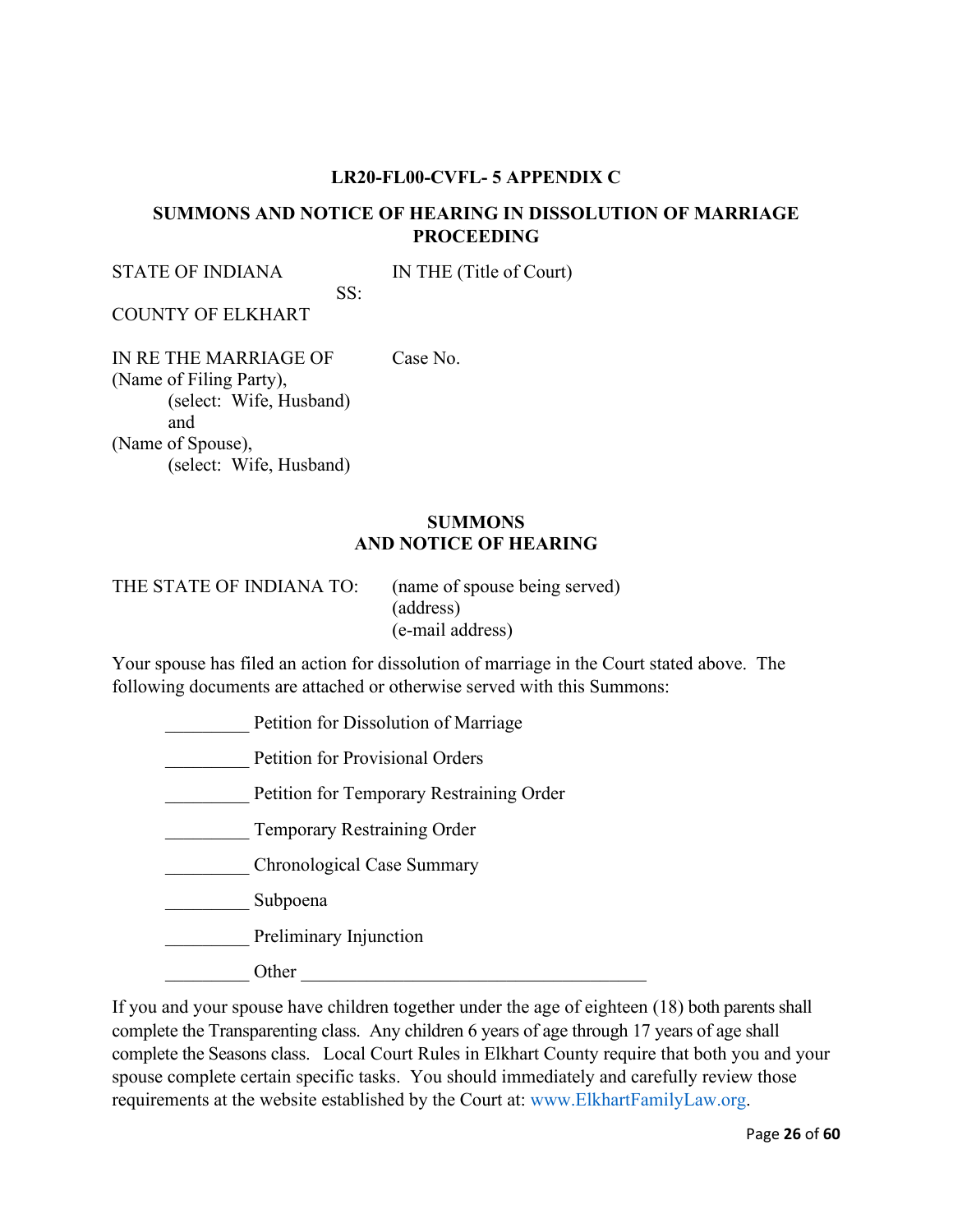**LR20-FL00-CVFL- 5 APPENDIX C**

**SUMMONS AND NOTICE OF HEARING IN DISSOLUTION OF MARRIAGE PROCEEDING**

STATE OF INDIANA                    IN THE (Title of Court)
                                    SS:
COUNTY OF ELKHART

IN RE THE MARRIAGE OF               Case No.
(Name of Filing Party),
    (select: Wife, Husband)
    and
(Name of Spouse),
    (select: Wife, Husband)

**SUMMONS**
**AND NOTICE OF HEARING**

THE STATE OF INDIANA TO:    (name of spouse being served)
                            (address)
                            (e-mail address)

Your spouse has filed an action for dissolution of marriage in the Court stated above. The following documents are attached or otherwise served with this Summons:

_________ Petition for Dissolution of Marriage

_________ Petition for Provisional Orders

_________ Petition for Temporary Restraining Order

_________ Temporary Restraining Order

_________ Chronological Case Summary

_________ Subpoena

_________ Preliminary Injunction

_________ Other ______________________________________

If you and your spouse have children together under the age of eighteen (18) both parents shall complete the Transparenting class. Any children 6 years of age through 17 years of age shall complete the Seasons class. Local Court Rules in Elkhart County require that both you and your spouse complete certain specific tasks. You should immediately and carefully review those requirements at the website established by the Court at: www.ElkhartFamilyLaw.org.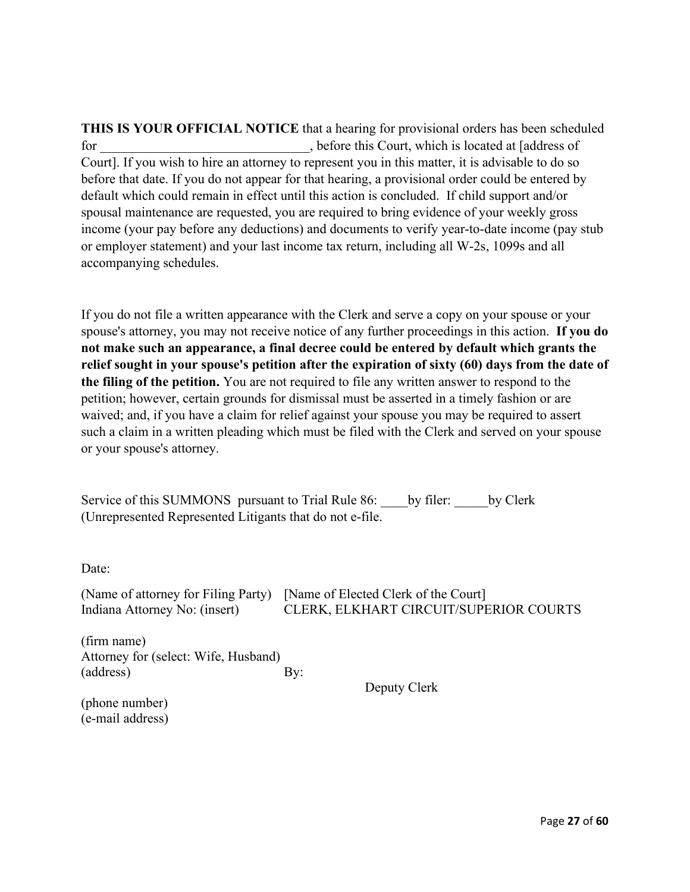**THIS IS YOUR OFFICIAL NOTICE** that a hearing for provisional orders has been scheduled for _______________________________, before this Court, which is located at [address of Court]. If you wish to hire an attorney to represent you in this matter, it is advisable to do so before that date. If you do not appear for that hearing, a provisional order could be entered by default which could remain in effect until this action is concluded. If child support and/or spousal maintenance are requested, you are required to bring evidence of your weekly gross income (your pay before any deductions) and documents to verify year-to-date income (pay stub or employer statement) and your last income tax return, including all W-2s, 1099s and all accompanying schedules.

If you do not file a written appearance with the Clerk and serve a copy on your spouse or your spouse's attorney, you may not receive notice of any further proceedings in this action. **If you do not make such an appearance, a final decree could be entered by default which grants the relief sought in your spouse's petition after the expiration of sixty (60) days from the date of the filing of the petition.** You are not required to file any written answer to respond to the petition; however, certain grounds for dismissal must be asserted in a timely fashion or are waived; and, if you have a claim for relief against your spouse you may be required to assert such a claim in a written pleading which must be filed with the Clerk and served on your spouse or your spouse's attorney.

Service of this SUMMONS pursuant to Trial Rule 86: ____by filer: _____by Clerk (Unrepresented Represented Litigants that do not e-file.

Date:

(Name of attorney for Filing Party)
Indiana Attorney No: (insert)

(firm name)
Attorney for (select: Wife, Husband)
(address)

(phone number)
(e-mail address)

[Name of Elected Clerk of the Court]
CLERK, ELKHART CIRCUIT/SUPERIOR COURTS

By:

Deputy Clerk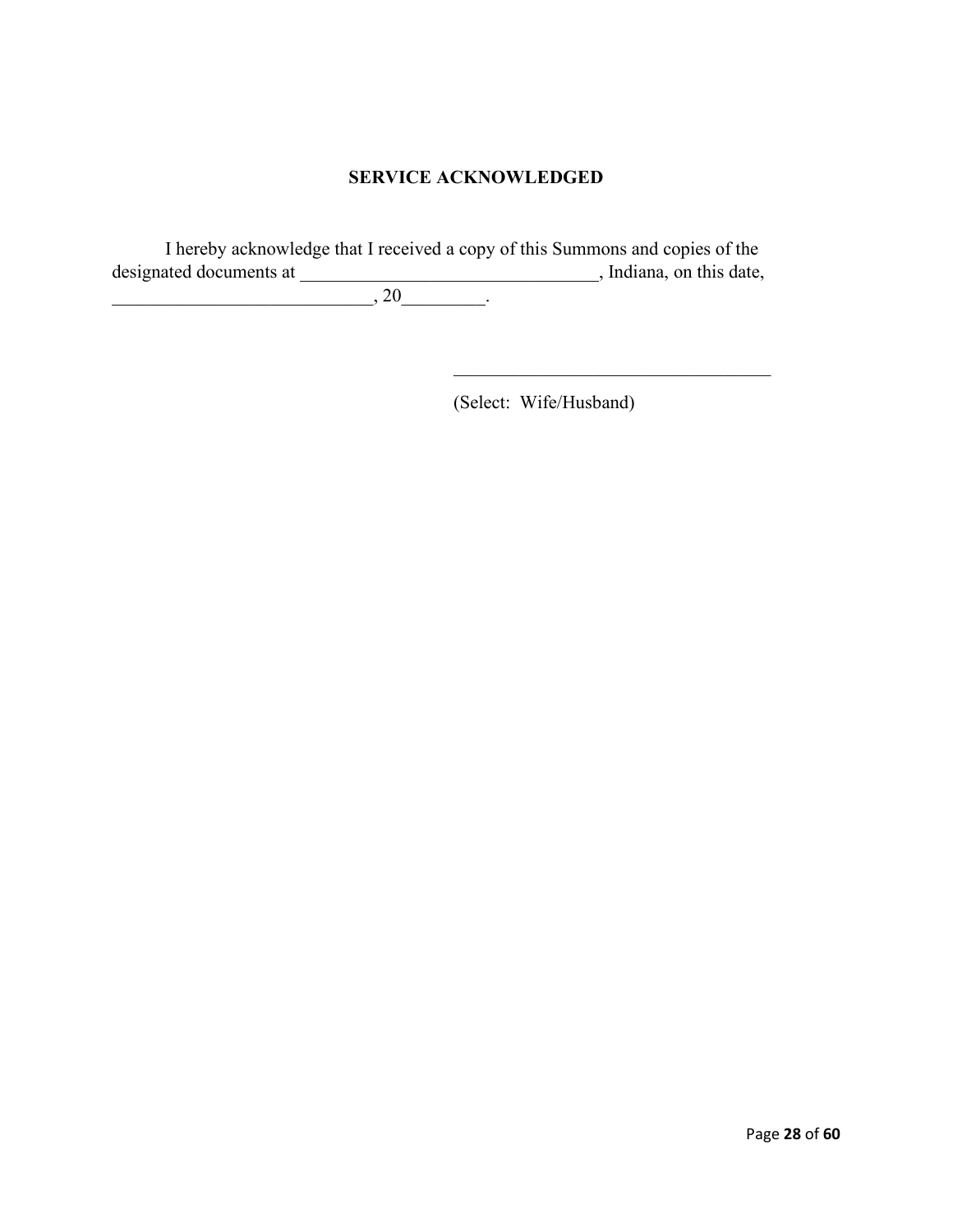## SERVICE ACKNOWLEDGED

I hereby acknowledge that I received a copy of this Summons and copies of the designated documents at ________________________________, Indiana, on this date, ____________________________, 20_________.

___________________________________

(Select: Wife/Husband)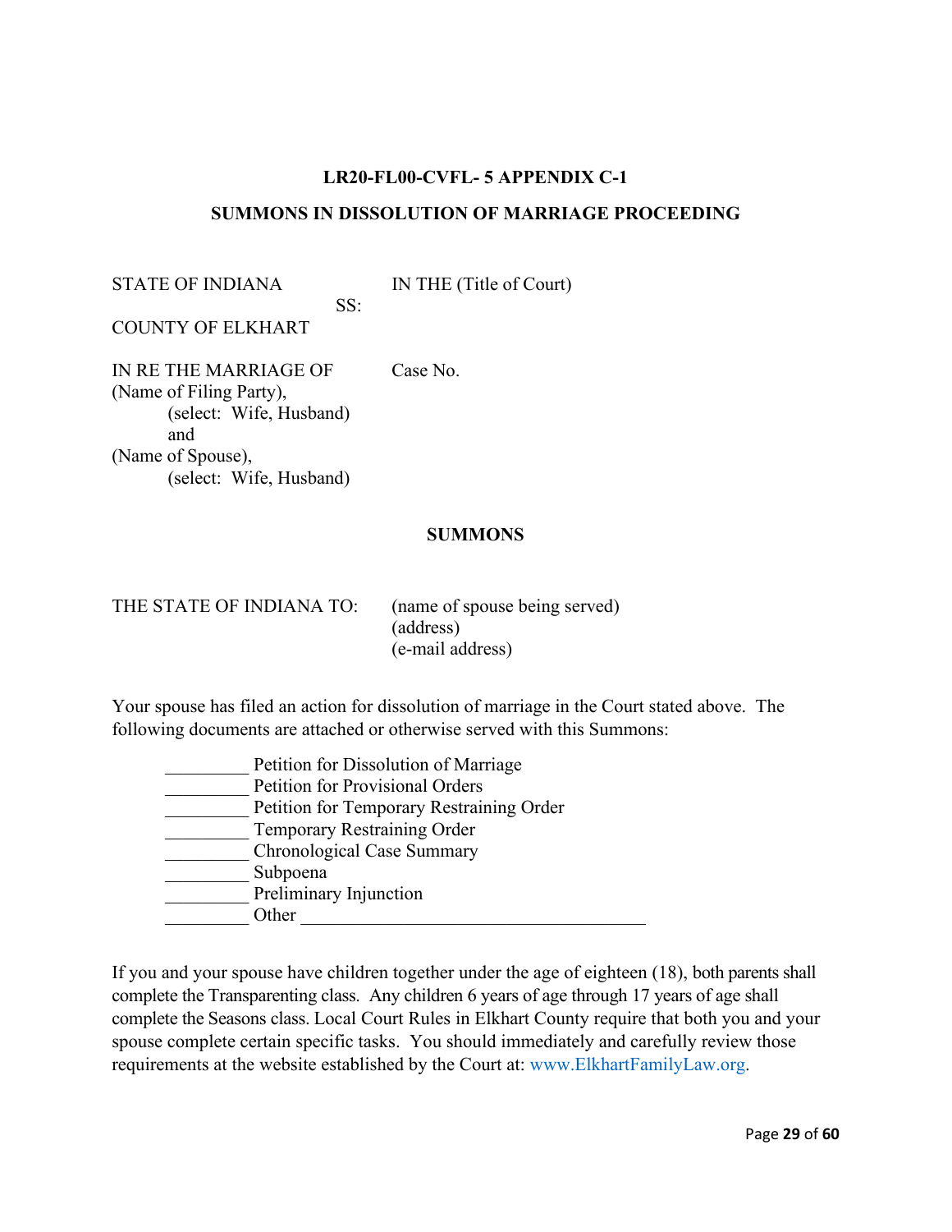**LR20-FL00-CVFL- 5 APPENDIX C-1**

**SUMMONS IN DISSOLUTION OF MARRIAGE PROCEEDING**

STATE OF INDIANA                    IN THE (Title of Court)
                                    SS:
COUNTY OF ELKHART

IN RE THE MARRIAGE OF               Case No.
(Name of Filing Party),
    (select: Wife, Husband)
    and
(Name of Spouse),
    (select: Wife, Husband)

**SUMMONS**

THE STATE OF INDIANA TO:    (name of spouse being served)
                            (address)
                            (e-mail address)

Your spouse has filed an action for dissolution of marriage in the Court stated above. The following documents are attached or otherwise served with this Summons:

_________ Petition for Dissolution of Marriage
_________ Petition for Provisional Orders
_________ Petition for Temporary Restraining Order
_________ Temporary Restraining Order
_________ Chronological Case Summary
_________ Subpoena
_________ Preliminary Injunction
_________ Other _____________________________________

If you and your spouse have children together under the age of eighteen (18), both parents shall complete the Transparenting class. Any children 6 years of age through 17 years of age shall complete the Seasons class. Local Court Rules in Elkhart County require that both you and your spouse complete certain specific tasks. You should immediately and carefully review those requirements at the website established by the Court at: www.ElkhartFamilyLaw.org.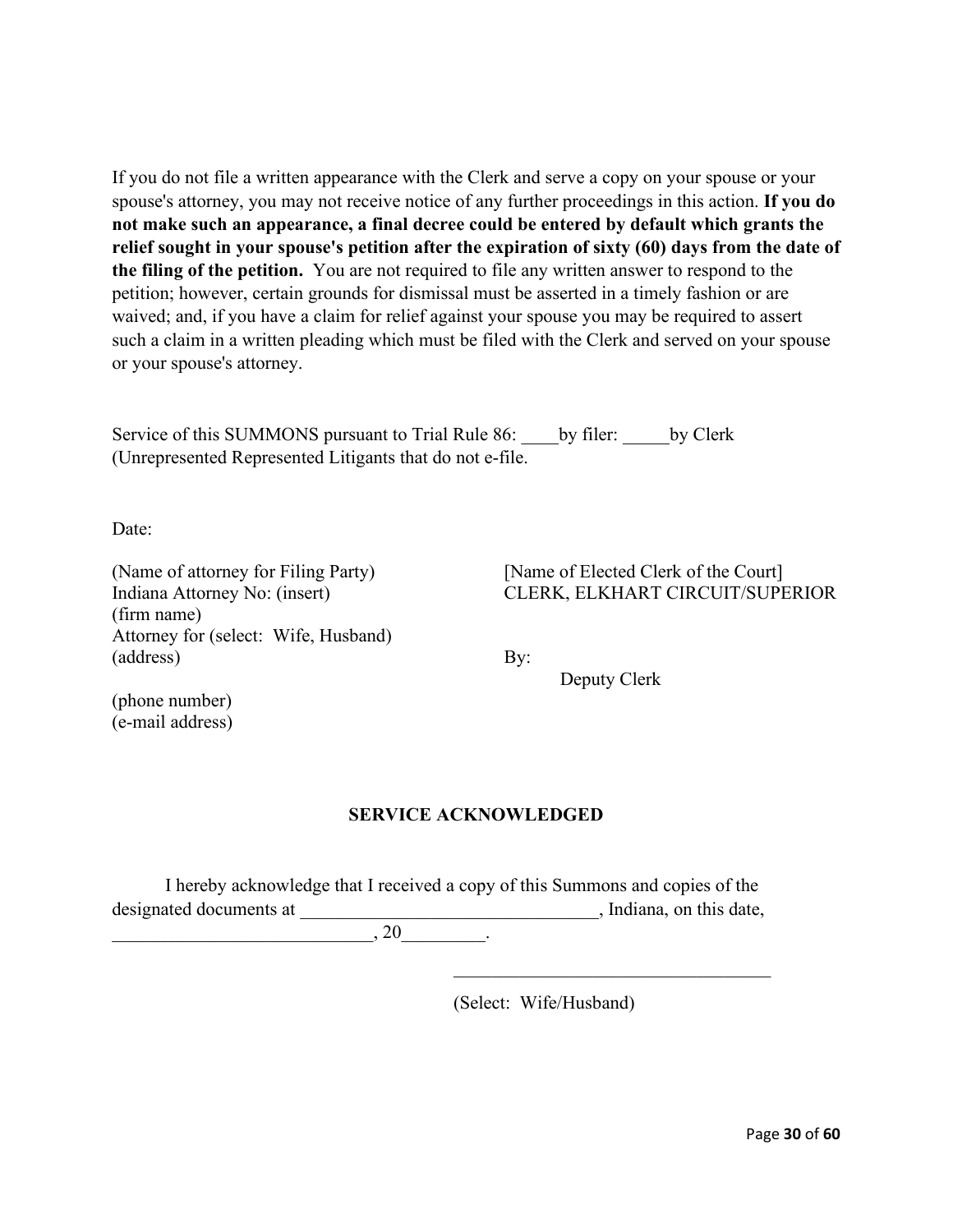If you do not file a written appearance with the Clerk and serve a copy on your spouse or your spouse's attorney, you may not receive notice of any further proceedings in this action. **If you do not make such an appearance, a final decree could be entered by default which grants the relief sought in your spouse's petition after the expiration of sixty (60) days from the date of the filing of the petition.** You are not required to file any written answer to respond to the petition; however, certain grounds for dismissal must be asserted in a timely fashion or are waived; and, if you have a claim for relief against your spouse you may be required to assert such a claim in a written pleading which must be filed with the Clerk and served on your spouse or your spouse's attorney.

Service of this SUMMONS pursuant to Trial Rule 86: ____by filer: _____by Clerk (Unrepresented Represented Litigants that do not e-file.

Date:

(Name of attorney for Filing Party)
Indiana Attorney No: (insert)
(firm name)
Attorney for (select: Wife, Husband)
(address)

(phone number)
(e-mail address)

[Name of Elected Clerk of the Court]
CLERK, ELKHART CIRCUIT/SUPERIOR

By:
Deputy Clerk

**SERVICE ACKNOWLEDGED**

I hereby acknowledge that I received a copy of this Summons and copies of the designated documents at ________________________________, Indiana, on this date, ____________________________, 20_________.

__________________________________
(Select: Wife/Husband)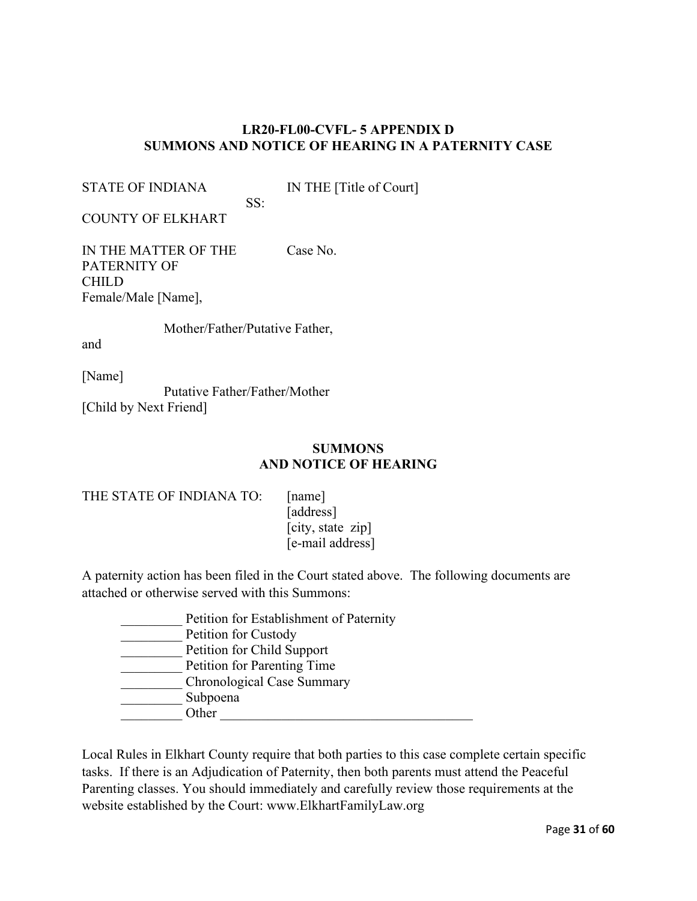**LR20-FL00-CVFL- 5 APPENDIX D**
**SUMMONS AND NOTICE OF HEARING IN A PATERNITY CASE**

STATE OF INDIANA        IN THE [Title of Court]
SS:
COUNTY OF ELKHART

IN THE MATTER OF THE PATERNITY OF CHILD        Case No.
Female/Male [Name],

Mother/Father/Putative Father,

and

[Name]

Putative Father/Father/Mother

[Child by Next Friend]

**SUMMONS**
**AND NOTICE OF HEARING**

THE STATE OF INDIANA TO:    [name]
[address]
[city, state zip]
[e-mail address]

A paternity action has been filed in the Court stated above. The following documents are attached or otherwise served with this Summons:

_________ Petition for Establishment of Paternity
_________ Petition for Custody
_________ Petition for Child Support
_________ Petition for Parenting Time
_________ Chronological Case Summary
_________ Subpoena
_________ Other ______________________________________

Local Rules in Elkhart County require that both parties to this case complete certain specific tasks. If there is an Adjudication of Paternity, then both parents must attend the Peaceful Parenting classes. You should immediately and carefully review those requirements at the website established by the Court: www.ElkhartFamilyLaw.org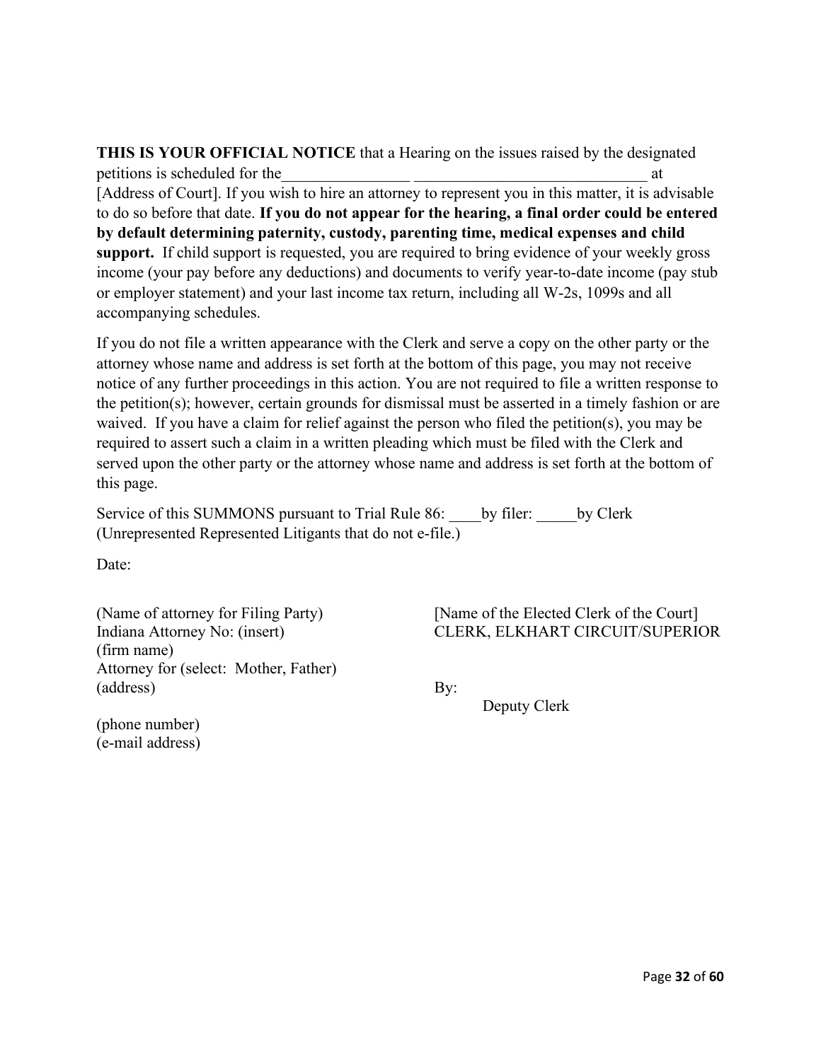**THIS IS YOUR OFFICIAL NOTICE** that a Hearing on the issues raised by the designated petitions is scheduled for the________________ _____________________________ at [Address of Court]. If you wish to hire an attorney to represent you in this matter, it is advisable to do so before that date. **If you do not appear for the hearing, a final order could be entered by default determining paternity, custody, parenting time, medical expenses and child support.** If child support is requested, you are required to bring evidence of your weekly gross income (your pay before any deductions) and documents to verify year-to-date income (pay stub or employer statement) and your last income tax return, including all W-2s, 1099s and all accompanying schedules.

If you do not file a written appearance with the Clerk and serve a copy on the other party or the attorney whose name and address is set forth at the bottom of this page, you may not receive notice of any further proceedings in this action. You are not required to file a written response to the petition(s); however, certain grounds for dismissal must be asserted in a timely fashion or are waived. If you have a claim for relief against the person who filed the petition(s), you may be required to assert such a claim in a written pleading which must be filed with the Clerk and served upon the other party or the attorney whose name and address is set forth at the bottom of this page.

Service of this SUMMONS pursuant to Trial Rule 86: ____by filer: _____by Clerk (Unrepresented Represented Litigants that do not e-file.)

Date:

(Name of attorney for Filing Party)
Indiana Attorney No: (insert)
(firm name)
Attorney for (select: Mother, Father)
(address)

(phone number)
(e-mail address)

[Name of the Elected Clerk of the Court]
CLERK, ELKHART CIRCUIT/SUPERIOR

By:
Deputy Clerk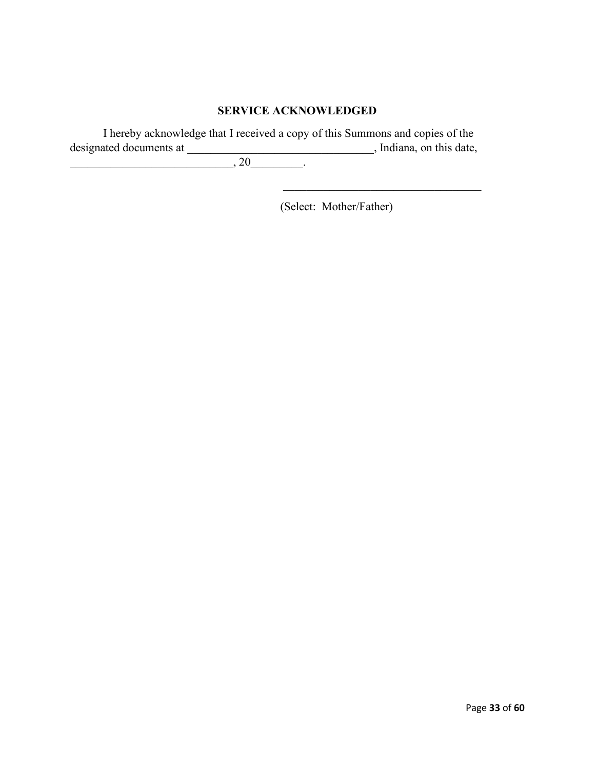**SERVICE ACKNOWLEDGED**

I hereby acknowledge that I received a copy of this Summons and copies of the designated documents at ________________________________, Indiana, on this date, ____________________________, 20_________.

___________________________________

(Select: Mother/Father)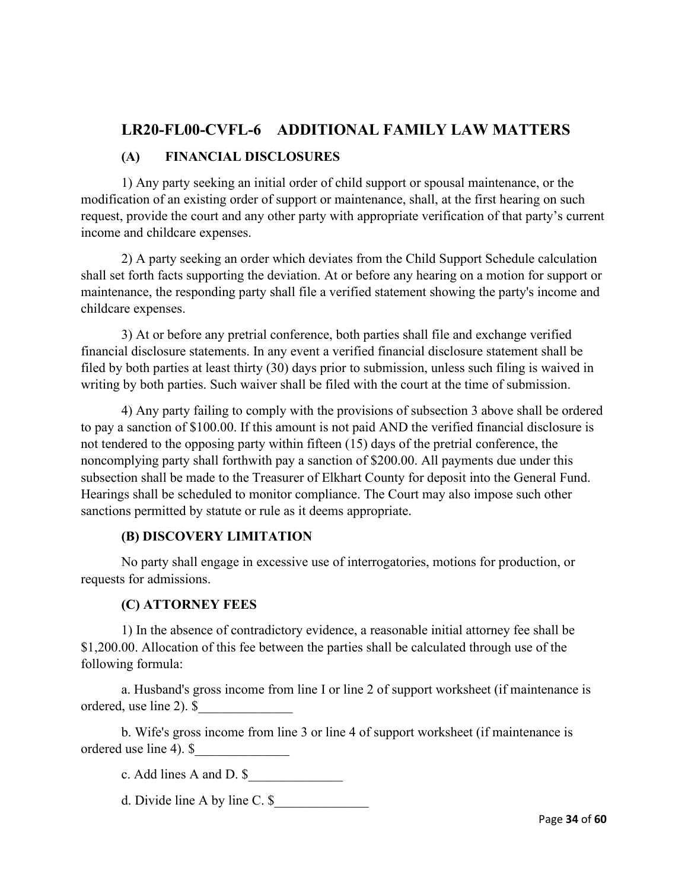## LR20-FL00-CVFL-6 ADDITIONAL FAMILY LAW MATTERS

### (A) FINANCIAL DISCLOSURES

1) Any party seeking an initial order of child support or spousal maintenance, or the modification of an existing order of support or maintenance, shall, at the first hearing on such request, provide the court and any other party with appropriate verification of that party's current income and childcare expenses.

2) A party seeking an order which deviates from the Child Support Schedule calculation shall set forth facts supporting the deviation. At or before any hearing on a motion for support or maintenance, the responding party shall file a verified statement showing the party's income and childcare expenses.

3) At or before any pretrial conference, both parties shall file and exchange verified financial disclosure statements. In any event a verified financial disclosure statement shall be filed by both parties at least thirty (30) days prior to submission, unless such filing is waived in writing by both parties. Such waiver shall be filed with the court at the time of submission.

4) Any party failing to comply with the provisions of subsection 3 above shall be ordered to pay a sanction of $100.00. If this amount is not paid AND the verified financial disclosure is not tendered to the opposing party within fifteen (15) days of the pretrial conference, the noncomplying party shall forthwith pay a sanction of $200.00. All payments due under this subsection shall be made to the Treasurer of Elkhart County for deposit into the General Fund. Hearings shall be scheduled to monitor compliance. The Court may also impose such other sanctions permitted by statute or rule as it deems appropriate.

### (B) DISCOVERY LIMITATION

No party shall engage in excessive use of interrogatories, motions for production, or requests for admissions.

### (C) ATTORNEY FEES

1) In the absence of contradictory evidence, a reasonable initial attorney fee shall be $1,200.00. Allocation of this fee between the parties shall be calculated through use of the following formula:

a. Husband's gross income from line I or line 2 of support worksheet (if maintenance is ordered, use line 2). $______________

b. Wife's gross income from line 3 or line 4 of support worksheet (if maintenance is ordered use line 4). $______________

c. Add lines A and D. $______________

d. Divide line A by line C. $______________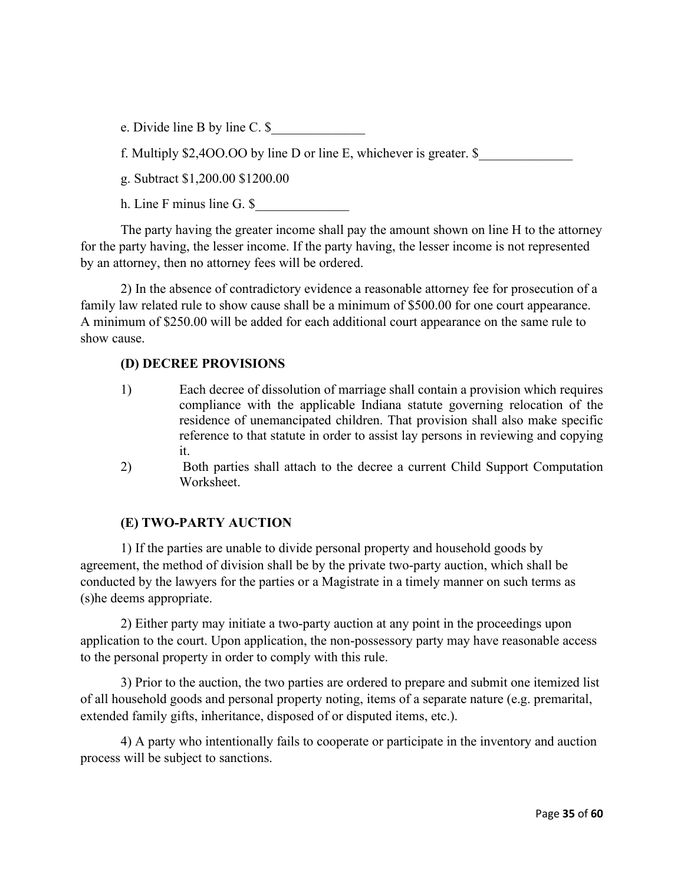e. Divide line B by line C. $______________

f. Multiply $2,4OO.OO by line D or line E, whichever is greater. $______________

g. Subtract $1,200.00 $1200.00

h. Line F minus line G. $______________

The party having the greater income shall pay the amount shown on line H to the attorney for the party having, the lesser income. If the party having, the lesser income is not represented by an attorney, then no attorney fees will be ordered.

2) In the absence of contradictory evidence a reasonable attorney fee for prosecution of a family law related rule to show cause shall be a minimum of $500.00 for one court appearance. A minimum of $250.00 will be added for each additional court appearance on the same rule to show cause.

**(D) DECREE PROVISIONS**

1) Each decree of dissolution of marriage shall contain a provision which requires compliance with the applicable Indiana statute governing relocation of the residence of unemancipated children. That provision shall also make specific reference to that statute in order to assist lay persons in reviewing and copying it.

2) Both parties shall attach to the decree a current Child Support Computation Worksheet.

**(E) TWO-PARTY AUCTION**

1) If the parties are unable to divide personal property and household goods by agreement, the method of division shall be by the private two-party auction, which shall be conducted by the lawyers for the parties or a Magistrate in a timely manner on such terms as (s)he deems appropriate.

2) Either party may initiate a two-party auction at any point in the proceedings upon application to the court. Upon application, the non-possessory party may have reasonable access to the personal property in order to comply with this rule.

3) Prior to the auction, the two parties are ordered to prepare and submit one itemized list of all household goods and personal property noting, items of a separate nature (e.g. premarital, extended family gifts, inheritance, disposed of or disputed items, etc.).

4) A party who intentionally fails to cooperate or participate in the inventory and auction process will be subject to sanctions.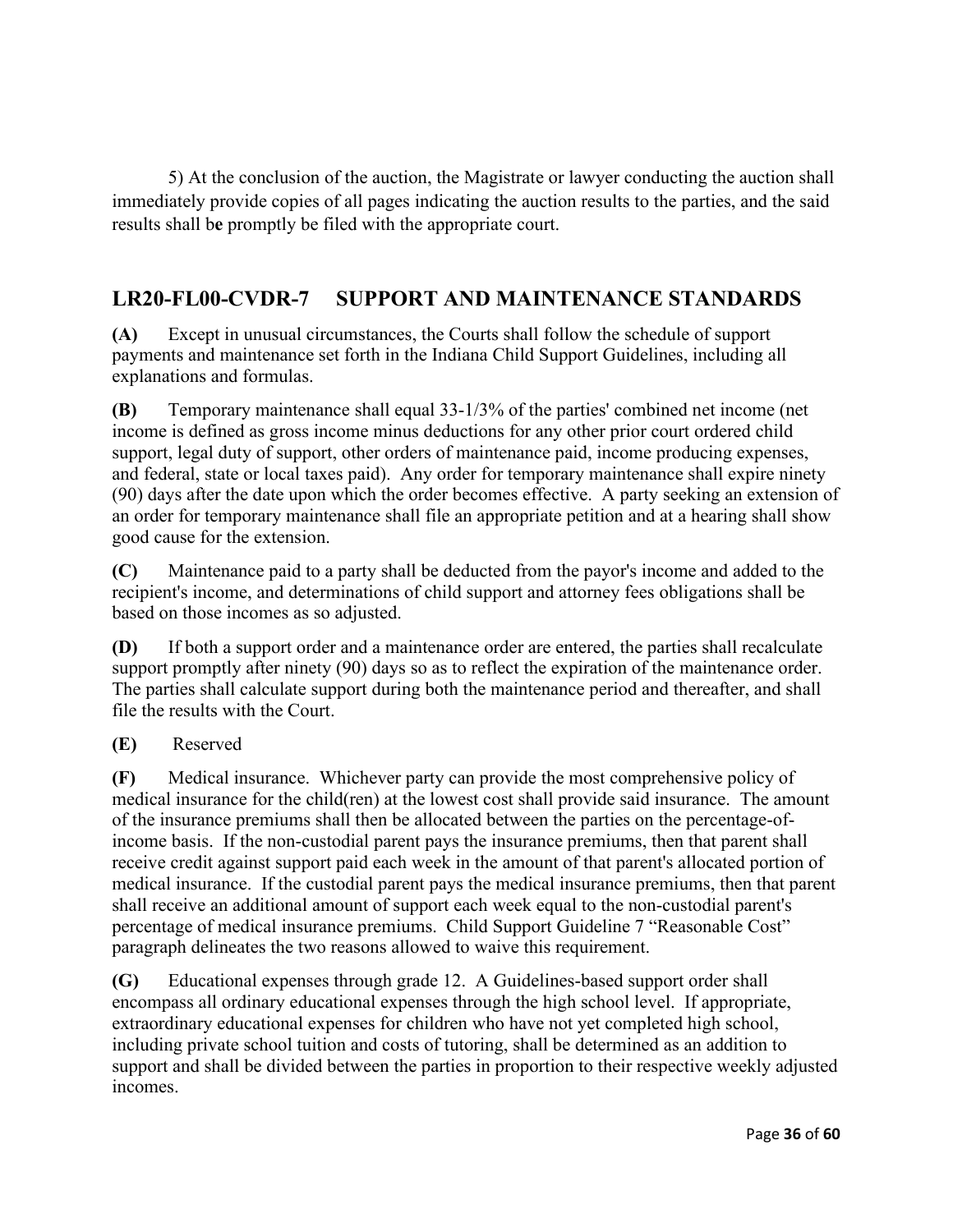5) At the conclusion of the auction, the Magistrate or lawyer conducting the auction shall immediately provide copies of all pages indicating the auction results to the parties, and the said results shall b**e** promptly be filed with the appropriate court.

## LR20-FL00-CVDR-7 SUPPORT AND MAINTENANCE STANDARDS

**(A)** Except in unusual circumstances, the Courts shall follow the schedule of support payments and maintenance set forth in the Indiana Child Support Guidelines, including all explanations and formulas.

**(B)** Temporary maintenance shall equal 33-1/3% of the parties' combined net income (net income is defined as gross income minus deductions for any other prior court ordered child support, legal duty of support, other orders of maintenance paid, income producing expenses, and federal, state or local taxes paid). Any order for temporary maintenance shall expire ninety (90) days after the date upon which the order becomes effective. A party seeking an extension of an order for temporary maintenance shall file an appropriate petition and at a hearing shall show good cause for the extension.

**(C)** Maintenance paid to a party shall be deducted from the payor's income and added to the recipient's income, and determinations of child support and attorney fees obligations shall be based on those incomes as so adjusted.

**(D)** If both a support order and a maintenance order are entered, the parties shall recalculate support promptly after ninety (90) days so as to reflect the expiration of the maintenance order. The parties shall calculate support during both the maintenance period and thereafter, and shall file the results with the Court.

**(E)** Reserved

**(F)** Medical insurance. Whichever party can provide the most comprehensive policy of medical insurance for the child(ren) at the lowest cost shall provide said insurance. The amount of the insurance premiums shall then be allocated between the parties on the percentage-of-income basis. If the non-custodial parent pays the insurance premiums, then that parent shall receive credit against support paid each week in the amount of that parent's allocated portion of medical insurance. If the custodial parent pays the medical insurance premiums, then that parent shall receive an additional amount of support each week equal to the non-custodial parent's percentage of medical insurance premiums. Child Support Guideline 7 "Reasonable Cost" paragraph delineates the two reasons allowed to waive this requirement.

**(G)** Educational expenses through grade 12. A Guidelines-based support order shall encompass all ordinary educational expenses through the high school level. If appropriate, extraordinary educational expenses for children who have not yet completed high school, including private school tuition and costs of tutoring, shall be determined as an addition to support and shall be divided between the parties in proportion to their respective weekly adjusted incomes.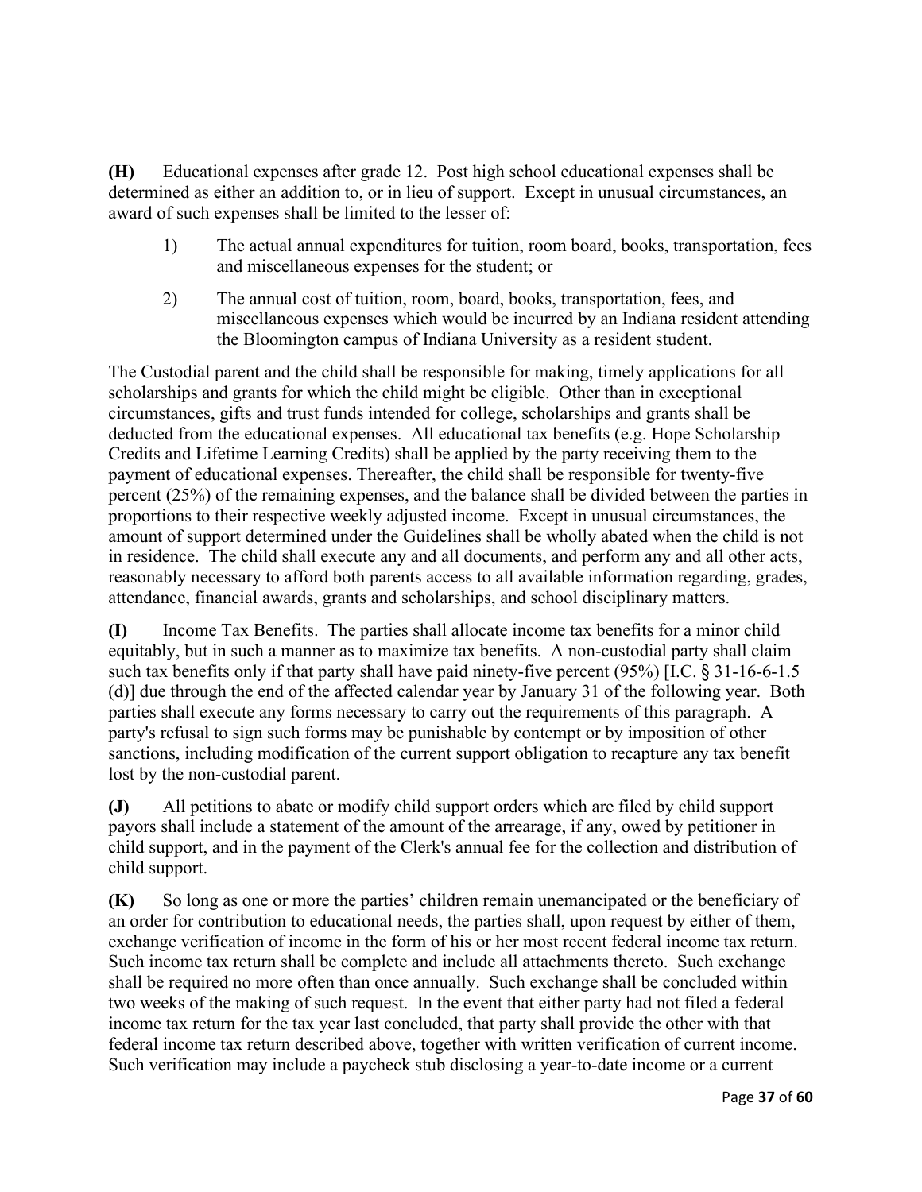**(H)** Educational expenses after grade 12. Post high school educational expenses shall be determined as either an addition to, or in lieu of support. Except in unusual circumstances, an award of such expenses shall be limited to the lesser of:

1) The actual annual expenditures for tuition, room board, books, transportation, fees and miscellaneous expenses for the student; or

2) The annual cost of tuition, room, board, books, transportation, fees, and miscellaneous expenses which would be incurred by an Indiana resident attending the Bloomington campus of Indiana University as a resident student.

The Custodial parent and the child shall be responsible for making, timely applications for all scholarships and grants for which the child might be eligible. Other than in exceptional circumstances, gifts and trust funds intended for college, scholarships and grants shall be deducted from the educational expenses. All educational tax benefits (e.g. Hope Scholarship Credits and Lifetime Learning Credits) shall be applied by the party receiving them to the payment of educational expenses. Thereafter, the child shall be responsible for twenty-five percent (25%) of the remaining expenses, and the balance shall be divided between the parties in proportions to their respective weekly adjusted income. Except in unusual circumstances, the amount of support determined under the Guidelines shall be wholly abated when the child is not in residence. The child shall execute any and all documents, and perform any and all other acts, reasonably necessary to afford both parents access to all available information regarding, grades, attendance, financial awards, grants and scholarships, and school disciplinary matters.

**(I)** Income Tax Benefits. The parties shall allocate income tax benefits for a minor child equitably, but in such a manner as to maximize tax benefits. A non-custodial party shall claim such tax benefits only if that party shall have paid ninety-five percent (95%) [I.C. § 31-16-6-1.5 (d)] due through the end of the affected calendar year by January 31 of the following year. Both parties shall execute any forms necessary to carry out the requirements of this paragraph. A party's refusal to sign such forms may be punishable by contempt or by imposition of other sanctions, including modification of the current support obligation to recapture any tax benefit lost by the non-custodial parent.

**(J)** All petitions to abate or modify child support orders which are filed by child support payors shall include a statement of the amount of the arrearage, if any, owed by petitioner in child support, and in the payment of the Clerk's annual fee for the collection and distribution of child support.

**(K)** So long as one or more the parties' children remain unemancipated or the beneficiary of an order for contribution to educational needs, the parties shall, upon request by either of them, exchange verification of income in the form of his or her most recent federal income tax return. Such income tax return shall be complete and include all attachments thereto. Such exchange shall be required no more often than once annually. Such exchange shall be concluded within two weeks of the making of such request. In the event that either party had not filed a federal income tax return for the tax year last concluded, that party shall provide the other with that federal income tax return described above, together with written verification of current income. Such verification may include a paycheck stub disclosing a year-to-date income or a current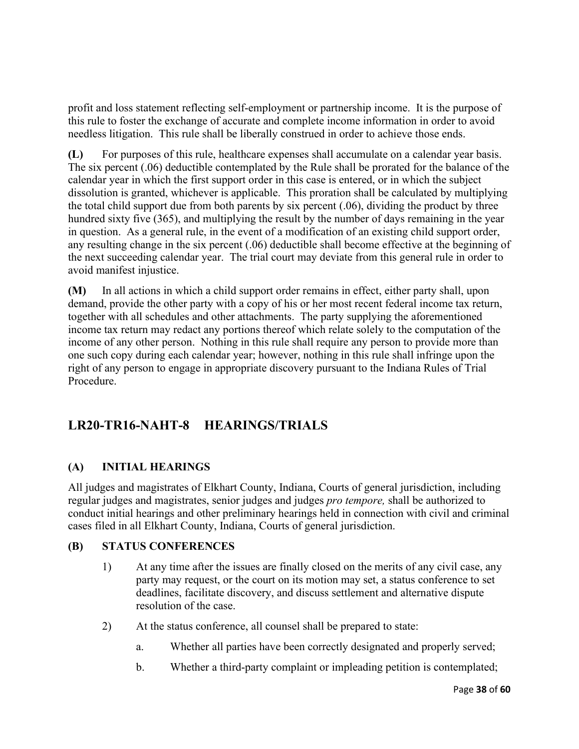profit and loss statement reflecting self-employment or partnership income. It is the purpose of this rule to foster the exchange of accurate and complete income information in order to avoid needless litigation. This rule shall be liberally construed in order to achieve those ends.

**(L)** For purposes of this rule, healthcare expenses shall accumulate on a calendar year basis. The six percent (.06) deductible contemplated by the Rule shall be prorated for the balance of the calendar year in which the first support order in this case is entered, or in which the subject dissolution is granted, whichever is applicable. This proration shall be calculated by multiplying the total child support due from both parents by six percent (.06), dividing the product by three hundred sixty five (365), and multiplying the result by the number of days remaining in the year in question. As a general rule, in the event of a modification of an existing child support order, any resulting change in the six percent (.06) deductible shall become effective at the beginning of the next succeeding calendar year. The trial court may deviate from this general rule in order to avoid manifest injustice.

**(M)** In all actions in which a child support order remains in effect, either party shall, upon demand, provide the other party with a copy of his or her most recent federal income tax return, together with all schedules and other attachments. The party supplying the aforementioned income tax return may redact any portions thereof which relate solely to the computation of the income of any other person. Nothing in this rule shall require any person to provide more than one such copy during each calendar year; however, nothing in this rule shall infringe upon the right of any person to engage in appropriate discovery pursuant to the Indiana Rules of Trial Procedure.

## LR20-TR16-NAHT-8 HEARINGS/TRIALS

### (A) INITIAL HEARINGS

All judges and magistrates of Elkhart County, Indiana, Courts of general jurisdiction, including regular judges and magistrates, senior judges and judges *pro tempore,* shall be authorized to conduct initial hearings and other preliminary hearings held in connection with civil and criminal cases filed in all Elkhart County, Indiana, Courts of general jurisdiction.

### (B) STATUS CONFERENCES

1) At any time after the issues are finally closed on the merits of any civil case, any party may request, or the court on its motion may set, a status conference to set deadlines, facilitate discovery, and discuss settlement and alternative dispute resolution of the case.

2) At the status conference, all counsel shall be prepared to state:

   a. Whether all parties have been correctly designated and properly served;

   b. Whether a third-party complaint or impleading petition is contemplated;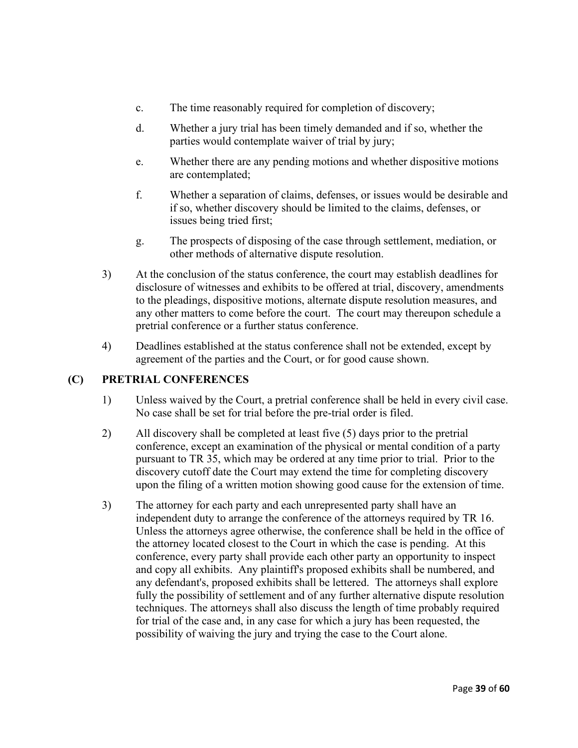c. The time reasonably required for completion of discovery;

d. Whether a jury trial has been timely demanded and if so, whether the parties would contemplate waiver of trial by jury;

e. Whether there are any pending motions and whether dispositive motions are contemplated;

f. Whether a separation of claims, defenses, or issues would be desirable and if so, whether discovery should be limited to the claims, defenses, or issues being tried first;

g. The prospects of disposing of the case through settlement, mediation, or other methods of alternative dispute resolution.

3) At the conclusion of the status conference, the court may establish deadlines for disclosure of witnesses and exhibits to be offered at trial, discovery, amendments to the pleadings, dispositive motions, alternate dispute resolution measures, and any other matters to come before the court. The court may thereupon schedule a pretrial conference or a further status conference.

4) Deadlines established at the status conference shall not be extended, except by agreement of the parties and the Court, or for good cause shown.

## (C) PRETRIAL CONFERENCES

1) Unless waived by the Court, a pretrial conference shall be held in every civil case. No case shall be set for trial before the pre-trial order is filed.

2) All discovery shall be completed at least five (5) days prior to the pretrial conference, except an examination of the physical or mental condition of a party pursuant to TR 35, which may be ordered at any time prior to trial. Prior to the discovery cutoff date the Court may extend the time for completing discovery upon the filing of a written motion showing good cause for the extension of time.

3) The attorney for each party and each unrepresented party shall have an independent duty to arrange the conference of the attorneys required by TR 16. Unless the attorneys agree otherwise, the conference shall be held in the office of the attorney located closest to the Court in which the case is pending. At this conference, every party shall provide each other party an opportunity to inspect and copy all exhibits. Any plaintiff's proposed exhibits shall be numbered, and any defendant's, proposed exhibits shall be lettered. The attorneys shall explore fully the possibility of settlement and of any further alternative dispute resolution techniques. The attorneys shall also discuss the length of time probably required for trial of the case and, in any case for which a jury has been requested, the possibility of waiving the jury and trying the case to the Court alone.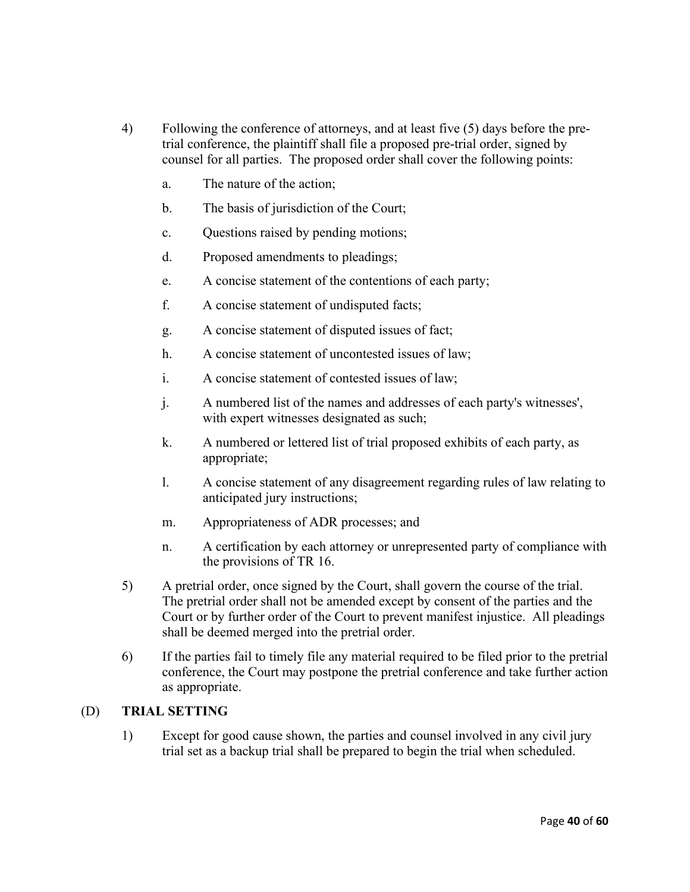4) Following the conference of attorneys, and at least five (5) days before the pre-trial conference, the plaintiff shall file a proposed pre-trial order, signed by counsel for all parties. The proposed order shall cover the following points:

   a. The nature of the action;

   b. The basis of jurisdiction of the Court;

   c. Questions raised by pending motions;

   d. Proposed amendments to pleadings;

   e. A concise statement of the contentions of each party;

   f. A concise statement of undisputed facts;

   g. A concise statement of disputed issues of fact;

   h. A concise statement of uncontested issues of law;

   i. A concise statement of contested issues of law;

   j. A numbered list of the names and addresses of each party's witnesses', with expert witnesses designated as such;

   k. A numbered or lettered list of trial proposed exhibits of each party, as appropriate;

   l. A concise statement of any disagreement regarding rules of law relating to anticipated jury instructions;

   m. Appropriateness of ADR processes; and

   n. A certification by each attorney or unrepresented party of compliance with the provisions of TR 16.

5) A pretrial order, once signed by the Court, shall govern the course of the trial. The pretrial order shall not be amended except by consent of the parties and the Court or by further order of the Court to prevent manifest injustice. All pleadings shall be deemed merged into the pretrial order.

6) If the parties fail to timely file any material required to be filed prior to the pretrial conference, the Court may postpone the pretrial conference and take further action as appropriate.

(D) **TRIAL SETTING**

1) Except for good cause shown, the parties and counsel involved in any civil jury trial set as a backup trial shall be prepared to begin the trial when scheduled.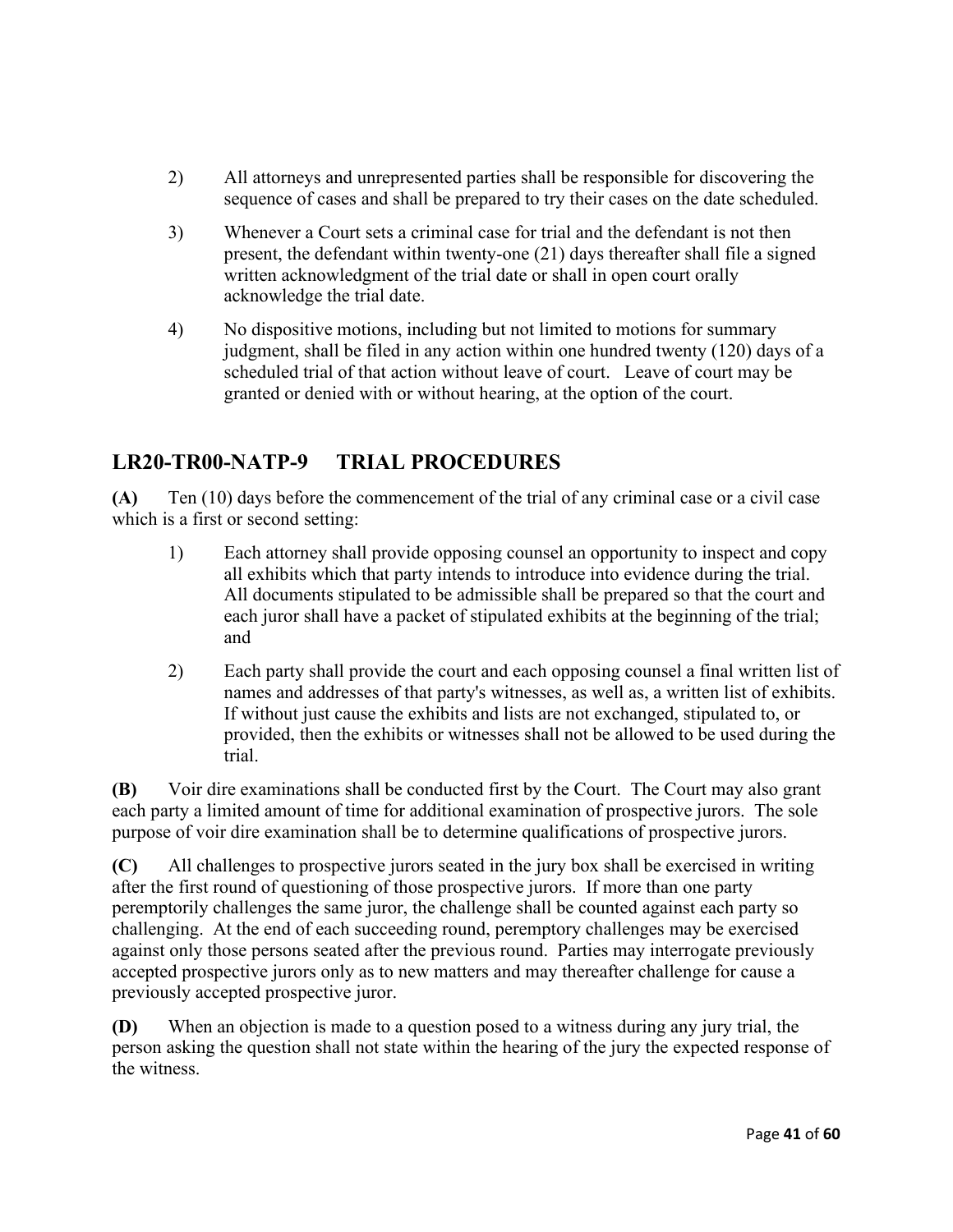2) All attorneys and unrepresented parties shall be responsible for discovering the sequence of cases and shall be prepared to try their cases on the date scheduled.

3) Whenever a Court sets a criminal case for trial and the defendant is not then present, the defendant within twenty-one (21) days thereafter shall file a signed written acknowledgment of the trial date or shall in open court orally acknowledge the trial date.

4) No dispositive motions, including but not limited to motions for summary judgment, shall be filed in any action within one hundred twenty (120) days of a scheduled trial of that action without leave of court. Leave of court may be granted or denied with or without hearing, at the option of the court.

## LR20-TR00-NATP-9 TRIAL PROCEDURES

**(A)** Ten (10) days before the commencement of the trial of any criminal case or a civil case which is a first or second setting:

1) Each attorney shall provide opposing counsel an opportunity to inspect and copy all exhibits which that party intends to introduce into evidence during the trial. All documents stipulated to be admissible shall be prepared so that the court and each juror shall have a packet of stipulated exhibits at the beginning of the trial; and

2) Each party shall provide the court and each opposing counsel a final written list of names and addresses of that party's witnesses, as well as, a written list of exhibits. If without just cause the exhibits and lists are not exchanged, stipulated to, or provided, then the exhibits or witnesses shall not be allowed to be used during the trial.

**(B)** Voir dire examinations shall be conducted first by the Court. The Court may also grant each party a limited amount of time for additional examination of prospective jurors. The sole purpose of voir dire examination shall be to determine qualifications of prospective jurors.

**(C)** All challenges to prospective jurors seated in the jury box shall be exercised in writing after the first round of questioning of those prospective jurors. If more than one party peremptorily challenges the same juror, the challenge shall be counted against each party so challenging. At the end of each succeeding round, peremptory challenges may be exercised against only those persons seated after the previous round. Parties may interrogate previously accepted prospective jurors only as to new matters and may thereafter challenge for cause a previously accepted prospective juror.

**(D)** When an objection is made to a question posed to a witness during any jury trial, the person asking the question shall not state within the hearing of the jury the expected response of the witness.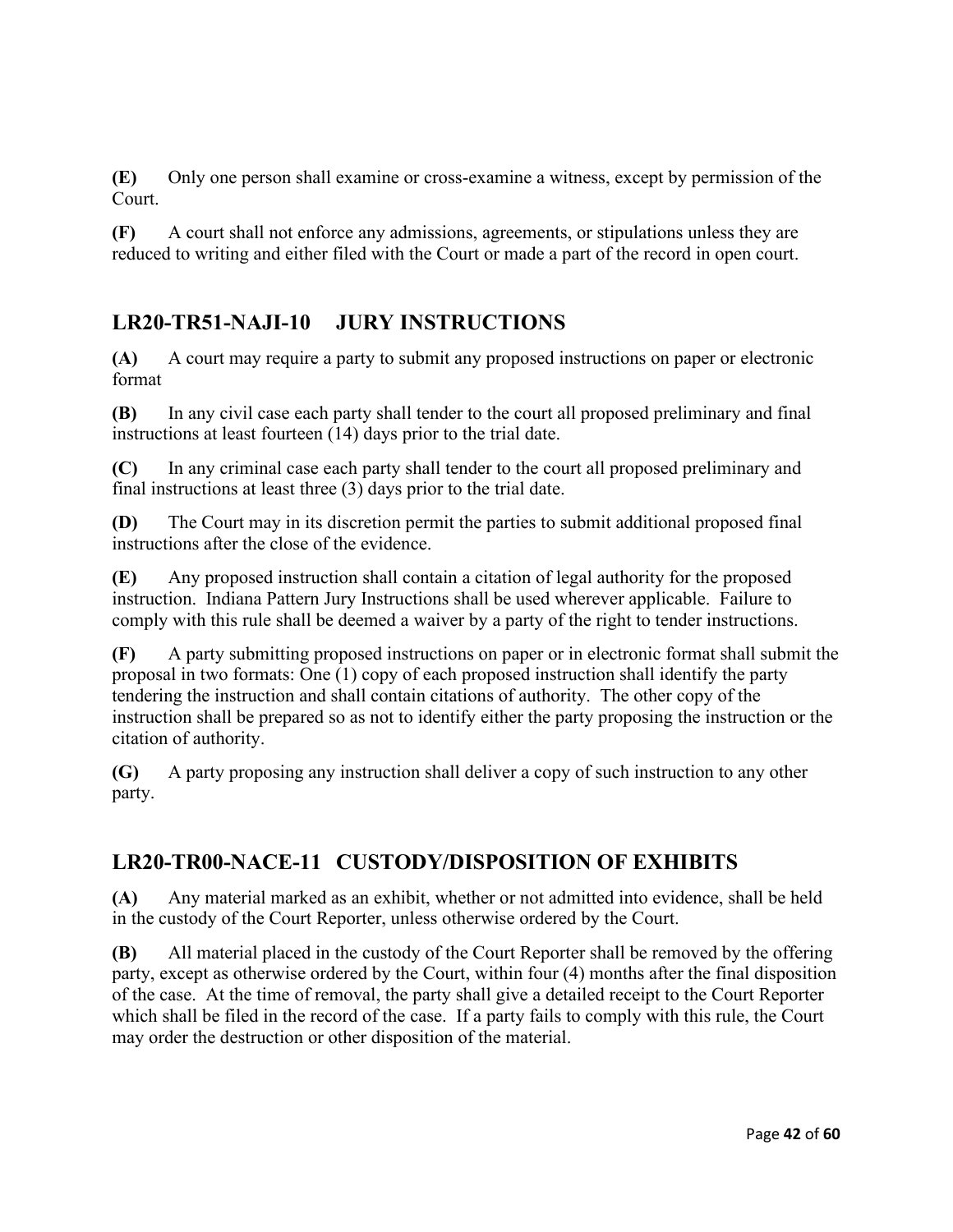**(E)** Only one person shall examine or cross-examine a witness, except by permission of the Court.

**(F)** A court shall not enforce any admissions, agreements, or stipulations unless they are reduced to writing and either filed with the Court or made a part of the record in open court.

## LR20-TR51-NAJI-10 JURY INSTRUCTIONS

**(A)** A court may require a party to submit any proposed instructions on paper or electronic format

**(B)** In any civil case each party shall tender to the court all proposed preliminary and final instructions at least fourteen (14) days prior to the trial date.

**(C)** In any criminal case each party shall tender to the court all proposed preliminary and final instructions at least three (3) days prior to the trial date.

**(D)** The Court may in its discretion permit the parties to submit additional proposed final instructions after the close of the evidence.

**(E)** Any proposed instruction shall contain a citation of legal authority for the proposed instruction. Indiana Pattern Jury Instructions shall be used wherever applicable. Failure to comply with this rule shall be deemed a waiver by a party of the right to tender instructions.

**(F)** A party submitting proposed instructions on paper or in electronic format shall submit the proposal in two formats: One (1) copy of each proposed instruction shall identify the party tendering the instruction and shall contain citations of authority. The other copy of the instruction shall be prepared so as not to identify either the party proposing the instruction or the citation of authority.

**(G)** A party proposing any instruction shall deliver a copy of such instruction to any other party.

## LR20-TR00-NACE-11 CUSTODY/DISPOSITION OF EXHIBITS

**(A)** Any material marked as an exhibit, whether or not admitted into evidence, shall be held in the custody of the Court Reporter, unless otherwise ordered by the Court.

**(B)** All material placed in the custody of the Court Reporter shall be removed by the offering party, except as otherwise ordered by the Court, within four (4) months after the final disposition of the case. At the time of removal, the party shall give a detailed receipt to the Court Reporter which shall be filed in the record of the case. If a party fails to comply with this rule, the Court may order the destruction or other disposition of the material.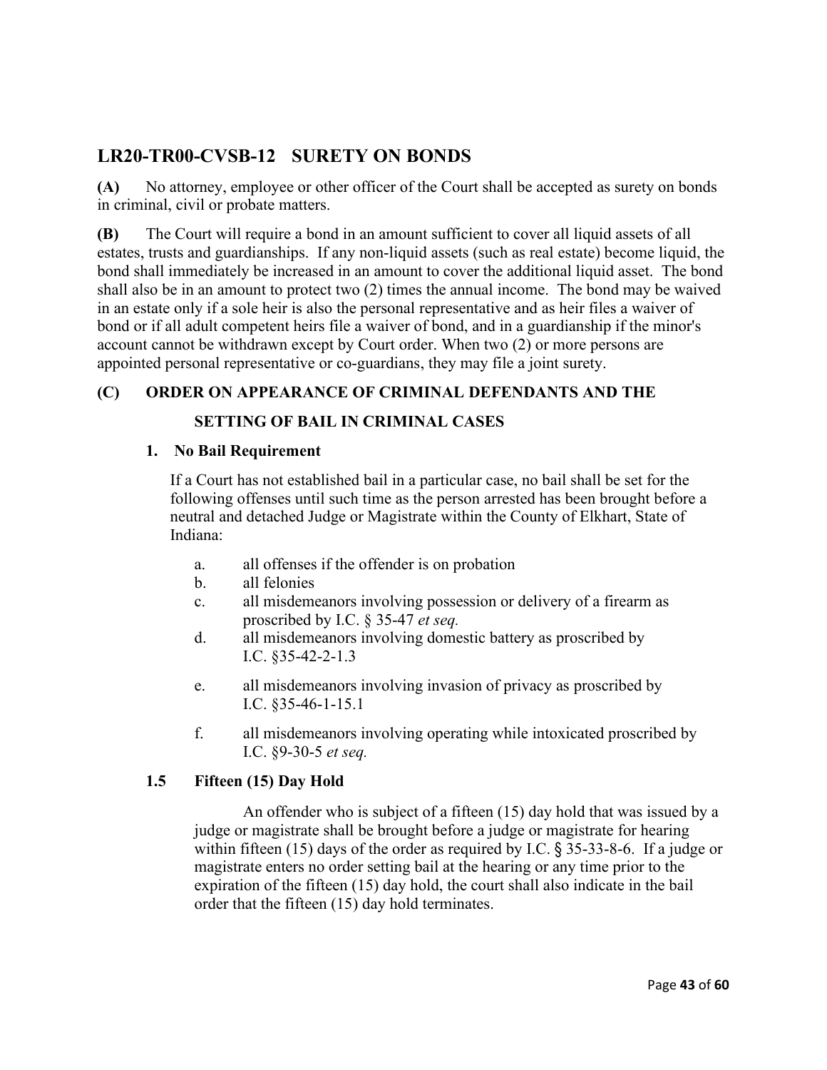## LR20-TR00-CVSB-12 SURETY ON BONDS

**(A)** No attorney, employee or other officer of the Court shall be accepted as surety on bonds in criminal, civil or probate matters.

**(B)** The Court will require a bond in an amount sufficient to cover all liquid assets of all estates, trusts and guardianships. If any non-liquid assets (such as real estate) become liquid, the bond shall immediately be increased in an amount to cover the additional liquid asset. The bond shall also be in an amount to protect two (2) times the annual income. The bond may be waived in an estate only if a sole heir is also the personal representative and as heir files a waiver of bond or if all adult competent heirs file a waiver of bond, and in a guardianship if the minor's account cannot be withdrawn except by Court order. When two (2) or more persons are appointed personal representative or co-guardians, they may file a joint surety.

**(C) ORDER ON APPEARANCE OF CRIMINAL DEFENDANTS AND THE SETTING OF BAIL IN CRIMINAL CASES**

**1. No Bail Requirement**

If a Court has not established bail in a particular case, no bail shall be set for the following offenses until such time as the person arrested has been brought before a neutral and detached Judge or Magistrate within the County of Elkhart, State of Indiana:

a. all offenses if the offender is on probation

b. all felonies

c. all misdemeanors involving possession or delivery of a firearm as proscribed by I.C. § 35-47 *et seq.*

d. all misdemeanors involving domestic battery as proscribed by I.C. §35-42-2-1.3

e. all misdemeanors involving invasion of privacy as proscribed by I.C. §35-46-1-15.1

f. all misdemeanors involving operating while intoxicated proscribed by I.C. §9-30-5 *et seq.*

**1.5 Fifteen (15) Day Hold**

An offender who is subject of a fifteen (15) day hold that was issued by a judge or magistrate shall be brought before a judge or magistrate for hearing within fifteen (15) days of the order as required by I.C. § 35-33-8-6. If a judge or magistrate enters no order setting bail at the hearing or any time prior to the expiration of the fifteen (15) day hold, the court shall also indicate in the bail order that the fifteen (15) day hold terminates.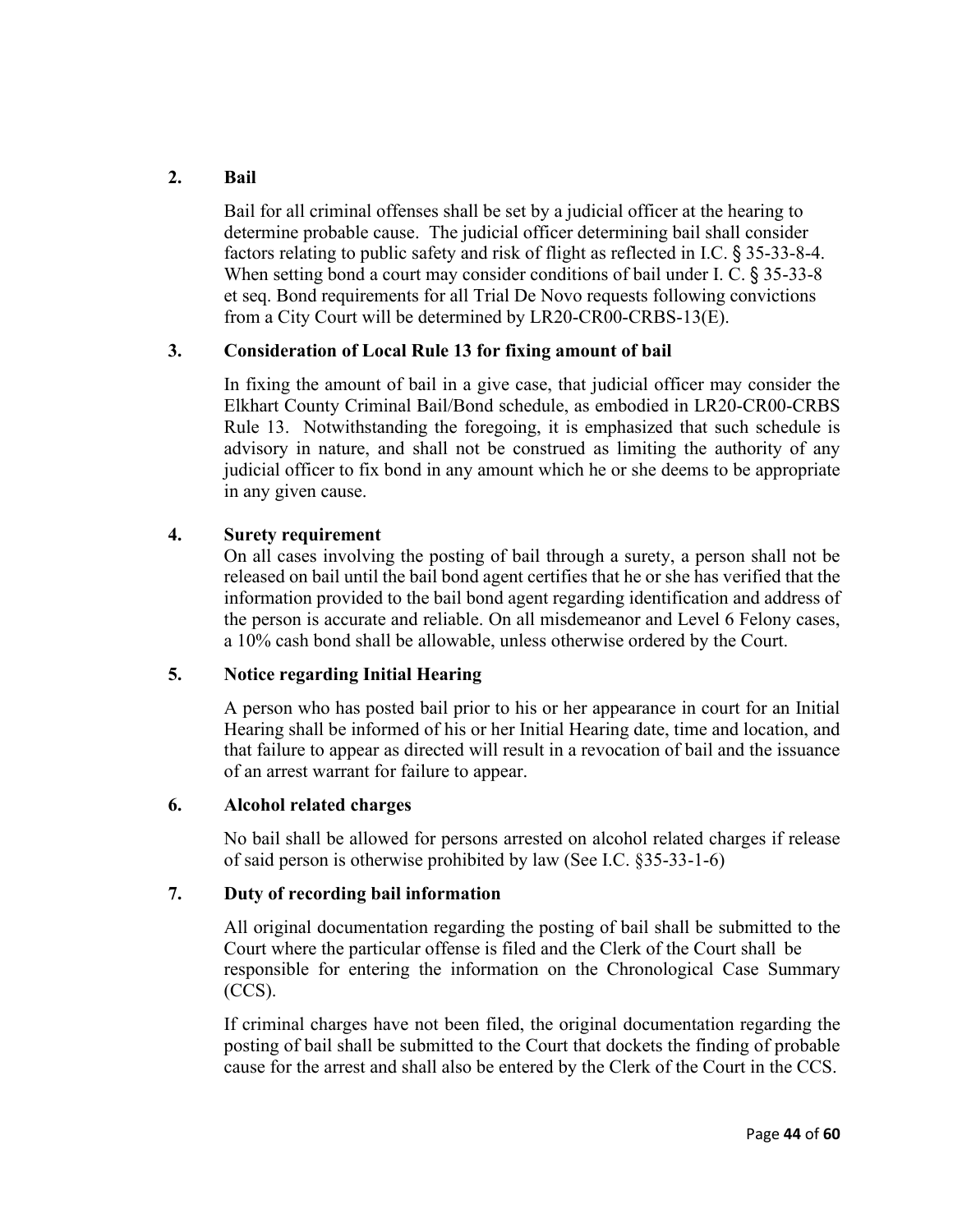## 2. Bail

Bail for all criminal offenses shall be set by a judicial officer at the hearing to determine probable cause. The judicial officer determining bail shall consider factors relating to public safety and risk of flight as reflected in I.C. § 35-33-8-4. When setting bond a court may consider conditions of bail under I. C. § 35-33-8 et seq. Bond requirements for all Trial De Novo requests following convictions from a City Court will be determined by LR20-CR00-CRBS-13(E).

## 3. Consideration of Local Rule 13 for fixing amount of bail

In fixing the amount of bail in a give case, that judicial officer may consider the Elkhart County Criminal Bail/Bond schedule, as embodied in LR20-CR00-CRBS Rule 13. Notwithstanding the foregoing, it is emphasized that such schedule is advisory in nature, and shall not be construed as limiting the authority of any judicial officer to fix bond in any amount which he or she deems to be appropriate in any given cause.

## 4. Surety requirement

On all cases involving the posting of bail through a surety, a person shall not be released on bail until the bail bond agent certifies that he or she has verified that the information provided to the bail bond agent regarding identification and address of the person is accurate and reliable. On all misdemeanor and Level 6 Felony cases, a 10% cash bond shall be allowable, unless otherwise ordered by the Court.

## 5. Notice regarding Initial Hearing

A person who has posted bail prior to his or her appearance in court for an Initial Hearing shall be informed of his or her Initial Hearing date, time and location, and that failure to appear as directed will result in a revocation of bail and the issuance of an arrest warrant for failure to appear.

## 6. Alcohol related charges

No bail shall be allowed for persons arrested on alcohol related charges if release of said person is otherwise prohibited by law (See I.C. §35-33-1-6)

## 7. Duty of recording bail information

All original documentation regarding the posting of bail shall be submitted to the Court where the particular offense is filed and the Clerk of the Court shall be responsible for entering the information on the Chronological Case Summary (CCS).

If criminal charges have not been filed, the original documentation regarding the posting of bail shall be submitted to the Court that dockets the finding of probable cause for the arrest and shall also be entered by the Clerk of the Court in the CCS.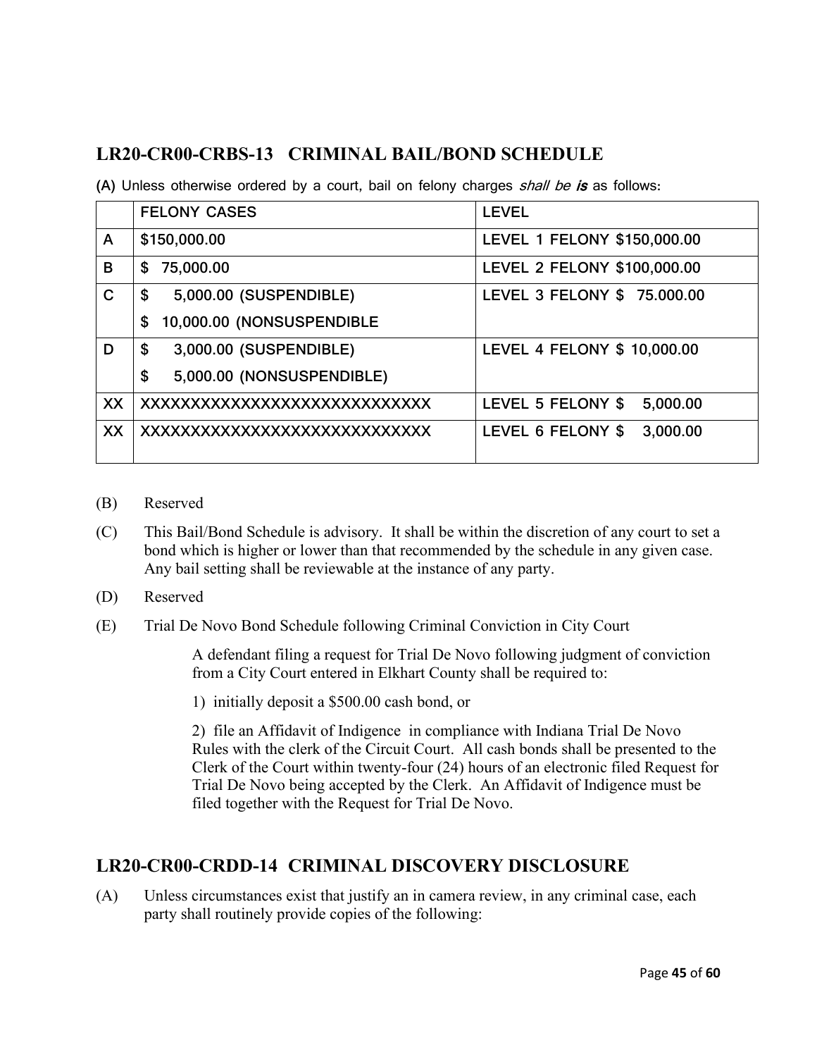## LR20-CR00-CRBS-13 CRIMINAL BAIL/BOND SCHEDULE

(A) Unless otherwise ordered by a court, bail on felony charges *shall be* ***is*** as follows:

| | FELONY CASES | LEVEL |
|---|---|---|
| A | $150,000.00 | LEVEL 1 FELONY $150,000.00 |
| B | $ 75,000.00 | LEVEL 2 FELONY $100,000.00 |
| C | $ 5,000.00 (SUSPENDIBLE)<br>$ 10,000.00 (NONSUSPENDIBLE | LEVEL 3 FELONY $ 75.000.00 |
| D | $ 3,000.00 (SUSPENDIBLE)<br>$ 5,000.00 (NONSUSPENDIBLE) | LEVEL 4 FELONY $ 10,000.00 |
| XX | XXXXXXXXXXXXXXXXXXXXXXXXXXXX | LEVEL 5 FELONY $ 5,000.00 |
| XX | XXXXXXXXXXXXXXXXXXXXXXXXXXXX | LEVEL 6 FELONY $ 3,000.00 |

(B) Reserved

(C) This Bail/Bond Schedule is advisory. It shall be within the discretion of any court to set a bond which is higher or lower than that recommended by the schedule in any given case. Any bail setting shall be reviewable at the instance of any party.

(D) Reserved

(E) Trial De Novo Bond Schedule following Criminal Conviction in City Court

A defendant filing a request for Trial De Novo following judgment of conviction from a City Court entered in Elkhart County shall be required to:

1) initially deposit a $500.00 cash bond, or

2) file an Affidavit of Indigence in compliance with Indiana Trial De Novo Rules with the clerk of the Circuit Court. All cash bonds shall be presented to the Clerk of the Court within twenty-four (24) hours of an electronic filed Request for Trial De Novo being accepted by the Clerk. An Affidavit of Indigence must be filed together with the Request for Trial De Novo.

## LR20-CR00-CRDD-14 CRIMINAL DISCOVERY DISCLOSURE

(A) Unless circumstances exist that justify an in camera review, in any criminal case, each party shall routinely provide copies of the following: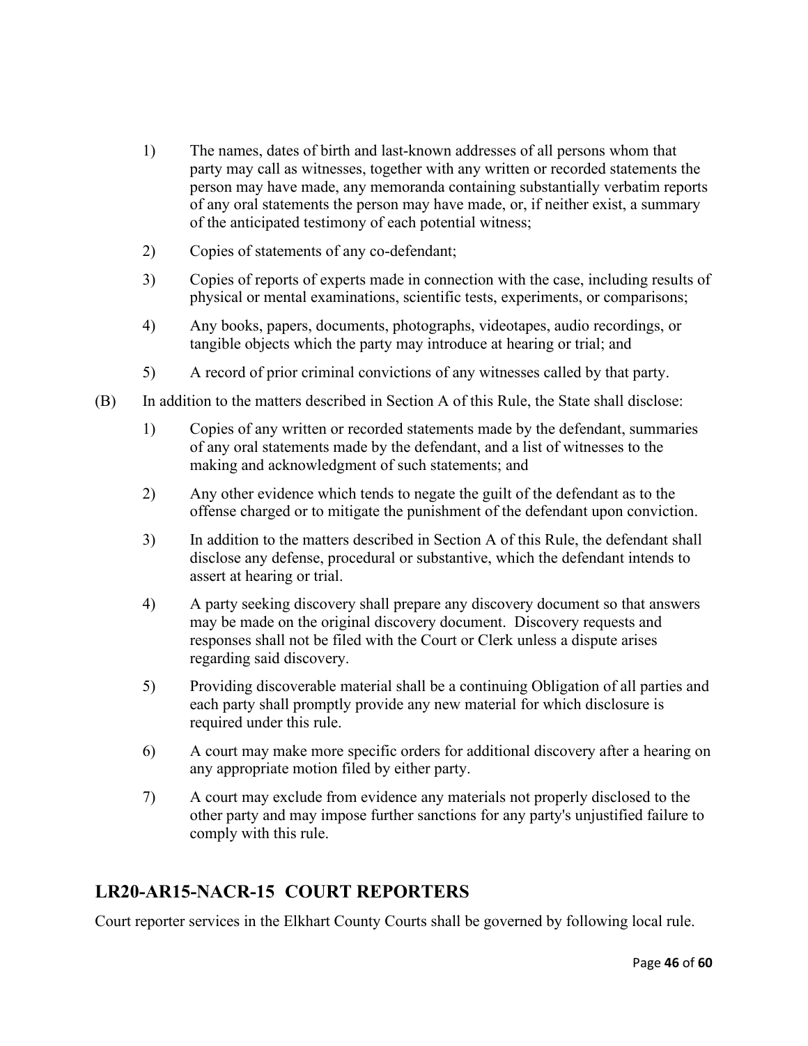1) The names, dates of birth and last-known addresses of all persons whom that party may call as witnesses, together with any written or recorded statements the person may have made, any memoranda containing substantially verbatim reports of any oral statements the person may have made, or, if neither exist, a summary of the anticipated testimony of each potential witness;

2) Copies of statements of any co-defendant;

3) Copies of reports of experts made in connection with the case, including results of physical or mental examinations, scientific tests, experiments, or comparisons;

4) Any books, papers, documents, photographs, videotapes, audio recordings, or tangible objects which the party may introduce at hearing or trial; and

5) A record of prior criminal convictions of any witnesses called by that party.

(B) In addition to the matters described in Section A of this Rule, the State shall disclose:

1) Copies of any written or recorded statements made by the defendant, summaries of any oral statements made by the defendant, and a list of witnesses to the making and acknowledgment of such statements; and

2) Any other evidence which tends to negate the guilt of the defendant as to the offense charged or to mitigate the punishment of the defendant upon conviction.

3) In addition to the matters described in Section A of this Rule, the defendant shall disclose any defense, procedural or substantive, which the defendant intends to assert at hearing or trial.

4) A party seeking discovery shall prepare any discovery document so that answers may be made on the original discovery document. Discovery requests and responses shall not be filed with the Court or Clerk unless a dispute arises regarding said discovery.

5) Providing discoverable material shall be a continuing Obligation of all parties and each party shall promptly provide any new material for which disclosure is required under this rule.

6) A court may make more specific orders for additional discovery after a hearing on any appropriate motion filed by either party.

7) A court may exclude from evidence any materials not properly disclosed to the other party and may impose further sanctions for any party's unjustified failure to comply with this rule.

## LR20-AR15-NACR-15 COURT REPORTERS

Court reporter services in the Elkhart County Courts shall be governed by following local rule.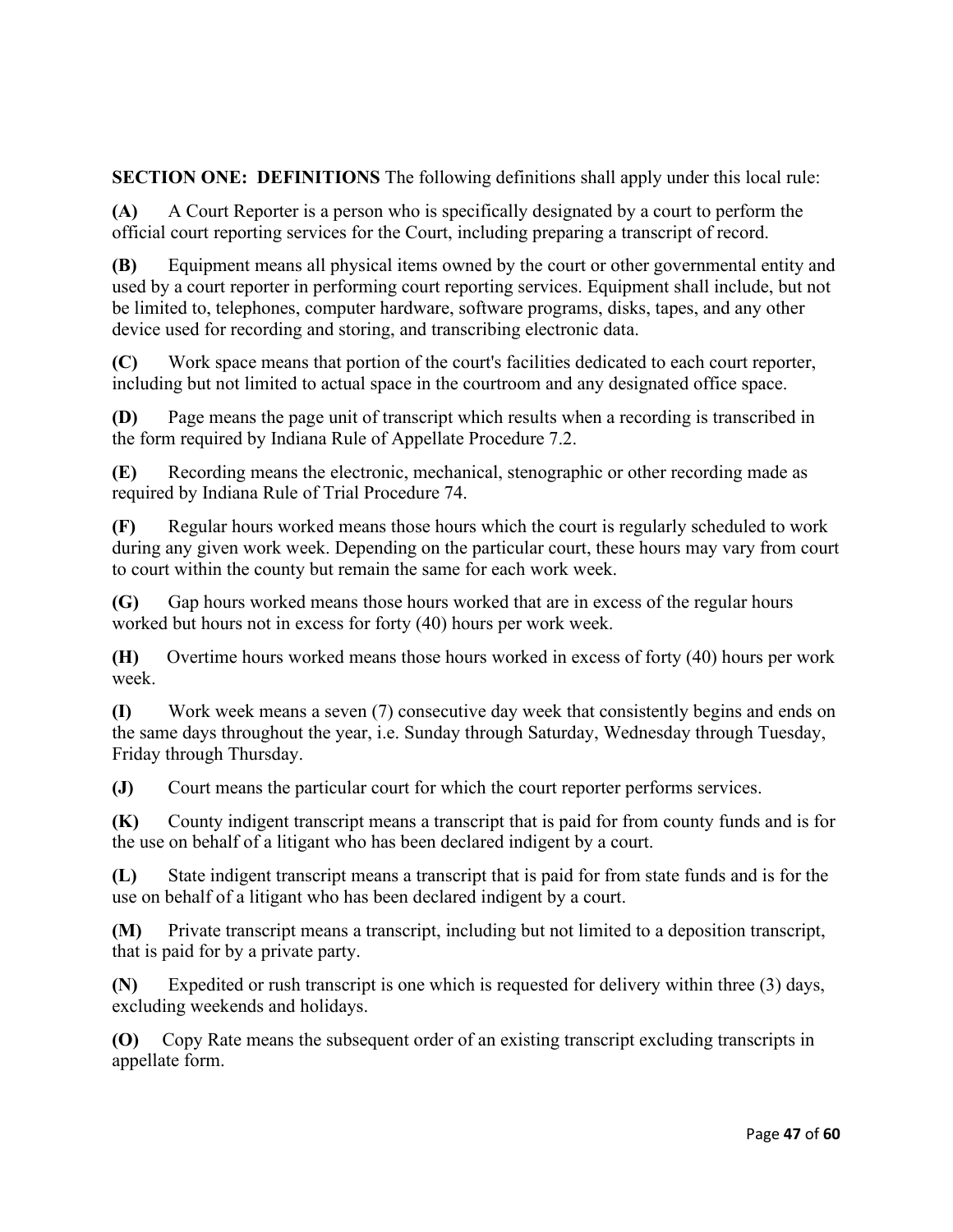**SECTION ONE: DEFINITIONS** The following definitions shall apply under this local rule:

**(A)** A Court Reporter is a person who is specifically designated by a court to perform the official court reporting services for the Court, including preparing a transcript of record.

**(B)** Equipment means all physical items owned by the court or other governmental entity and used by a court reporter in performing court reporting services. Equipment shall include, but not be limited to, telephones, computer hardware, software programs, disks, tapes, and any other device used for recording and storing, and transcribing electronic data.

**(C)** Work space means that portion of the court's facilities dedicated to each court reporter, including but not limited to actual space in the courtroom and any designated office space.

**(D)** Page means the page unit of transcript which results when a recording is transcribed in the form required by Indiana Rule of Appellate Procedure 7.2.

**(E)** Recording means the electronic, mechanical, stenographic or other recording made as required by Indiana Rule of Trial Procedure 74.

**(F)** Regular hours worked means those hours which the court is regularly scheduled to work during any given work week. Depending on the particular court, these hours may vary from court to court within the county but remain the same for each work week.

**(G)** Gap hours worked means those hours worked that are in excess of the regular hours worked but hours not in excess for forty (40) hours per work week.

**(H)** Overtime hours worked means those hours worked in excess of forty (40) hours per work week.

**(I)** Work week means a seven (7) consecutive day week that consistently begins and ends on the same days throughout the year, i.e. Sunday through Saturday, Wednesday through Tuesday, Friday through Thursday.

**(J)** Court means the particular court for which the court reporter performs services.

**(K)** County indigent transcript means a transcript that is paid for from county funds and is for the use on behalf of a litigant who has been declared indigent by a court.

**(L)** State indigent transcript means a transcript that is paid for from state funds and is for the use on behalf of a litigant who has been declared indigent by a court.

**(M)** Private transcript means a transcript, including but not limited to a deposition transcript, that is paid for by a private party.

**(N)** Expedited or rush transcript is one which is requested for delivery within three (3) days, excluding weekends and holidays.

**(O)** Copy Rate means the subsequent order of an existing transcript excluding transcripts in appellate form.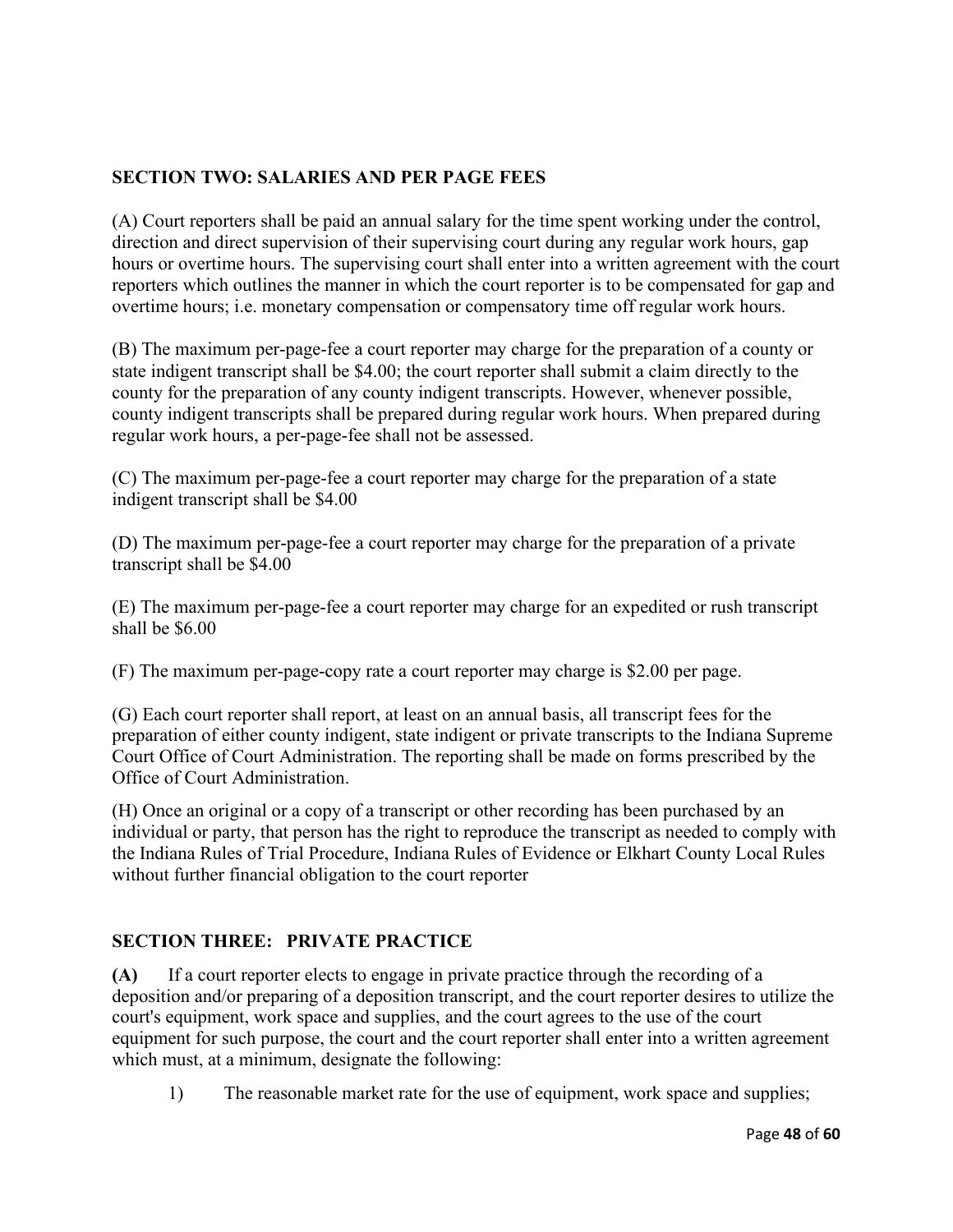**SECTION TWO: SALARIES AND PER PAGE FEES**

(A) Court reporters shall be paid an annual salary for the time spent working under the control, direction and direct supervision of their supervising court during any regular work hours, gap hours or overtime hours. The supervising court shall enter into a written agreement with the court reporters which outlines the manner in which the court reporter is to be compensated for gap and overtime hours; i.e. monetary compensation or compensatory time off regular work hours.

(B) The maximum per-page-fee a court reporter may charge for the preparation of a county or state indigent transcript shall be $4.00; the court reporter shall submit a claim directly to the county for the preparation of any county indigent transcripts. However, whenever possible, county indigent transcripts shall be prepared during regular work hours. When prepared during regular work hours, a per-page-fee shall not be assessed.

(C) The maximum per-page-fee a court reporter may charge for the preparation of a state indigent transcript shall be $4.00

(D) The maximum per-page-fee a court reporter may charge for the preparation of a private transcript shall be $4.00

(E) The maximum per-page-fee a court reporter may charge for an expedited or rush transcript shall be $6.00

(F) The maximum per-page-copy rate a court reporter may charge is $2.00 per page.

(G) Each court reporter shall report, at least on an annual basis, all transcript fees for the preparation of either county indigent, state indigent or private transcripts to the Indiana Supreme Court Office of Court Administration. The reporting shall be made on forms prescribed by the Office of Court Administration.

(H) Once an original or a copy of a transcript or other recording has been purchased by an individual or party, that person has the right to reproduce the transcript as needed to comply with the Indiana Rules of Trial Procedure, Indiana Rules of Evidence or Elkhart County Local Rules without further financial obligation to the court reporter

**SECTION THREE: PRIVATE PRACTICE**

**(A)** If a court reporter elects to engage in private practice through the recording of a deposition and/or preparing of a deposition transcript, and the court reporter desires to utilize the court's equipment, work space and supplies, and the court agrees to the use of the court equipment for such purpose, the court and the court reporter shall enter into a written agreement which must, at a minimum, designate the following:

1) The reasonable market rate for the use of equipment, work space and supplies;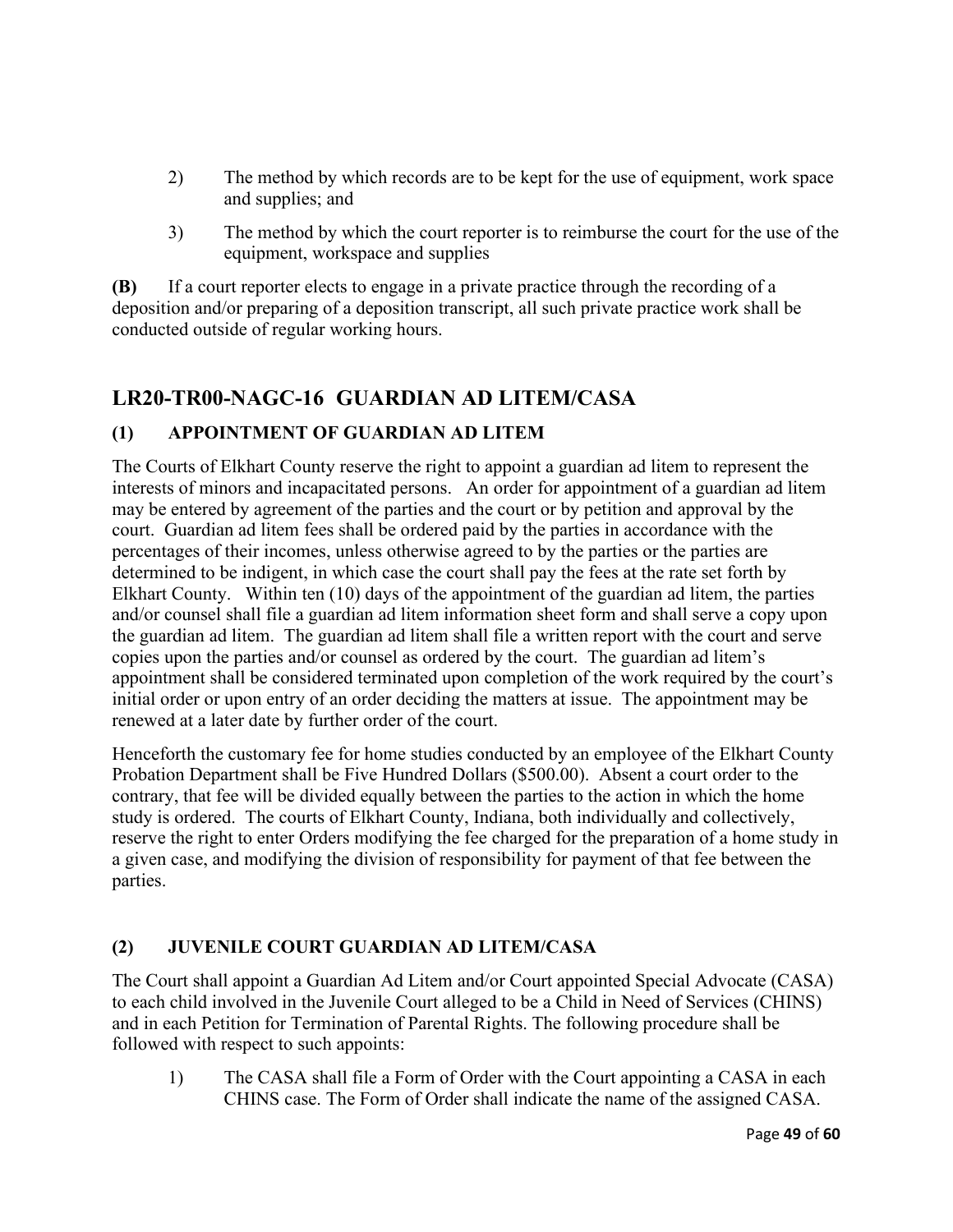2) The method by which records are to be kept for the use of equipment, work space and supplies; and

3) The method by which the court reporter is to reimburse the court for the use of the equipment, workspace and supplies

**(B)** If a court reporter elects to engage in a private practice through the recording of a deposition and/or preparing of a deposition transcript, all such private practice work shall be conducted outside of regular working hours.

## LR20-TR00-NAGC-16 GUARDIAN AD LITEM/CASA

### (1) APPOINTMENT OF GUARDIAN AD LITEM

The Courts of Elkhart County reserve the right to appoint a guardian ad litem to represent the interests of minors and incapacitated persons. An order for appointment of a guardian ad litem may be entered by agreement of the parties and the court or by petition and approval by the court. Guardian ad litem fees shall be ordered paid by the parties in accordance with the percentages of their incomes, unless otherwise agreed to by the parties or the parties are determined to be indigent, in which case the court shall pay the fees at the rate set forth by Elkhart County. Within ten (10) days of the appointment of the guardian ad litem, the parties and/or counsel shall file a guardian ad litem information sheet form and shall serve a copy upon the guardian ad litem. The guardian ad litem shall file a written report with the court and serve copies upon the parties and/or counsel as ordered by the court. The guardian ad litem's appointment shall be considered terminated upon completion of the work required by the court's initial order or upon entry of an order deciding the matters at issue. The appointment may be renewed at a later date by further order of the court.

Henceforth the customary fee for home studies conducted by an employee of the Elkhart County Probation Department shall be Five Hundred Dollars ($500.00). Absent a court order to the contrary, that fee will be divided equally between the parties to the action in which the home study is ordered. The courts of Elkhart County, Indiana, both individually and collectively, reserve the right to enter Orders modifying the fee charged for the preparation of a home study in a given case, and modifying the division of responsibility for payment of that fee between the parties.

### (2) JUVENILE COURT GUARDIAN AD LITEM/CASA

The Court shall appoint a Guardian Ad Litem and/or Court appointed Special Advocate (CASA) to each child involved in the Juvenile Court alleged to be a Child in Need of Services (CHINS) and in each Petition for Termination of Parental Rights. The following procedure shall be followed with respect to such appoints:

1) The CASA shall file a Form of Order with the Court appointing a CASA in each CHINS case. The Form of Order shall indicate the name of the assigned CASA.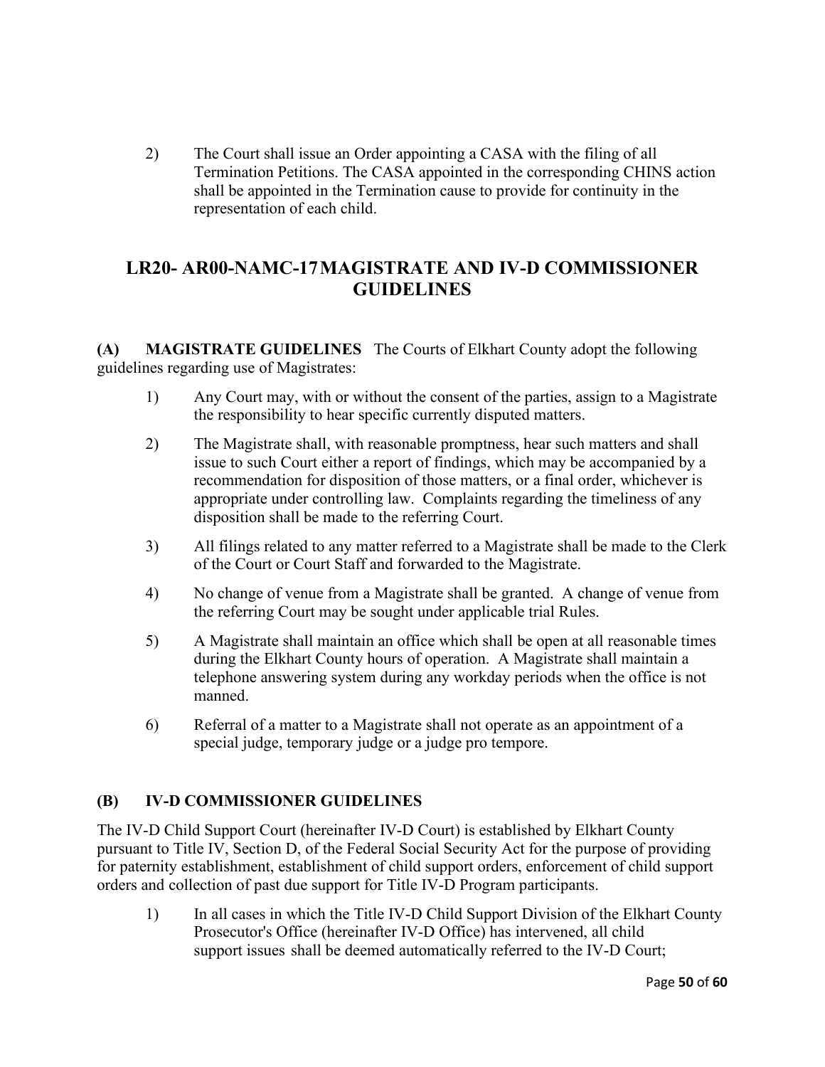2) The Court shall issue an Order appointing a CASA with the filing of all Termination Petitions. The CASA appointed in the corresponding CHINS action shall be appointed in the Termination cause to provide for continuity in the representation of each child.

## LR20- AR00-NAMC-17 MAGISTRATE AND IV-D COMMISSIONER GUIDELINES

**(A) MAGISTRATE GUIDELINES** The Courts of Elkhart County adopt the following guidelines regarding use of Magistrates:

1) Any Court may, with or without the consent of the parties, assign to a Magistrate the responsibility to hear specific currently disputed matters.

2) The Magistrate shall, with reasonable promptness, hear such matters and shall issue to such Court either a report of findings, which may be accompanied by a recommendation for disposition of those matters, or a final order, whichever is appropriate under controlling law. Complaints regarding the timeliness of any disposition shall be made to the referring Court.

3) All filings related to any matter referred to a Magistrate shall be made to the Clerk of the Court or Court Staff and forwarded to the Magistrate.

4) No change of venue from a Magistrate shall be granted. A change of venue from the referring Court may be sought under applicable trial Rules.

5) A Magistrate shall maintain an office which shall be open at all reasonable times during the Elkhart County hours of operation. A Magistrate shall maintain a telephone answering system during any workday periods when the office is not manned.

6) Referral of a matter to a Magistrate shall not operate as an appointment of a special judge, temporary judge or a judge pro tempore.

**(B) IV-D COMMISSIONER GUIDELINES**

The IV-D Child Support Court (hereinafter IV-D Court) is established by Elkhart County pursuant to Title IV, Section D, of the Federal Social Security Act for the purpose of providing for paternity establishment, establishment of child support orders, enforcement of child support orders and collection of past due support for Title IV-D Program participants.

1) In all cases in which the Title IV-D Child Support Division of the Elkhart County Prosecutor's Office (hereinafter IV-D Office) has intervened, all child support issues shall be deemed automatically referred to the IV-D Court;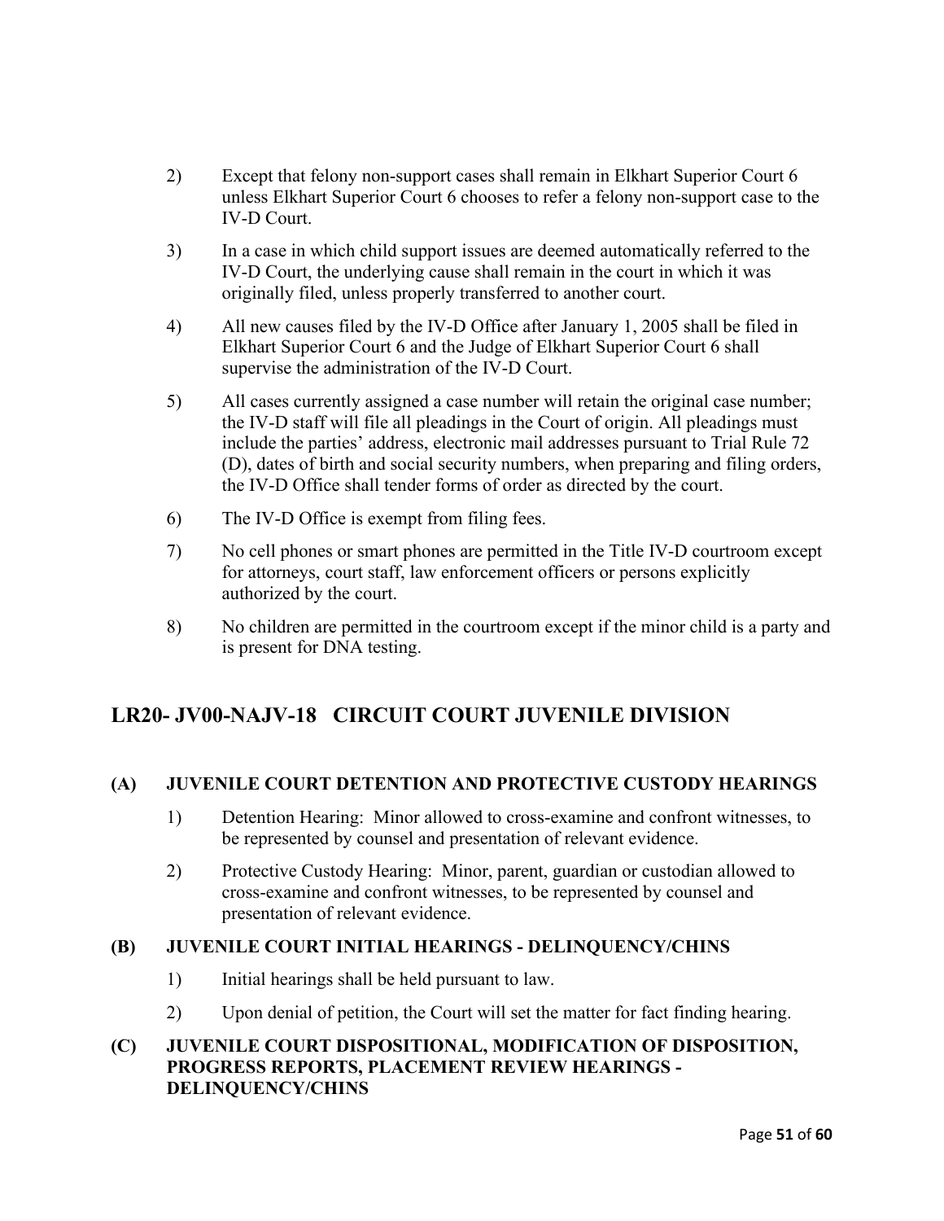2) Except that felony non-support cases shall remain in Elkhart Superior Court 6 unless Elkhart Superior Court 6 chooses to refer a felony non-support case to the IV-D Court.

3) In a case in which child support issues are deemed automatically referred to the IV-D Court, the underlying cause shall remain in the court in which it was originally filed, unless properly transferred to another court.

4) All new causes filed by the IV-D Office after January 1, 2005 shall be filed in Elkhart Superior Court 6 and the Judge of Elkhart Superior Court 6 shall supervise the administration of the IV-D Court.

5) All cases currently assigned a case number will retain the original case number; the IV-D staff will file all pleadings in the Court of origin. All pleadings must include the parties' address, electronic mail addresses pursuant to Trial Rule 72 (D), dates of birth and social security numbers, when preparing and filing orders, the IV-D Office shall tender forms of order as directed by the court.

6) The IV-D Office is exempt from filing fees.

7) No cell phones or smart phones are permitted in the Title IV-D courtroom except for attorneys, court staff, law enforcement officers or persons explicitly authorized by the court.

8) No children are permitted in the courtroom except if the minor child is a party and is present for DNA testing.

## LR20- JV00-NAJV-18 CIRCUIT COURT JUVENILE DIVISION

### (A) JUVENILE COURT DETENTION AND PROTECTIVE CUSTODY HEARINGS

1) Detention Hearing: Minor allowed to cross-examine and confront witnesses, to be represented by counsel and presentation of relevant evidence.

2) Protective Custody Hearing: Minor, parent, guardian or custodian allowed to cross-examine and confront witnesses, to be represented by counsel and presentation of relevant evidence.

### (B) JUVENILE COURT INITIAL HEARINGS - DELINQUENCY/CHINS

1) Initial hearings shall be held pursuant to law.

2) Upon denial of petition, the Court will set the matter for fact finding hearing.

### (C) JUVENILE COURT DISPOSITIONAL, MODIFICATION OF DISPOSITION, PROGRESS REPORTS, PLACEMENT REVIEW HEARINGS - DELINQUENCY/CHINS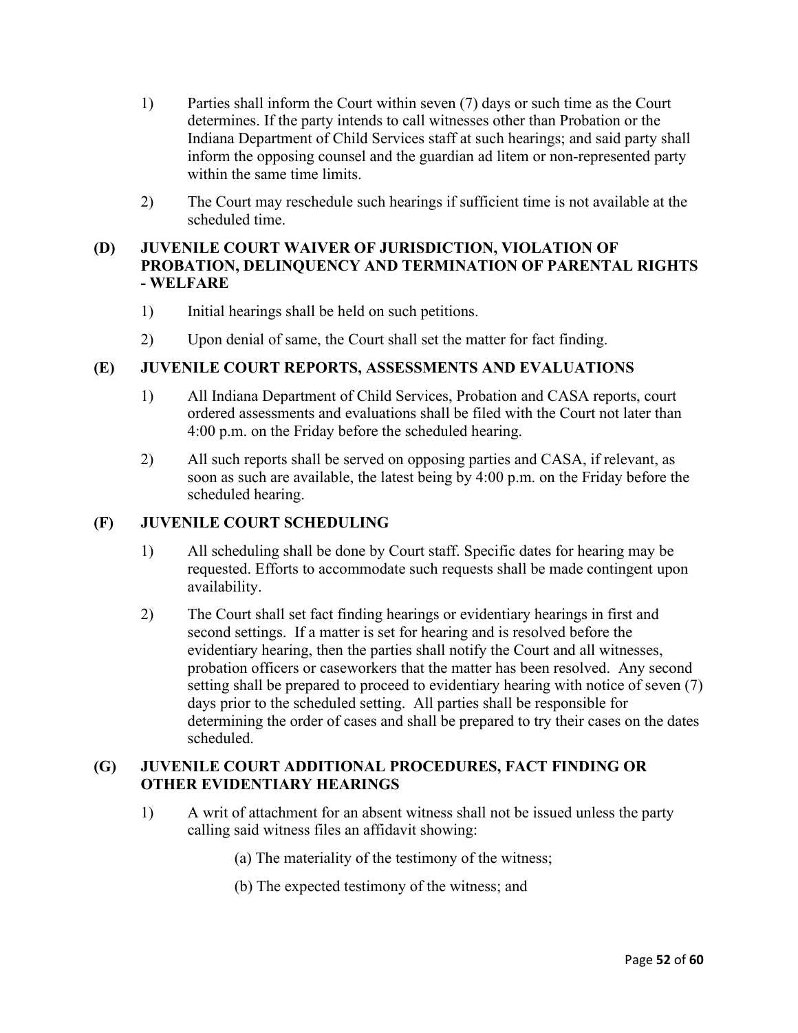1) Parties shall inform the Court within seven (7) days or such time as the Court determines. If the party intends to call witnesses other than Probation or the Indiana Department of Child Services staff at such hearings; and said party shall inform the opposing counsel and the guardian ad litem or non-represented party within the same time limits.

2) The Court may reschedule such hearings if sufficient time is not available at the scheduled time.

### (D) JUVENILE COURT WAIVER OF JURISDICTION, VIOLATION OF PROBATION, DELINQUENCY AND TERMINATION OF PARENTAL RIGHTS - WELFARE

1) Initial hearings shall be held on such petitions.

2) Upon denial of same, the Court shall set the matter for fact finding.

### (E) JUVENILE COURT REPORTS, ASSESSMENTS AND EVALUATIONS

1) All Indiana Department of Child Services, Probation and CASA reports, court ordered assessments and evaluations shall be filed with the Court not later than 4:00 p.m. on the Friday before the scheduled hearing.

2) All such reports shall be served on opposing parties and CASA, if relevant, as soon as such are available, the latest being by 4:00 p.m. on the Friday before the scheduled hearing.

### (F) JUVENILE COURT SCHEDULING

1) All scheduling shall be done by Court staff. Specific dates for hearing may be requested. Efforts to accommodate such requests shall be made contingent upon availability.

2) The Court shall set fact finding hearings or evidentiary hearings in first and second settings. If a matter is set for hearing and is resolved before the evidentiary hearing, then the parties shall notify the Court and all witnesses, probation officers or caseworkers that the matter has been resolved. Any second setting shall be prepared to proceed to evidentiary hearing with notice of seven (7) days prior to the scheduled setting. All parties shall be responsible for determining the order of cases and shall be prepared to try their cases on the dates scheduled.

### (G) JUVENILE COURT ADDITIONAL PROCEDURES, FACT FINDING OR OTHER EVIDENTIARY HEARINGS

1) A writ of attachment for an absent witness shall not be issued unless the party calling said witness files an affidavit showing:

(a) The materiality of the testimony of the witness;

(b) The expected testimony of the witness; and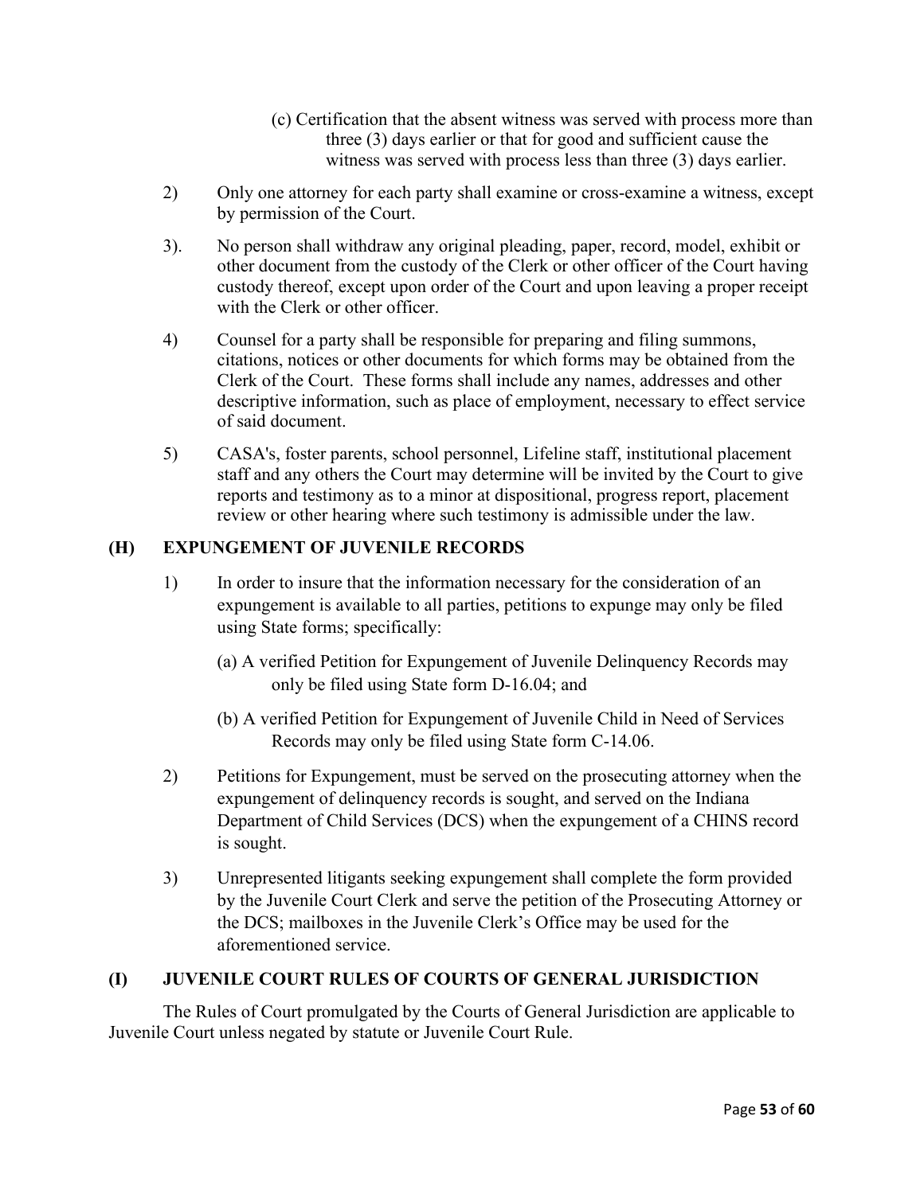(c) Certification that the absent witness was served with process more than three (3) days earlier or that for good and sufficient cause the witness was served with process less than three (3) days earlier.

2) Only one attorney for each party shall examine or cross-examine a witness, except by permission of the Court.

3). No person shall withdraw any original pleading, paper, record, model, exhibit or other document from the custody of the Clerk or other officer of the Court having custody thereof, except upon order of the Court and upon leaving a proper receipt with the Clerk or other officer.

4) Counsel for a party shall be responsible for preparing and filing summons, citations, notices or other documents for which forms may be obtained from the Clerk of the Court. These forms shall include any names, addresses and other descriptive information, such as place of employment, necessary to effect service of said document.

5) CASA's, foster parents, school personnel, Lifeline staff, institutional placement staff and any others the Court may determine will be invited by the Court to give reports and testimony as to a minor at dispositional, progress report, placement review or other hearing where such testimony is admissible under the law.

## (H) EXPUNGEMENT OF JUVENILE RECORDS

1) In order to insure that the information necessary for the consideration of an expungement is available to all parties, petitions to expunge may only be filed using State forms; specifically:

(a) A verified Petition for Expungement of Juvenile Delinquency Records may only be filed using State form D-16.04; and

(b) A verified Petition for Expungement of Juvenile Child in Need of Services Records may only be filed using State form C-14.06.

2) Petitions for Expungement, must be served on the prosecuting attorney when the expungement of delinquency records is sought, and served on the Indiana Department of Child Services (DCS) when the expungement of a CHINS record is sought.

3) Unrepresented litigants seeking expungement shall complete the form provided by the Juvenile Court Clerk and serve the petition of the Prosecuting Attorney or the DCS; mailboxes in the Juvenile Clerk's Office may be used for the aforementioned service.

## (I) JUVENILE COURT RULES OF COURTS OF GENERAL JURISDICTION

The Rules of Court promulgated by the Courts of General Jurisdiction are applicable to Juvenile Court unless negated by statute or Juvenile Court Rule.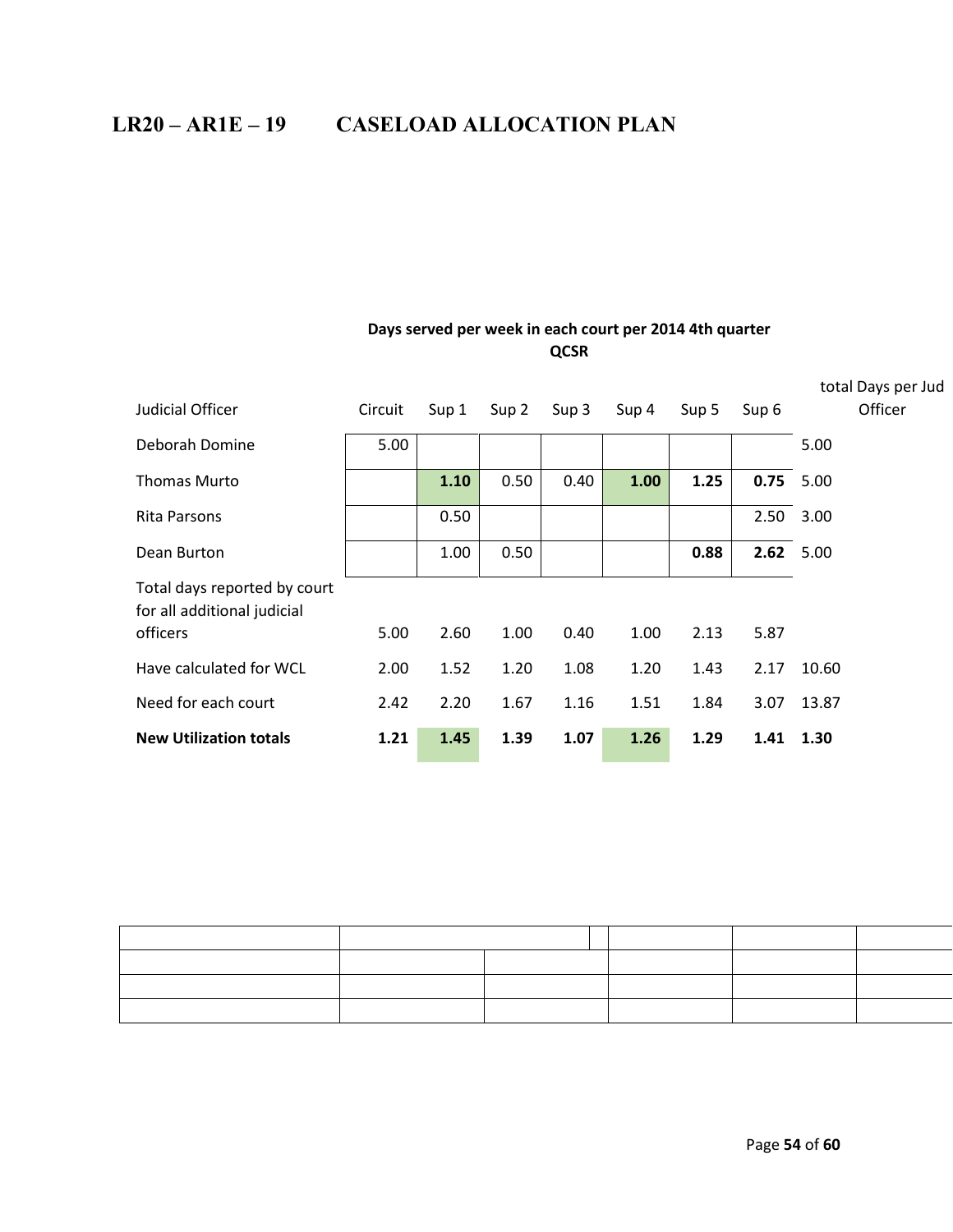# LR20 – AR1E – 19 CASELOAD ALLOCATION PLAN

**Days served per week in each court per 2014 4th quarter QCSR**

| Judicial Officer | Circuit | Sup 1 | Sup 2 | Sup 3 | Sup 4 | Sup 5 | Sup 6 | total Days per Jud Officer |
|---|---|---|---|---|---|---|---|---|
| Deborah Domine | 5.00 | | | | | | | 5.00 |
| Thomas Murto | | **1.10** | 0.50 | 0.40 | **1.00** | **1.25** | **0.75** | 5.00 |
| Rita Parsons | | 0.50 | | | | | 2.50 | 3.00 |
| Dean Burton | | 1.00 | 0.50 | | | **0.88** | **2.62** | 5.00 |
| Total days reported by court for all additional judicial officers | 5.00 | 2.60 | 1.00 | 0.40 | 1.00 | 2.13 | 5.87 | |
| Have calculated for WCL | 2.00 | 1.52 | 1.20 | 1.08 | 1.20 | 1.43 | 2.17 | 10.60 |
| Need for each court | 2.42 | 2.20 | 1.67 | 1.16 | 1.51 | 1.84 | 3.07 | 13.87 |
| **New Utilization totals** | **1.21** | **1.45** | **1.39** | **1.07** | **1.26** | **1.29** | **1.41** | **1.30** |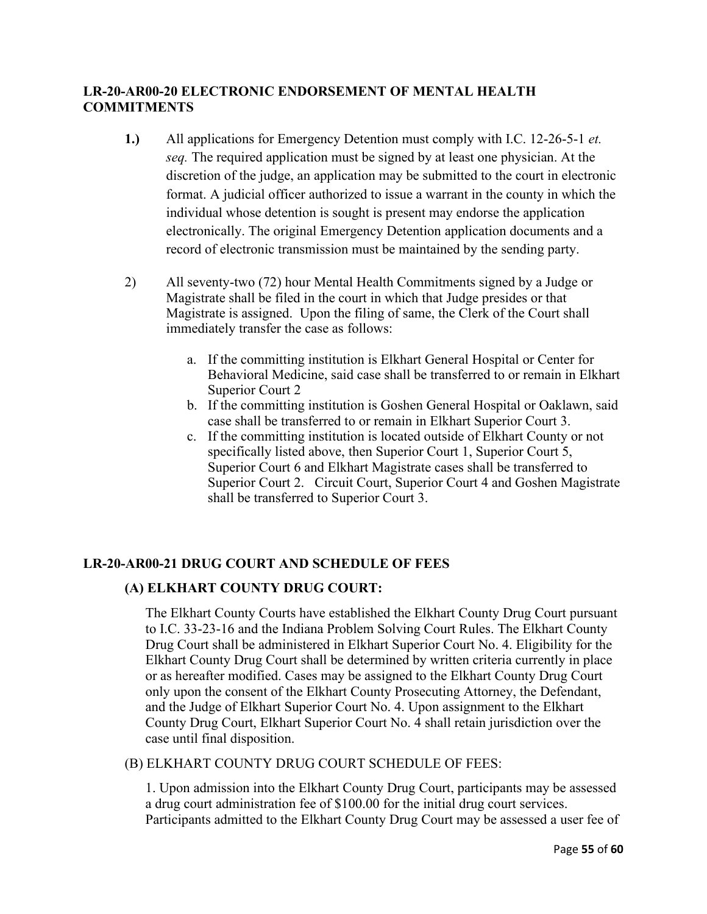## LR-20-AR00-20 ELECTRONIC ENDORSEMENT OF MENTAL HEALTH COMMITMENTS

**1.)** All applications for Emergency Detention must comply with I.C. 12-26-5-1 *et. seq.* The required application must be signed by at least one physician. At the discretion of the judge, an application may be submitted to the court in electronic format. A judicial officer authorized to issue a warrant in the county in which the individual whose detention is sought is present may endorse the application electronically. The original Emergency Detention application documents and a record of electronic transmission must be maintained by the sending party.

2) All seventy-two (72) hour Mental Health Commitments signed by a Judge or Magistrate shall be filed in the court in which that Judge presides or that Magistrate is assigned. Upon the filing of same, the Clerk of the Court shall immediately transfer the case as follows:

a. If the committing institution is Elkhart General Hospital or Center for Behavioral Medicine, said case shall be transferred to or remain in Elkhart Superior Court 2

b. If the committing institution is Goshen General Hospital or Oaklawn, said case shall be transferred to or remain in Elkhart Superior Court 3.

c. If the committing institution is located outside of Elkhart County or not specifically listed above, then Superior Court 1, Superior Court 5, Superior Court 6 and Elkhart Magistrate cases shall be transferred to Superior Court 2. Circuit Court, Superior Court 4 and Goshen Magistrate shall be transferred to Superior Court 3.

## LR-20-AR00-21 DRUG COURT AND SCHEDULE OF FEES

### (A) ELKHART COUNTY DRUG COURT:

The Elkhart County Courts have established the Elkhart County Drug Court pursuant to I.C. 33-23-16 and the Indiana Problem Solving Court Rules. The Elkhart County Drug Court shall be administered in Elkhart Superior Court No. 4. Eligibility for the Elkhart County Drug Court shall be determined by written criteria currently in place or as hereafter modified. Cases may be assigned to the Elkhart County Drug Court only upon the consent of the Elkhart County Prosecuting Attorney, the Defendant, and the Judge of Elkhart Superior Court No. 4. Upon assignment to the Elkhart County Drug Court, Elkhart Superior Court No. 4 shall retain jurisdiction over the case until final disposition.

(B) ELKHART COUNTY DRUG COURT SCHEDULE OF FEES:

1. Upon admission into the Elkhart County Drug Court, participants may be assessed a drug court administration fee of $100.00 for the initial drug court services. Participants admitted to the Elkhart County Drug Court may be assessed a user fee of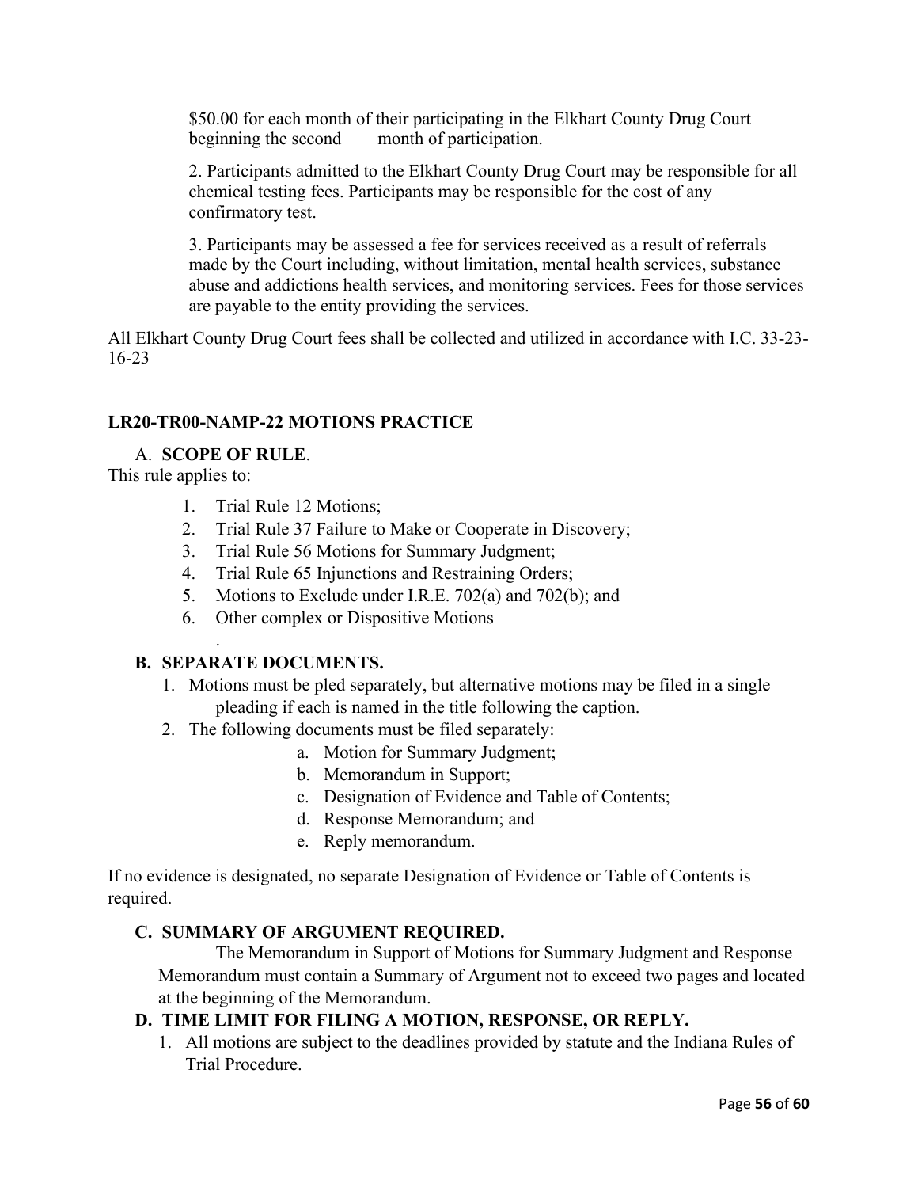$50.00 for each month of their participating in the Elkhart County Drug Court beginning the second month of participation.

2. Participants admitted to the Elkhart County Drug Court may be responsible for all chemical testing fees. Participants may be responsible for the cost of any confirmatory test.

3. Participants may be assessed a fee for services received as a result of referrals made by the Court including, without limitation, mental health services, substance abuse and addictions health services, and monitoring services. Fees for those services are payable to the entity providing the services.

All Elkhart County Drug Court fees shall be collected and utilized in accordance with I.C. 33-23-16-23

## LR20-TR00-NAMP-22 MOTIONS PRACTICE

### A. SCOPE OF RULE.

This rule applies to:

1. Trial Rule 12 Motions;
2. Trial Rule 37 Failure to Make or Cooperate in Discovery;
3. Trial Rule 56 Motions for Summary Judgment;
4. Trial Rule 65 Injunctions and Restraining Orders;
5. Motions to Exclude under I.R.E. 702(a) and 702(b); and
6. Other complex or Dispositive Motions

### B. SEPARATE DOCUMENTS.

1. Motions must be pled separately, but alternative motions may be filed in a single pleading if each is named in the title following the caption.
2. The following documents must be filed separately:
   a. Motion for Summary Judgment;
   b. Memorandum in Support;
   c. Designation of Evidence and Table of Contents;
   d. Response Memorandum; and
   e. Reply memorandum.

If no evidence is designated, no separate Designation of Evidence or Table of Contents is required.

### C. SUMMARY OF ARGUMENT REQUIRED.

The Memorandum in Support of Motions for Summary Judgment and Response Memorandum must contain a Summary of Argument not to exceed two pages and located at the beginning of the Memorandum.

### D. TIME LIMIT FOR FILING A MOTION, RESPONSE, OR REPLY.

1. All motions are subject to the deadlines provided by statute and the Indiana Rules of Trial Procedure.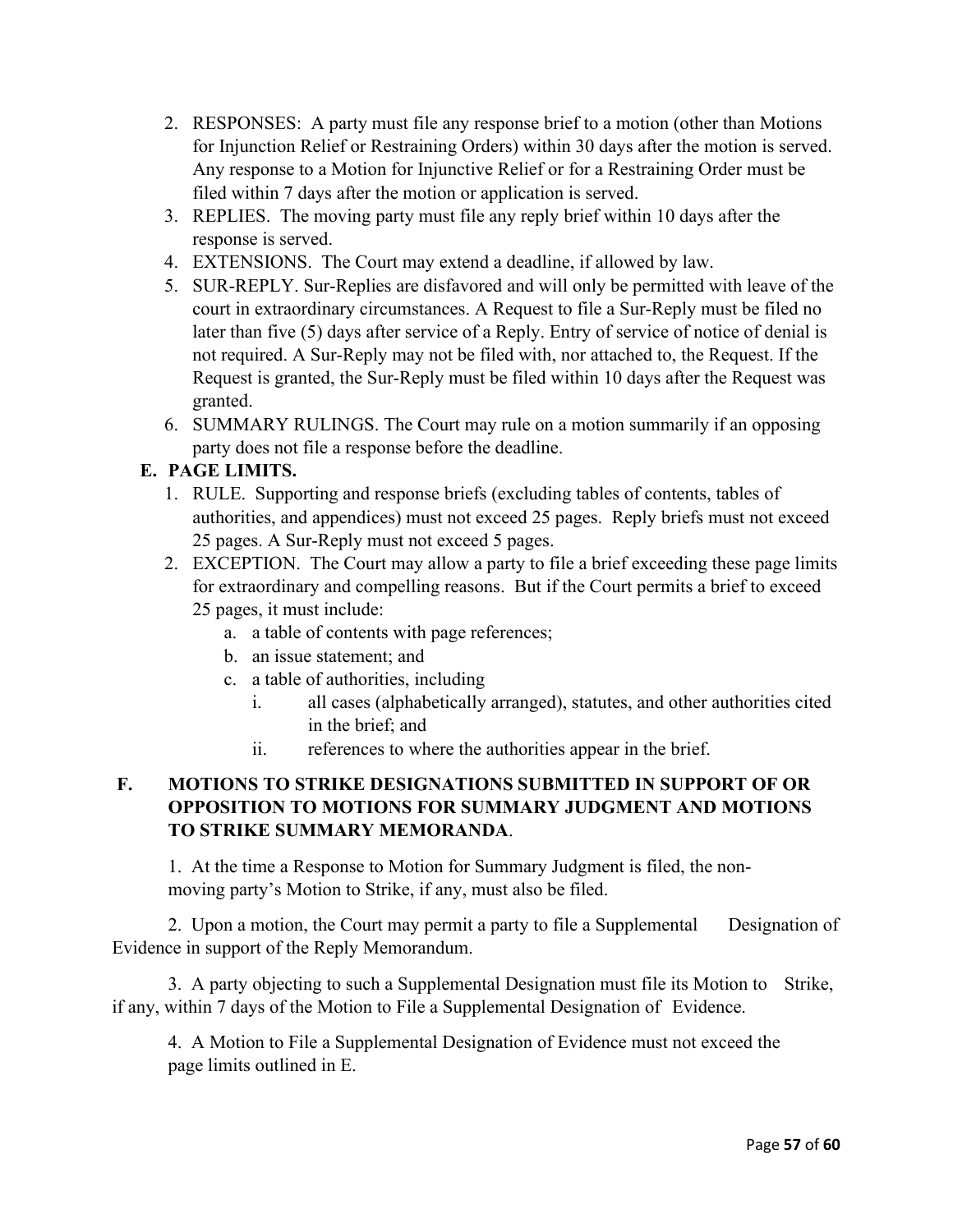2. RESPONSES: A party must file any response brief to a motion (other than Motions for Injunction Relief or Restraining Orders) within 30 days after the motion is served. Any response to a Motion for Injunctive Relief or for a Restraining Order must be filed within 7 days after the motion or application is served.
3. REPLIES. The moving party must file any reply brief within 10 days after the response is served.
4. EXTENSIONS. The Court may extend a deadline, if allowed by law.
5. SUR-REPLY. Sur-Replies are disfavored and will only be permitted with leave of the court in extraordinary circumstances. A Request to file a Sur-Reply must be filed no later than five (5) days after service of a Reply. Entry of service of notice of denial is not required. A Sur-Reply may not be filed with, nor attached to, the Request. If the Request is granted, the Sur-Reply must be filed within 10 days after the Request was granted.
6. SUMMARY RULINGS. The Court may rule on a motion summarily if an opposing party does not file a response before the deadline.

**E. PAGE LIMITS.**

1. RULE. Supporting and response briefs (excluding tables of contents, tables of authorities, and appendices) must not exceed 25 pages. Reply briefs must not exceed 25 pages. A Sur-Reply must not exceed 5 pages.
2. EXCEPTION. The Court may allow a party to file a brief exceeding these page limits for extraordinary and compelling reasons. But if the Court permits a brief to exceed 25 pages, it must include:
   a. a table of contents with page references;
   b. an issue statement; and
   c. a table of authorities, including
      i. all cases (alphabetically arranged), statutes, and other authorities cited in the brief; and
      ii. references to where the authorities appear in the brief.

**F. MOTIONS TO STRIKE DESIGNATIONS SUBMITTED IN SUPPORT OF OR OPPOSITION TO MOTIONS FOR SUMMARY JUDGMENT AND MOTIONS TO STRIKE SUMMARY MEMORANDA**.

1. At the time a Response to Motion for Summary Judgment is filed, the non-moving party's Motion to Strike, if any, must also be filed.

2. Upon a motion, the Court may permit a party to file a Supplemental Designation of Evidence in support of the Reply Memorandum.

3. A party objecting to such a Supplemental Designation must file its Motion to Strike, if any, within 7 days of the Motion to File a Supplemental Designation of Evidence.

4. A Motion to File a Supplemental Designation of Evidence must not exceed the page limits outlined in E.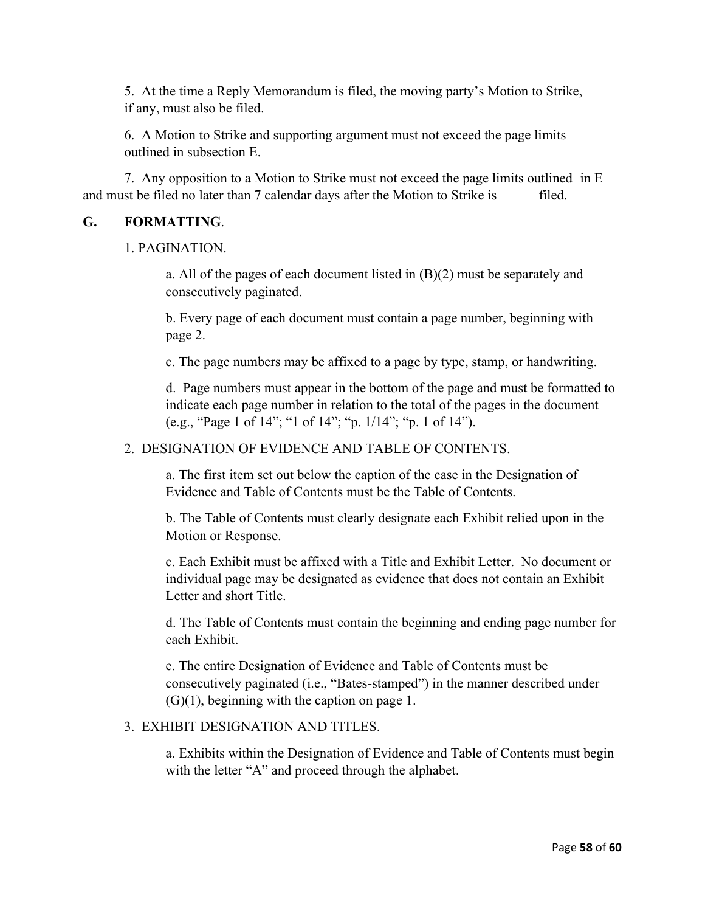5. At the time a Reply Memorandum is filed, the moving party's Motion to Strike, if any, must also be filed.

6. A Motion to Strike and supporting argument must not exceed the page limits outlined in subsection E.

7. Any opposition to a Motion to Strike must not exceed the page limits outlined in E and must be filed no later than 7 calendar days after the Motion to Strike is filed.

**G. FORMATTING**.

1. PAGINATION.

a. All of the pages of each document listed in (B)(2) must be separately and consecutively paginated.

b. Every page of each document must contain a page number, beginning with page 2.

c. The page numbers may be affixed to a page by type, stamp, or handwriting.

d. Page numbers must appear in the bottom of the page and must be formatted to indicate each page number in relation to the total of the pages in the document (e.g., "Page 1 of 14"; "1 of 14"; "p. 1/14"; "p. 1 of 14").

2. DESIGNATION OF EVIDENCE AND TABLE OF CONTENTS.

a. The first item set out below the caption of the case in the Designation of Evidence and Table of Contents must be the Table of Contents.

b. The Table of Contents must clearly designate each Exhibit relied upon in the Motion or Response.

c. Each Exhibit must be affixed with a Title and Exhibit Letter. No document or individual page may be designated as evidence that does not contain an Exhibit Letter and short Title.

d. The Table of Contents must contain the beginning and ending page number for each Exhibit.

e. The entire Designation of Evidence and Table of Contents must be consecutively paginated (i.e., "Bates-stamped") in the manner described under (G)(1), beginning with the caption on page 1.

3. EXHIBIT DESIGNATION AND TITLES.

a. Exhibits within the Designation of Evidence and Table of Contents must begin with the letter "A" and proceed through the alphabet.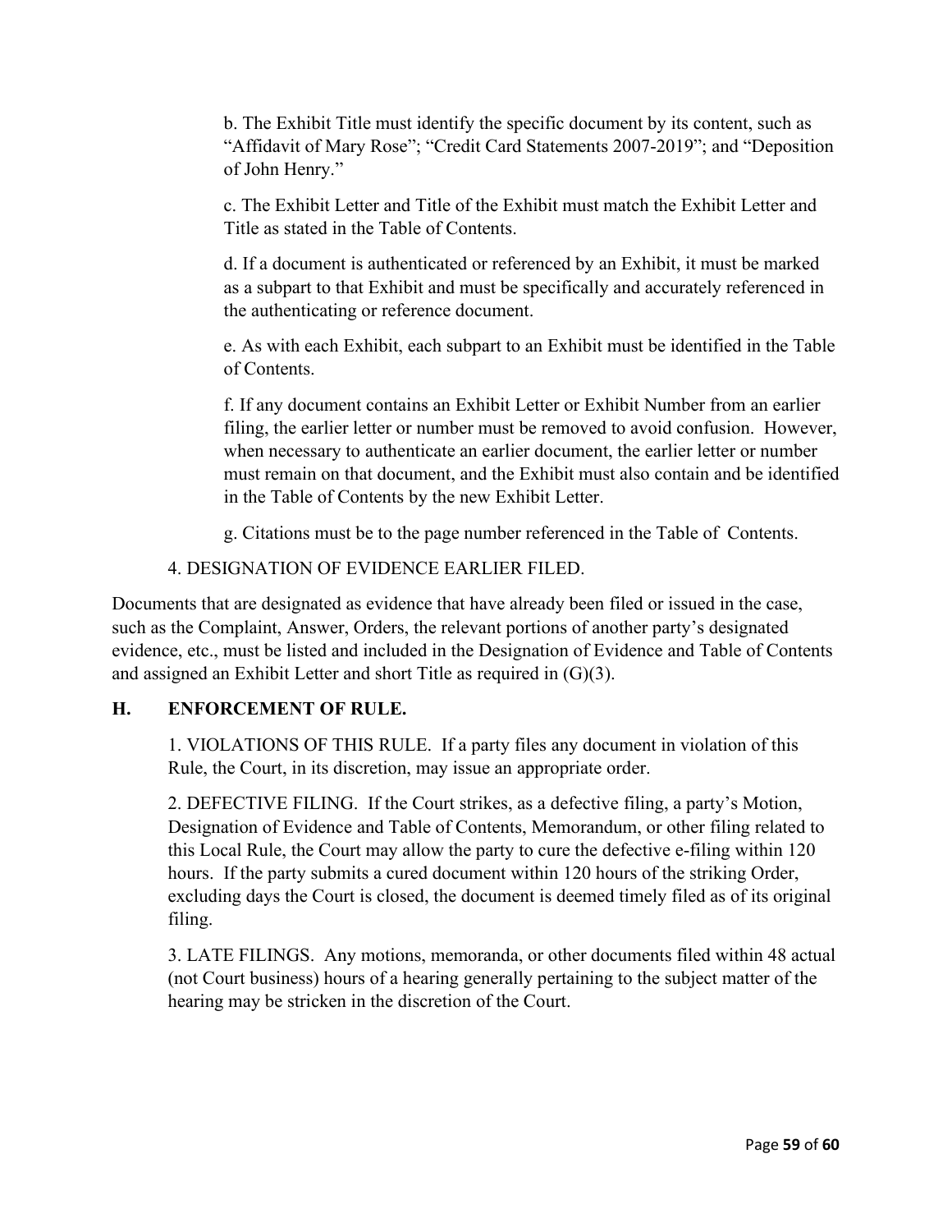b. The Exhibit Title must identify the specific document by its content, such as "Affidavit of Mary Rose"; "Credit Card Statements 2007-2019"; and "Deposition of John Henry."

c. The Exhibit Letter and Title of the Exhibit must match the Exhibit Letter and Title as stated in the Table of Contents.

d. If a document is authenticated or referenced by an Exhibit, it must be marked as a subpart to that Exhibit and must be specifically and accurately referenced in the authenticating or reference document.

e. As with each Exhibit, each subpart to an Exhibit must be identified in the Table of Contents.

f. If any document contains an Exhibit Letter or Exhibit Number from an earlier filing, the earlier letter or number must be removed to avoid confusion. However, when necessary to authenticate an earlier document, the earlier letter or number must remain on that document, and the Exhibit must also contain and be identified in the Table of Contents by the new Exhibit Letter.

g. Citations must be to the page number referenced in the Table of Contents.

4. DESIGNATION OF EVIDENCE EARLIER FILED.

Documents that are designated as evidence that have already been filed or issued in the case, such as the Complaint, Answer, Orders, the relevant portions of another party's designated evidence, etc., must be listed and included in the Designation of Evidence and Table of Contents and assigned an Exhibit Letter and short Title as required in (G)(3).

## H. ENFORCEMENT OF RULE.

1. VIOLATIONS OF THIS RULE. If a party files any document in violation of this Rule, the Court, in its discretion, may issue an appropriate order.

2. DEFECTIVE FILING. If the Court strikes, as a defective filing, a party's Motion, Designation of Evidence and Table of Contents, Memorandum, or other filing related to this Local Rule, the Court may allow the party to cure the defective e-filing within 120 hours. If the party submits a cured document within 120 hours of the striking Order, excluding days the Court is closed, the document is deemed timely filed as of its original filing.

3. LATE FILINGS. Any motions, memoranda, or other documents filed within 48 actual (not Court business) hours of a hearing generally pertaining to the subject matter of the hearing may be stricken in the discretion of the Court.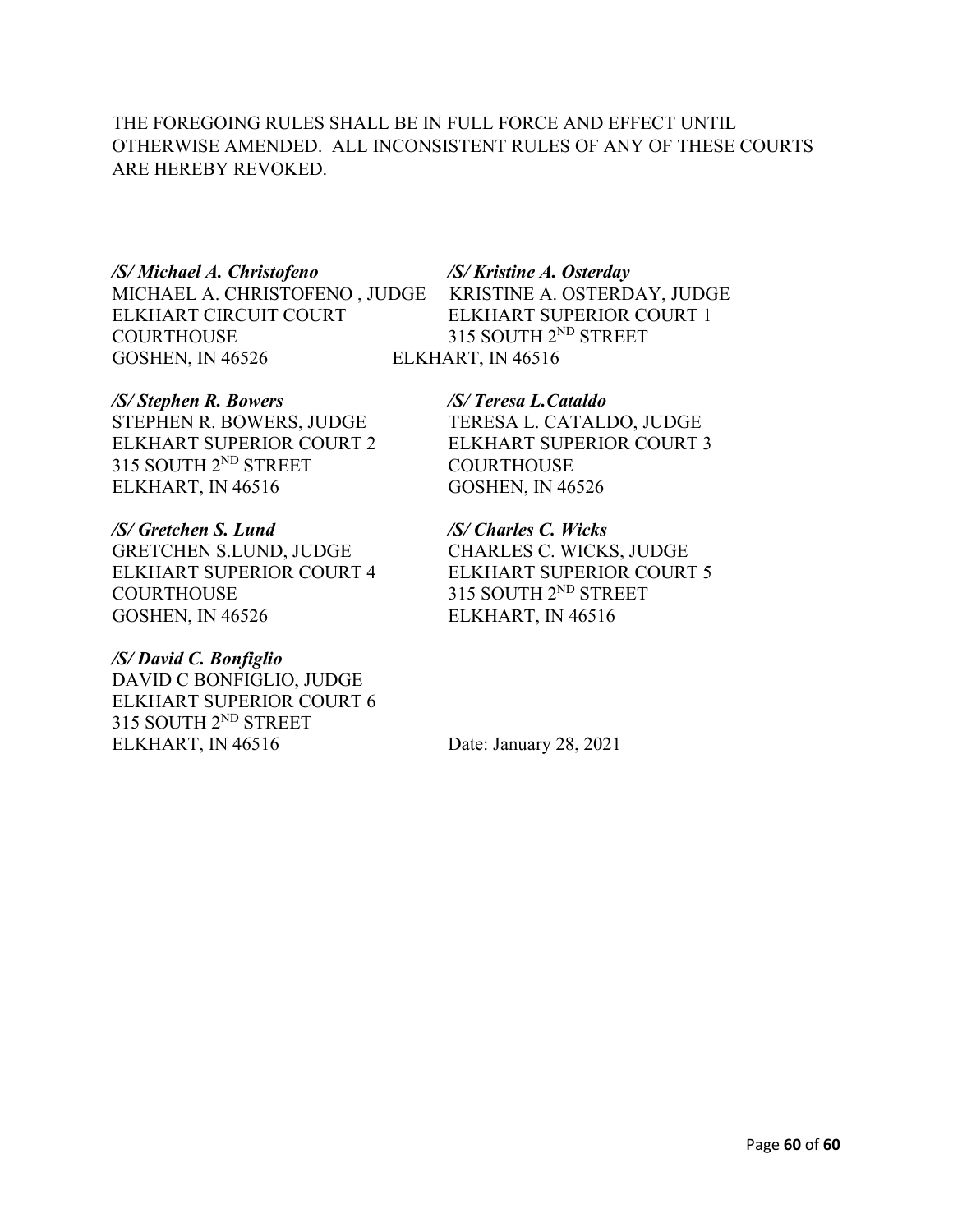THE FOREGOING RULES SHALL BE IN FULL FORCE AND EFFECT UNTIL OTHERWISE AMENDED. ALL INCONSISTENT RULES OF ANY OF THESE COURTS ARE HEREBY REVOKED.

***/S/ Michael A. Christofeno***
MICHAEL A. CHRISTOFENO , JUDGE
ELKHART CIRCUIT COURT
COURTHOUSE
GOSHEN, IN 46526

***/S/ Kristine A. Osterday***
KRISTINE A. OSTERDAY, JUDGE
ELKHART SUPERIOR COURT 1
315 SOUTH 2ND STREET
ELKHART, IN 46516

***/S/ Stephen R. Bowers***
STEPHEN R. BOWERS, JUDGE
ELKHART SUPERIOR COURT 2
315 SOUTH 2ND STREET
ELKHART, IN 46516

***/S/ Teresa L.Cataldo***
TERESA L. CATALDO, JUDGE
ELKHART SUPERIOR COURT 3
COURTHOUSE
GOSHEN, IN 46526

***/S/ Gretchen S. Lund***
GRETCHEN S.LUND, JUDGE
ELKHART SUPERIOR COURT 4
COURTHOUSE
GOSHEN, IN 46526

***/S/ Charles C. Wicks***
CHARLES C. WICKS, JUDGE
ELKHART SUPERIOR COURT 5
315 SOUTH 2ND STREET
ELKHART, IN 46516

***/S/ David C. Bonfiglio***
DAVID C BONFIGLIO, JUDGE
ELKHART SUPERIOR COURT 6
315 SOUTH 2ND STREET
ELKHART, IN 46516

Date: January 28, 2021